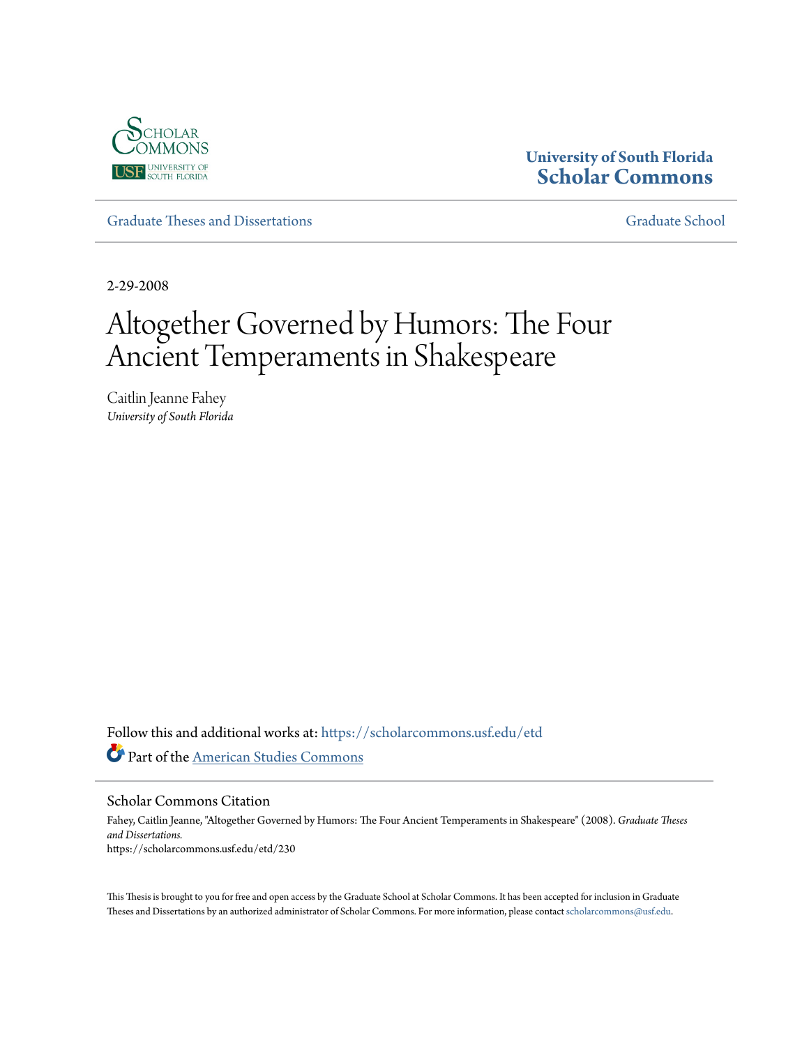University of South Florida
**Scholar Commons**

Graduate Theses and Dissertations | Graduate School

2-29-2008

# Altogether Governed by Humors: The Four Ancient Temperaments in Shakespeare

Caitlin Jeanne Fahey
*University of South Florida*

Follow this and additional works at: https://scholarcommons.usf.edu/etd

Part of the American Studies Commons

## Scholar Commons Citation

Fahey, Caitlin Jeanne, "Altogether Governed by Humors: The Four Ancient Temperaments in Shakespeare" (2008). *Graduate Theses and Dissertations.*
https://scholarcommons.usf.edu/etd/230

This Thesis is brought to you for free and open access by the Graduate School at Scholar Commons. It has been accepted for inclusion in Graduate Theses and Dissertations by an authorized administrator of Scholar Commons. For more information, please contact scholarcommons@usf.edu.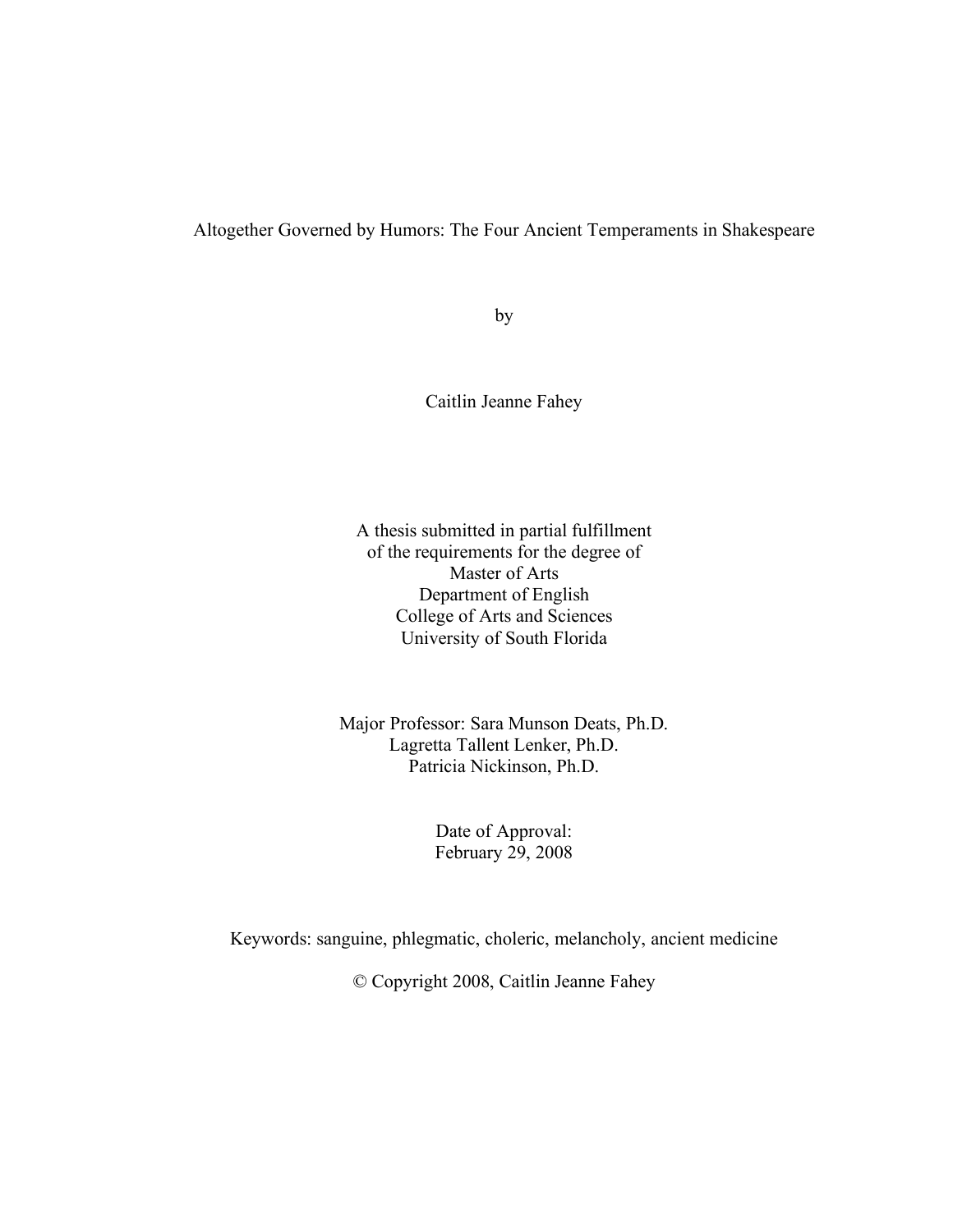# Altogether Governed by Humors: The Four Ancient Temperaments in Shakespeare

by

Caitlin Jeanne Fahey

A thesis submitted in partial fulfillment
of the requirements for the degree of
Master of Arts
Department of English
College of Arts and Sciences
University of South Florida

Major Professor: Sara Munson Deats, Ph.D.
Lagretta Tallent Lenker, Ph.D.
Patricia Nickinson, Ph.D.

Date of Approval:
February 29, 2008

Keywords: sanguine, phlegmatic, choleric, melancholy, ancient medicine

© Copyright 2008, Caitlin Jeanne Fahey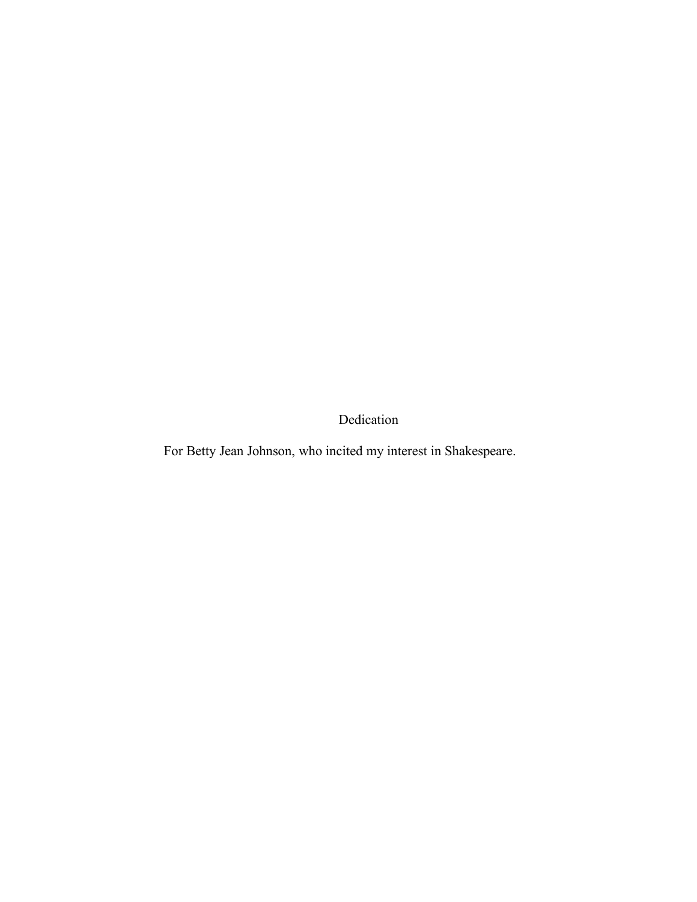# Dedication

For Betty Jean Johnson, who incited my interest in Shakespeare.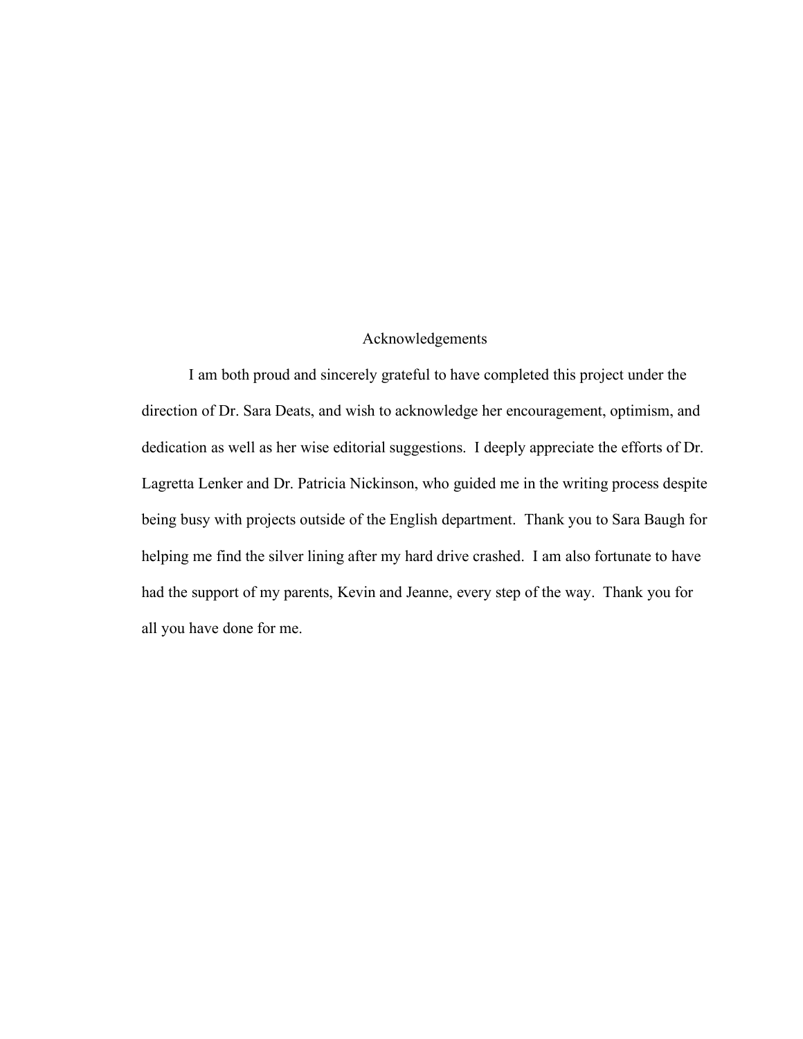# Acknowledgements

I am both proud and sincerely grateful to have completed this project under the direction of Dr. Sara Deats, and wish to acknowledge her encouragement, optimism, and dedication as well as her wise editorial suggestions. I deeply appreciate the efforts of Dr. Lagretta Lenker and Dr. Patricia Nickinson, who guided me in the writing process despite being busy with projects outside of the English department. Thank you to Sara Baugh for helping me find the silver lining after my hard drive crashed. I am also fortunate to have had the support of my parents, Kevin and Jeanne, every step of the way. Thank you for all you have done for me.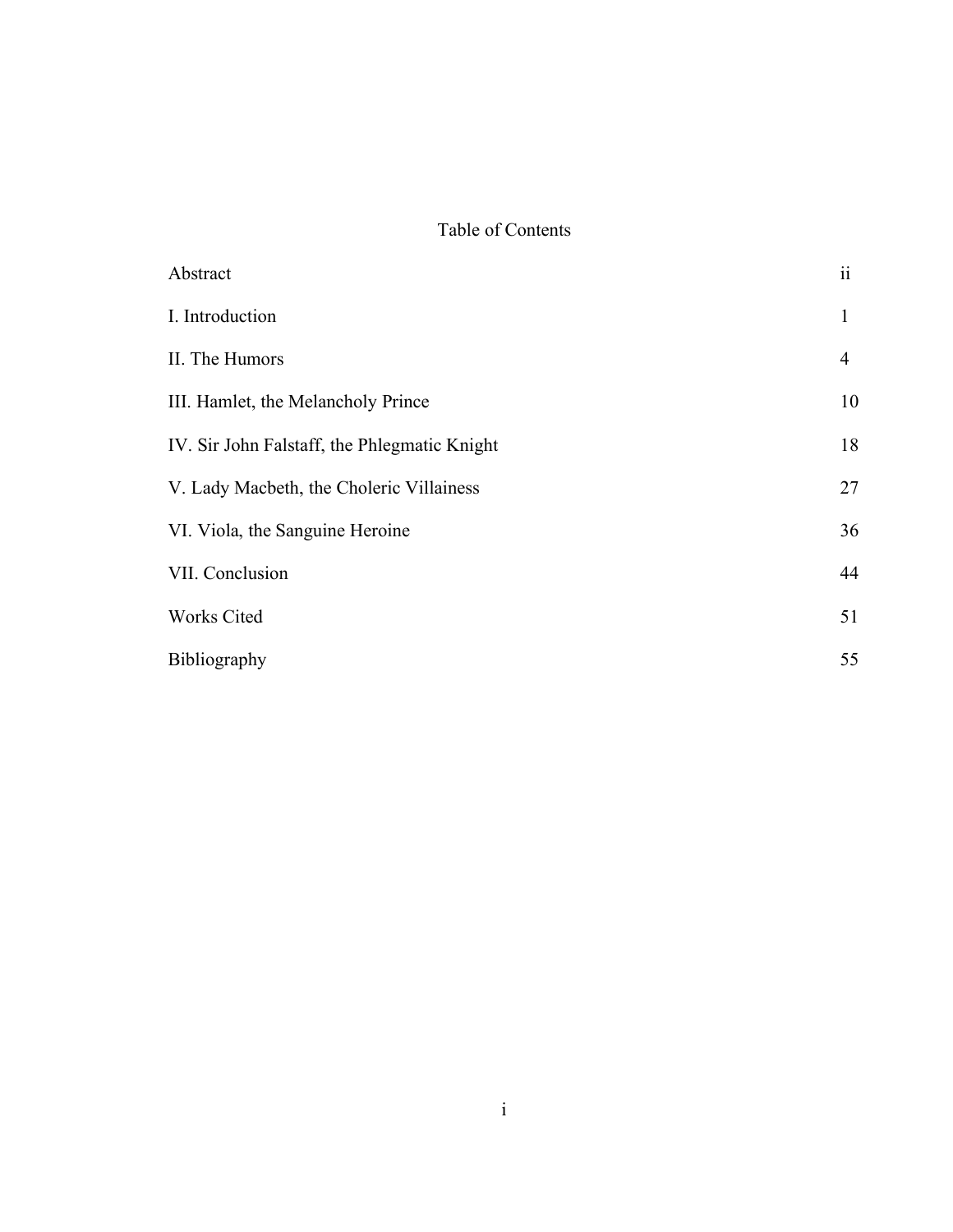# Table of Contents

| | |
|---|---|
| Abstract | ii |
| I. Introduction | 1 |
| II. The Humors | 4 |
| III. Hamlet, the Melancholy Prince | 10 |
| IV. Sir John Falstaff, the Phlegmatic Knight | 18 |
| V. Lady Macbeth, the Choleric Villainess | 27 |
| VI. Viola, the Sanguine Heroine | 36 |
| VII. Conclusion | 44 |
| Works Cited | 51 |
| Bibliography | 55 |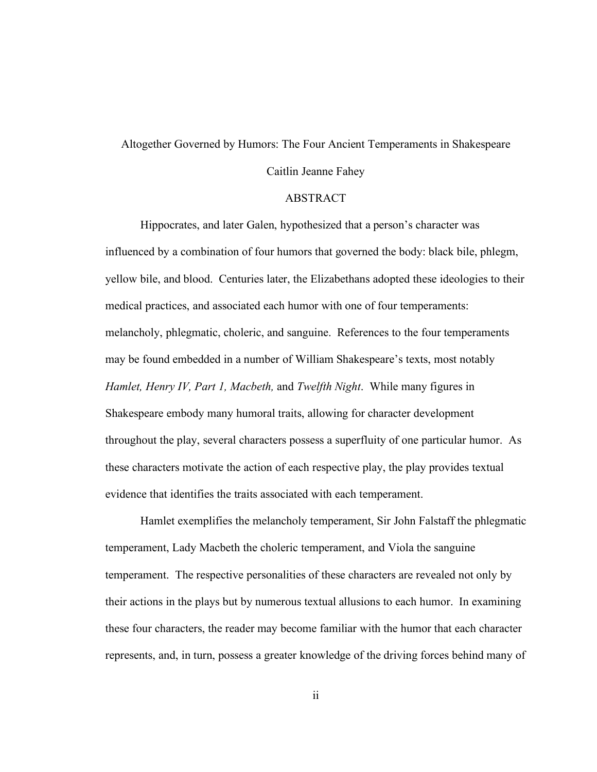# Altogether Governed by Humors: The Four Ancient Temperaments in Shakespeare

Caitlin Jeanne Fahey

## ABSTRACT

Hippocrates, and later Galen, hypothesized that a person's character was influenced by a combination of four humors that governed the body: black bile, phlegm, yellow bile, and blood. Centuries later, the Elizabethans adopted these ideologies to their medical practices, and associated each humor with one of four temperaments: melancholy, phlegmatic, choleric, and sanguine. References to the four temperaments may be found embedded in a number of William Shakespeare's texts, most notably *Hamlet, Henry IV, Part 1, Macbeth,* and *Twelfth Night*. While many figures in Shakespeare embody many humoral traits, allowing for character development throughout the play, several characters possess a superfluity of one particular humor. As these characters motivate the action of each respective play, the play provides textual evidence that identifies the traits associated with each temperament.

Hamlet exemplifies the melancholy temperament, Sir John Falstaff the phlegmatic temperament, Lady Macbeth the choleric temperament, and Viola the sanguine temperament. The respective personalities of these characters are revealed not only by their actions in the plays but by numerous textual allusions to each humor. In examining these four characters, the reader may become familiar with the humor that each character represents, and, in turn, possess a greater knowledge of the driving forces behind many of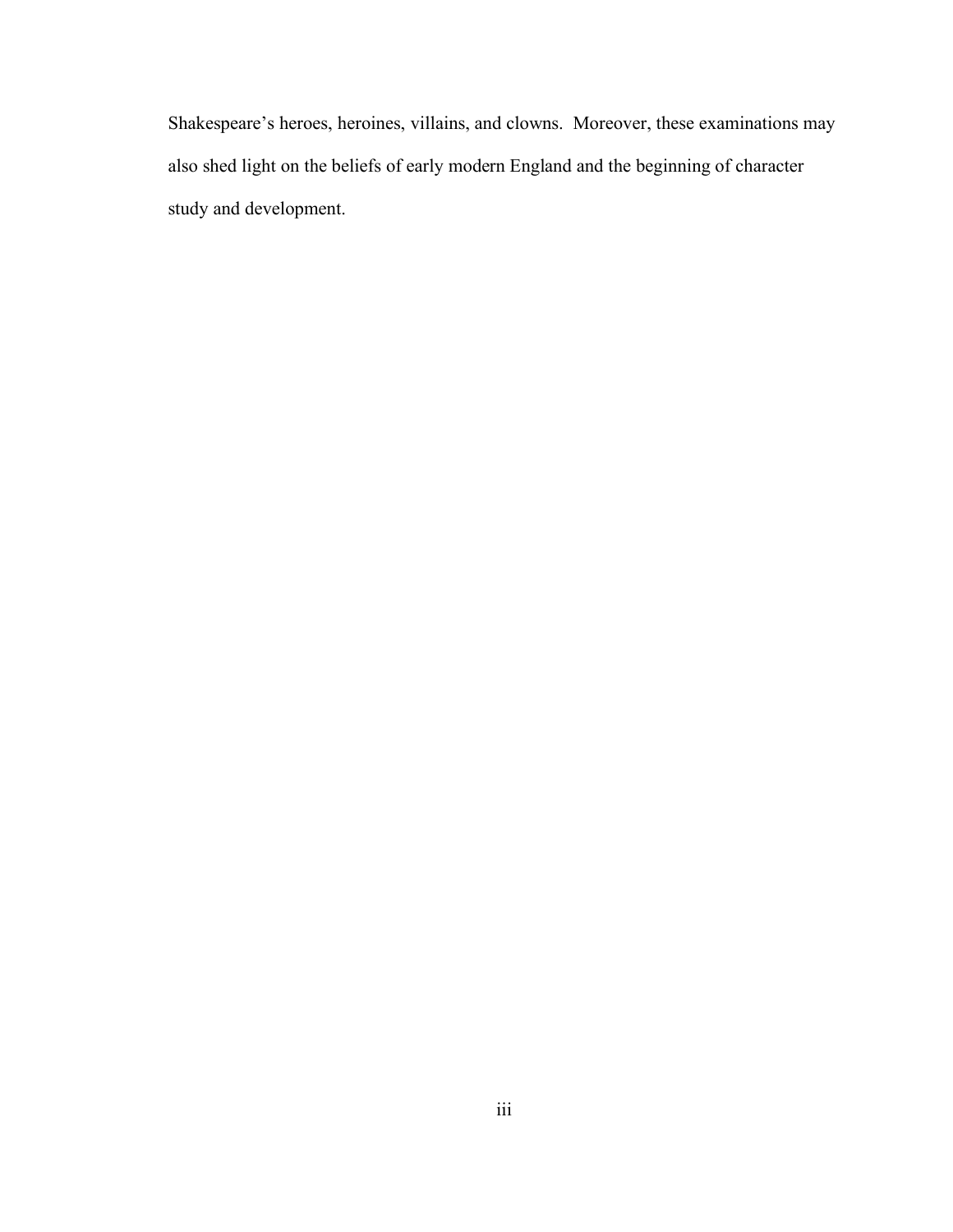Shakespeare's heroes, heroines, villains, and clowns.  Moreover, these examinations may also shed light on the beliefs of early modern England and the beginning of character study and development.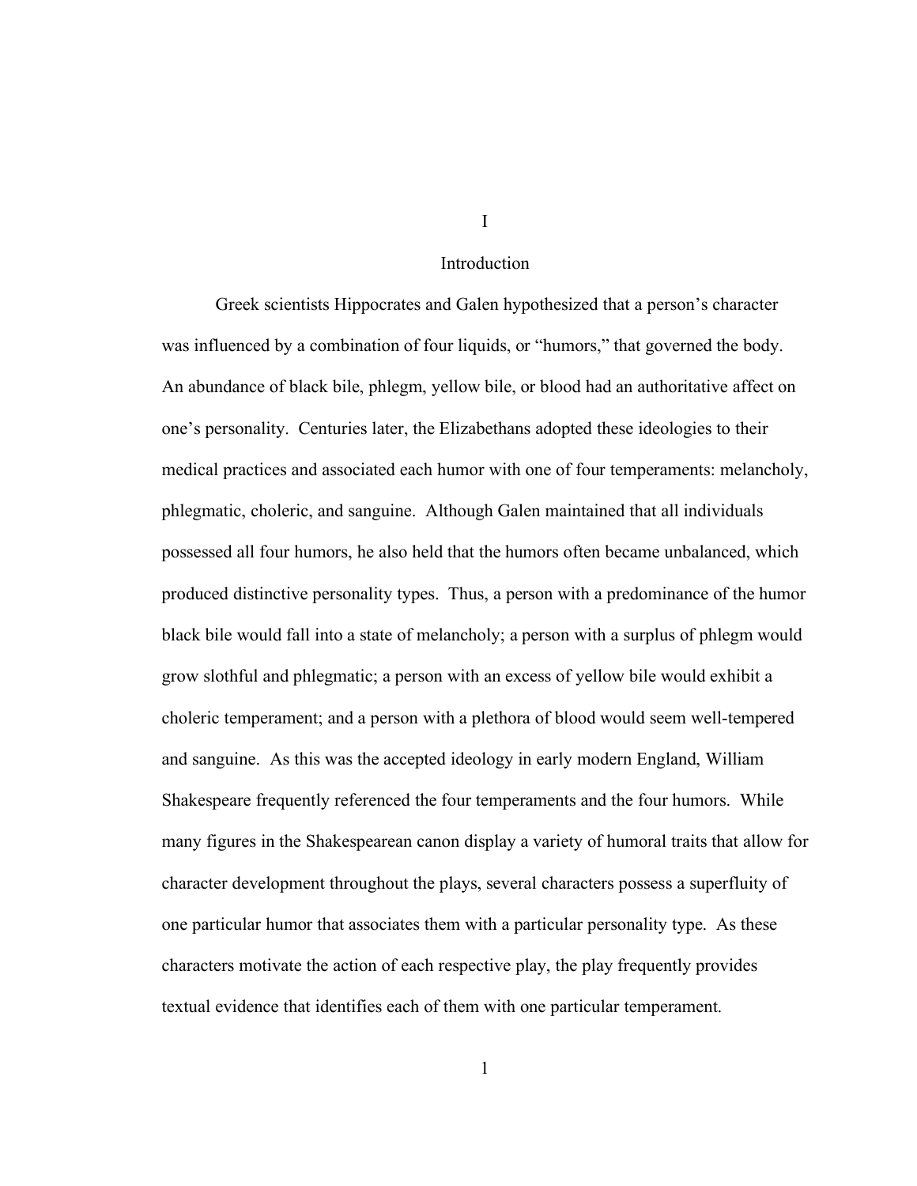# I

## Introduction

Greek scientists Hippocrates and Galen hypothesized that a person's character was influenced by a combination of four liquids, or "humors," that governed the body. An abundance of black bile, phlegm, yellow bile, or blood had an authoritative affect on one's personality. Centuries later, the Elizabethans adopted these ideologies to their medical practices and associated each humor with one of four temperaments: melancholy, phlegmatic, choleric, and sanguine. Although Galen maintained that all individuals possessed all four humors, he also held that the humors often became unbalanced, which produced distinctive personality types. Thus, a person with a predominance of the humor black bile would fall into a state of melancholy; a person with a surplus of phlegm would grow slothful and phlegmatic; a person with an excess of yellow bile would exhibit a choleric temperament; and a person with a plethora of blood would seem well-tempered and sanguine. As this was the accepted ideology in early modern England, William Shakespeare frequently referenced the four temperaments and the four humors. While many figures in the Shakespearean canon display a variety of humoral traits that allow for character development throughout the plays, several characters possess a superfluity of one particular humor that associates them with a particular personality type. As these characters motivate the action of each respective play, the play frequently provides textual evidence that identifies each of them with one particular temperament.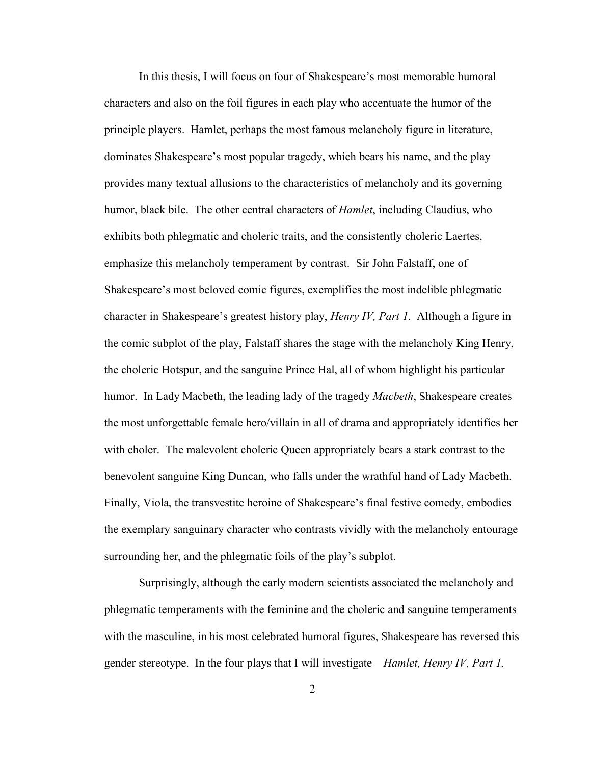In this thesis, I will focus on four of Shakespeare's most memorable humoral characters and also on the foil figures in each play who accentuate the humor of the principle players. Hamlet, perhaps the most famous melancholy figure in literature, dominates Shakespeare's most popular tragedy, which bears his name, and the play provides many textual allusions to the characteristics of melancholy and its governing humor, black bile. The other central characters of *Hamlet*, including Claudius, who exhibits both phlegmatic and choleric traits, and the consistently choleric Laertes, emphasize this melancholy temperament by contrast. Sir John Falstaff, one of Shakespeare's most beloved comic figures, exemplifies the most indelible phlegmatic character in Shakespeare's greatest history play, *Henry IV, Part 1*. Although a figure in the comic subplot of the play, Falstaff shares the stage with the melancholy King Henry, the choleric Hotspur, and the sanguine Prince Hal, all of whom highlight his particular humor. In Lady Macbeth, the leading lady of the tragedy *Macbeth*, Shakespeare creates the most unforgettable female hero/villain in all of drama and appropriately identifies her with choler. The malevolent choleric Queen appropriately bears a stark contrast to the benevolent sanguine King Duncan, who falls under the wrathful hand of Lady Macbeth. Finally, Viola, the transvestite heroine of Shakespeare's final festive comedy, embodies the exemplary sanguinary character who contrasts vividly with the melancholy entourage surrounding her, and the phlegmatic foils of the play's subplot.

Surprisingly, although the early modern scientists associated the melancholy and phlegmatic temperaments with the feminine and the choleric and sanguine temperaments with the masculine, in his most celebrated humoral figures, Shakespeare has reversed this gender stereotype. In the four plays that I will investigate—*Hamlet, Henry IV, Part 1,*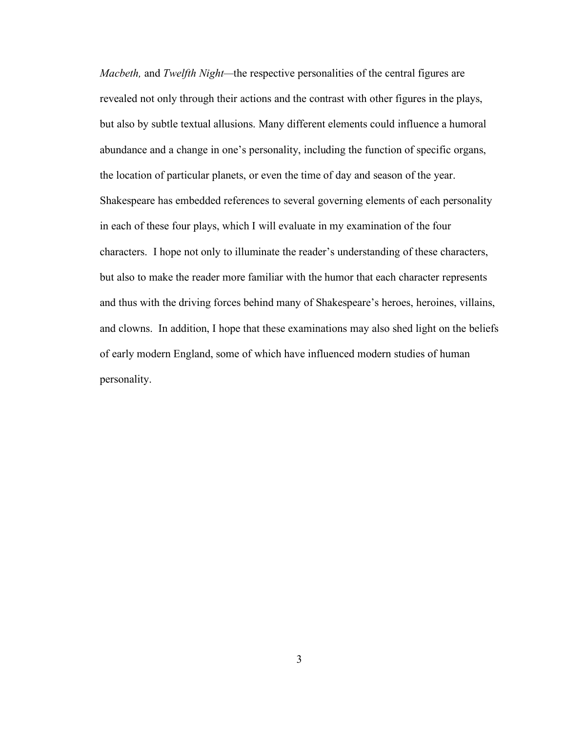*Macbeth,* and *Twelfth Night*—the respective personalities of the central figures are revealed not only through their actions and the contrast with other figures in the plays, but also by subtle textual allusions. Many different elements could influence a humoral abundance and a change in one's personality, including the function of specific organs, the location of particular planets, or even the time of day and season of the year. Shakespeare has embedded references to several governing elements of each personality in each of these four plays, which I will evaluate in my examination of the four characters. I hope not only to illuminate the reader's understanding of these characters, but also to make the reader more familiar with the humor that each character represents and thus with the driving forces behind many of Shakespeare's heroes, heroines, villains, and clowns. In addition, I hope that these examinations may also shed light on the beliefs of early modern England, some of which have influenced modern studies of human personality.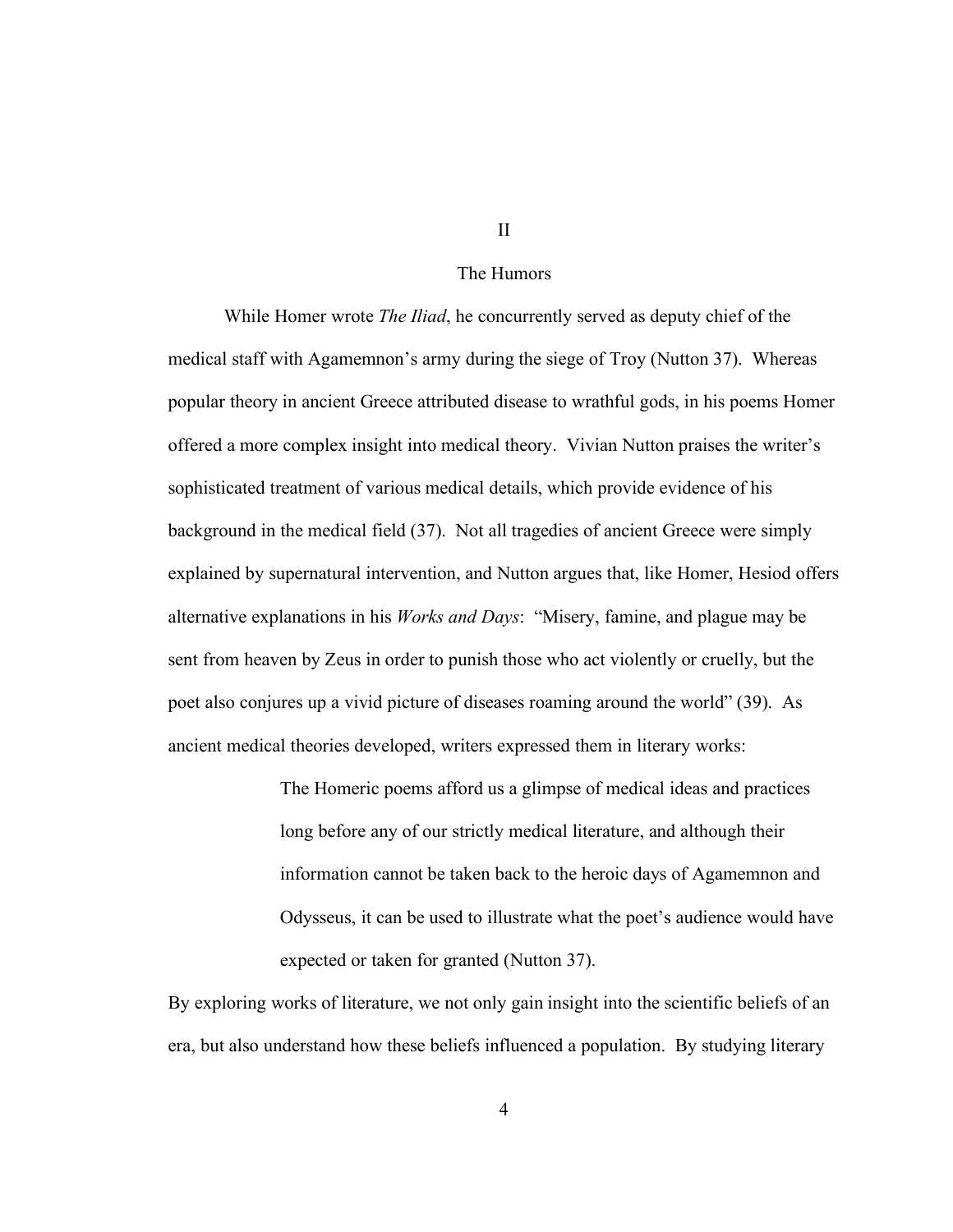## II

## The Humors

While Homer wrote *The Iliad*, he concurrently served as deputy chief of the medical staff with Agamemnon's army during the siege of Troy (Nutton 37). Whereas popular theory in ancient Greece attributed disease to wrathful gods, in his poems Homer offered a more complex insight into medical theory. Vivian Nutton praises the writer's sophisticated treatment of various medical details, which provide evidence of his background in the medical field (37). Not all tragedies of ancient Greece were simply explained by supernatural intervention, and Nutton argues that, like Homer, Hesiod offers alternative explanations in his *Works and Days*: "Misery, famine, and plague may be sent from heaven by Zeus in order to punish those who act violently or cruelly, but the poet also conjures up a vivid picture of diseases roaming around the world" (39). As ancient medical theories developed, writers expressed them in literary works:

> The Homeric poems afford us a glimpse of medical ideas and practices long before any of our strictly medical literature, and although their information cannot be taken back to the heroic days of Agamemnon and Odysseus, it can be used to illustrate what the poet's audience would have expected or taken for granted (Nutton 37).

By exploring works of literature, we not only gain insight into the scientific beliefs of an era, but also understand how these beliefs influenced a population. By studying literary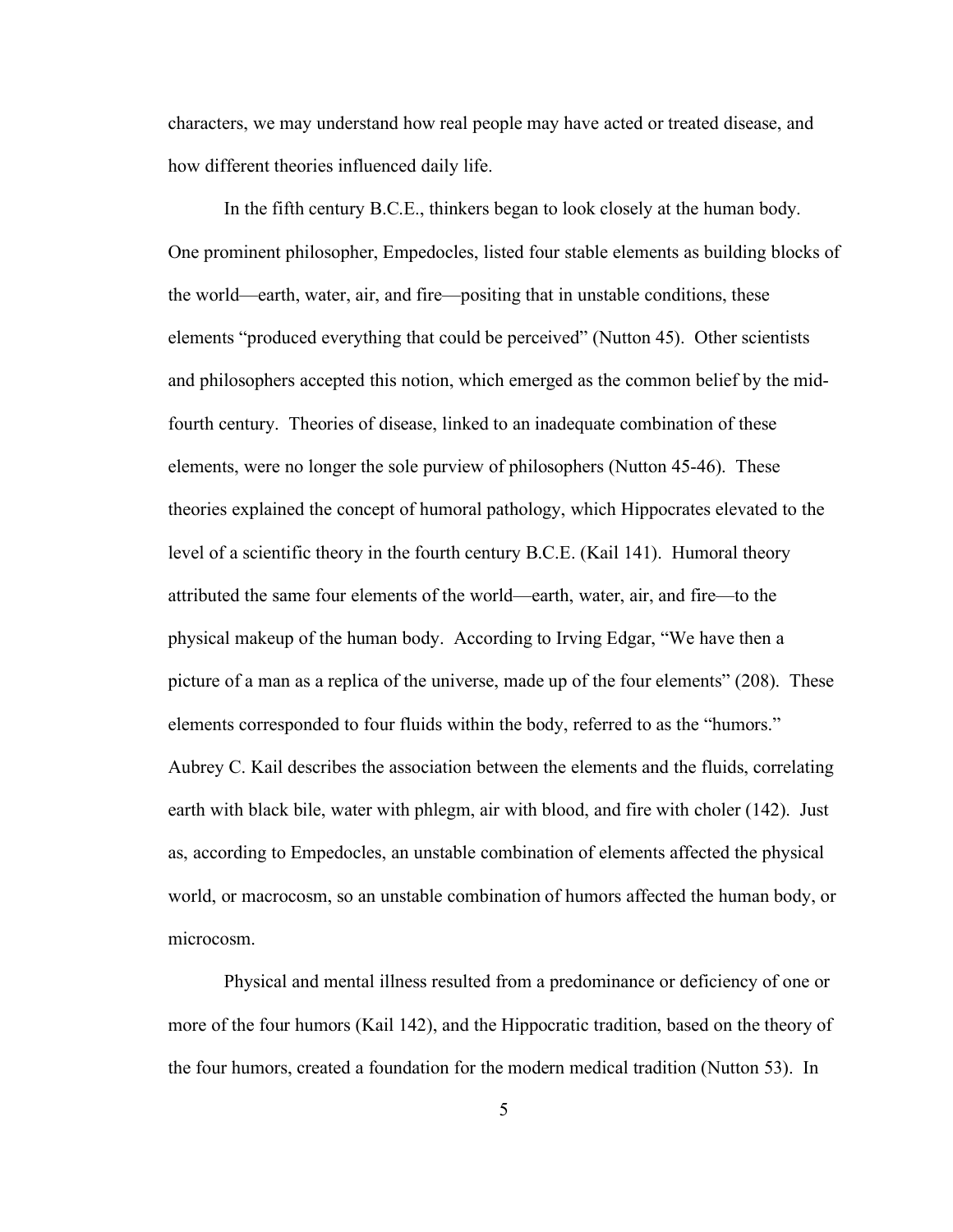characters, we may understand how real people may have acted or treated disease, and how different theories influenced daily life.

In the fifth century B.C.E., thinkers began to look closely at the human body. One prominent philosopher, Empedocles, listed four stable elements as building blocks of the world—earth, water, air, and fire—positing that in unstable conditions, these elements "produced everything that could be perceived" (Nutton 45). Other scientists and philosophers accepted this notion, which emerged as the common belief by the mid-fourth century. Theories of disease, linked to an inadequate combination of these elements, were no longer the sole purview of philosophers (Nutton 45-46). These theories explained the concept of humoral pathology, which Hippocrates elevated to the level of a scientific theory in the fourth century B.C.E. (Kail 141). Humoral theory attributed the same four elements of the world—earth, water, air, and fire—to the physical makeup of the human body. According to Irving Edgar, "We have then a picture of a man as a replica of the universe, made up of the four elements" (208). These elements corresponded to four fluids within the body, referred to as the "humors." Aubrey C. Kail describes the association between the elements and the fluids, correlating earth with black bile, water with phlegm, air with blood, and fire with choler (142). Just as, according to Empedocles, an unstable combination of elements affected the physical world, or macrocosm, so an unstable combination of humors affected the human body, or microcosm.

Physical and mental illness resulted from a predominance or deficiency of one or more of the four humors (Kail 142), and the Hippocratic tradition, based on the theory of the four humors, created a foundation for the modern medical tradition (Nutton 53). In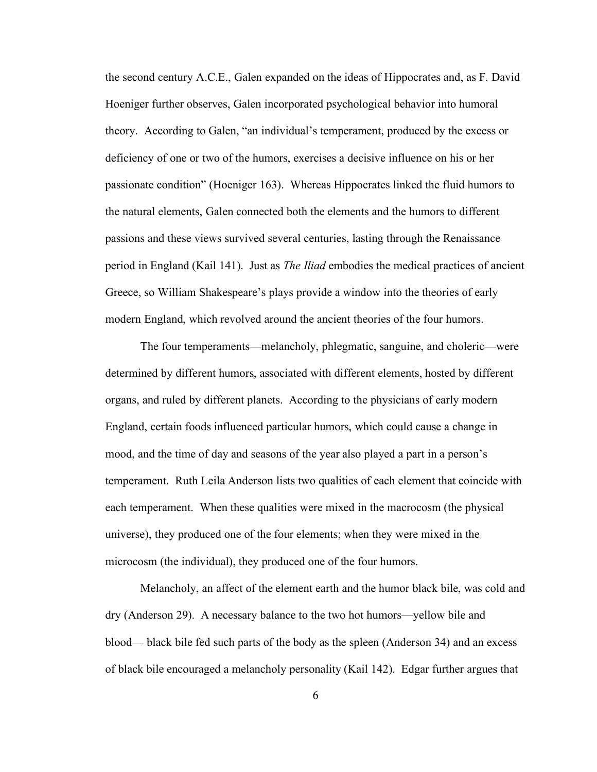the second century A.C.E., Galen expanded on the ideas of Hippocrates and, as F. David Hoeniger further observes, Galen incorporated psychological behavior into humoral theory. According to Galen, "an individual's temperament, produced by the excess or deficiency of one or two of the humors, exercises a decisive influence on his or her passionate condition" (Hoeniger 163). Whereas Hippocrates linked the fluid humors to the natural elements, Galen connected both the elements and the humors to different passions and these views survived several centuries, lasting through the Renaissance period in England (Kail 141). Just as *The Iliad* embodies the medical practices of ancient Greece, so William Shakespeare's plays provide a window into the theories of early modern England, which revolved around the ancient theories of the four humors.

The four temperaments—melancholy, phlegmatic, sanguine, and choleric—were determined by different humors, associated with different elements, hosted by different organs, and ruled by different planets. According to the physicians of early modern England, certain foods influenced particular humors, which could cause a change in mood, and the time of day and seasons of the year also played a part in a person's temperament. Ruth Leila Anderson lists two qualities of each element that coincide with each temperament. When these qualities were mixed in the macrocosm (the physical universe), they produced one of the four elements; when they were mixed in the microcosm (the individual), they produced one of the four humors.

Melancholy, an affect of the element earth and the humor black bile, was cold and dry (Anderson 29). A necessary balance to the two hot humors—yellow bile and blood— black bile fed such parts of the body as the spleen (Anderson 34) and an excess of black bile encouraged a melancholy personality (Kail 142). Edgar further argues that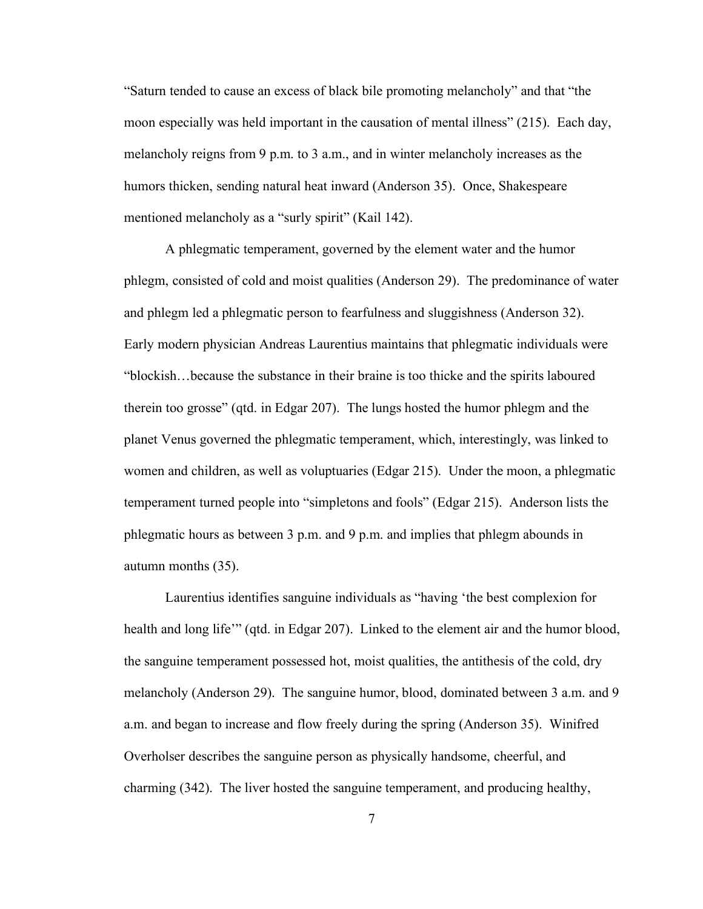"Saturn tended to cause an excess of black bile promoting melancholy" and that "the moon especially was held important in the causation of mental illness" (215). Each day, melancholy reigns from 9 p.m. to 3 a.m., and in winter melancholy increases as the humors thicken, sending natural heat inward (Anderson 35). Once, Shakespeare mentioned melancholy as a "surly spirit" (Kail 142).

A phlegmatic temperament, governed by the element water and the humor phlegm, consisted of cold and moist qualities (Anderson 29). The predominance of water and phlegm led a phlegmatic person to fearfulness and sluggishness (Anderson 32). Early modern physician Andreas Laurentius maintains that phlegmatic individuals were "blockish…because the substance in their braine is too thicke and the spirits laboured therein too grosse" (qtd. in Edgar 207). The lungs hosted the humor phlegm and the planet Venus governed the phlegmatic temperament, which, interestingly, was linked to women and children, as well as voluptuaries (Edgar 215). Under the moon, a phlegmatic temperament turned people into "simpletons and fools" (Edgar 215). Anderson lists the phlegmatic hours as between 3 p.m. and 9 p.m. and implies that phlegm abounds in autumn months (35).

Laurentius identifies sanguine individuals as "having 'the best complexion for health and long life'" (qtd. in Edgar 207). Linked to the element air and the humor blood, the sanguine temperament possessed hot, moist qualities, the antithesis of the cold, dry melancholy (Anderson 29). The sanguine humor, blood, dominated between 3 a.m. and 9 a.m. and began to increase and flow freely during the spring (Anderson 35). Winifred Overholser describes the sanguine person as physically handsome, cheerful, and charming (342). The liver hosted the sanguine temperament, and producing healthy,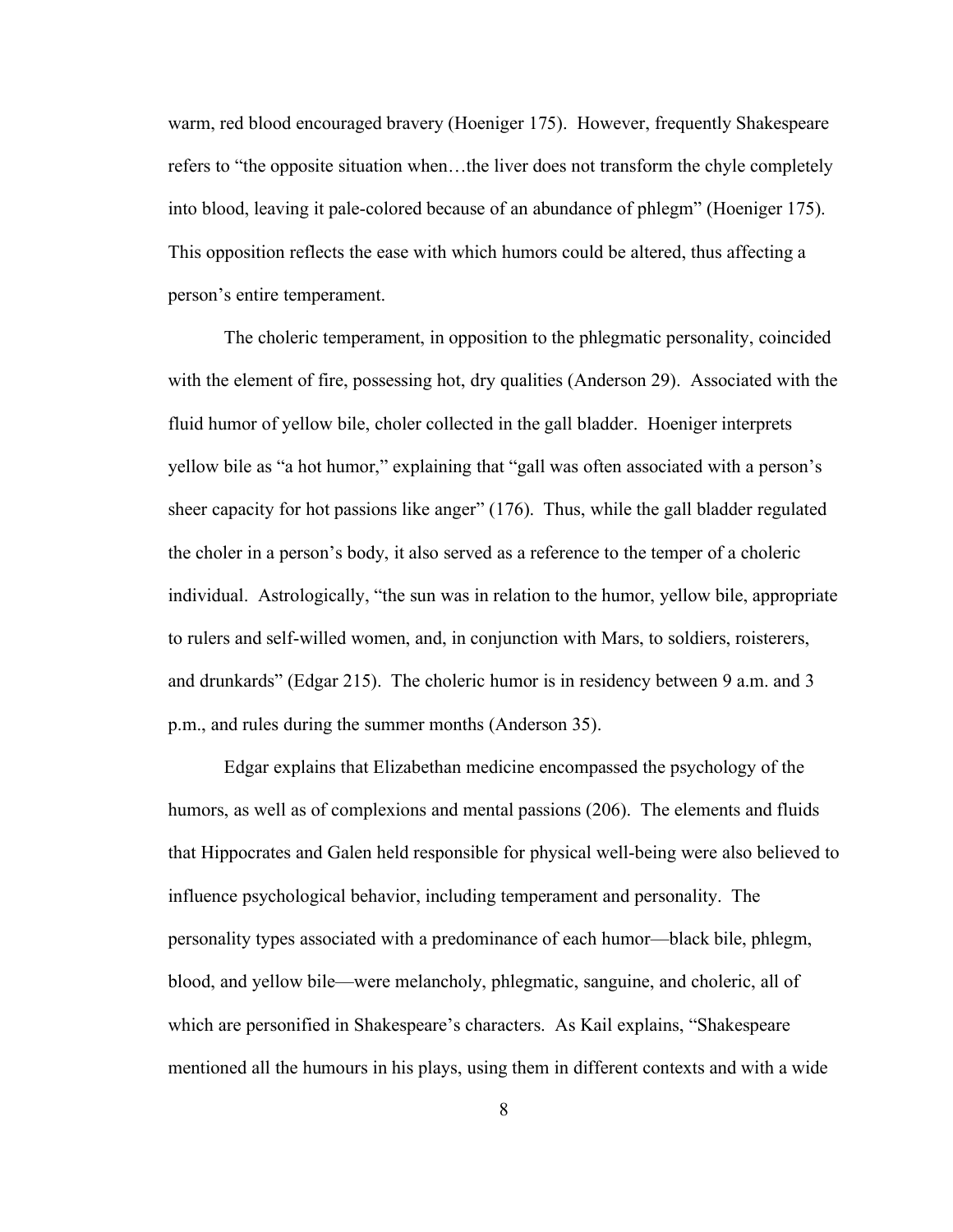warm, red blood encouraged bravery (Hoeniger 175). However, frequently Shakespeare refers to "the opposite situation when…the liver does not transform the chyle completely into blood, leaving it pale-colored because of an abundance of phlegm" (Hoeniger 175). This opposition reflects the ease with which humors could be altered, thus affecting a person's entire temperament.

The choleric temperament, in opposition to the phlegmatic personality, coincided with the element of fire, possessing hot, dry qualities (Anderson 29). Associated with the fluid humor of yellow bile, choler collected in the gall bladder. Hoeniger interprets yellow bile as "a hot humor," explaining that "gall was often associated with a person's sheer capacity for hot passions like anger" (176). Thus, while the gall bladder regulated the choler in a person's body, it also served as a reference to the temper of a choleric individual. Astrologically, "the sun was in relation to the humor, yellow bile, appropriate to rulers and self-willed women, and, in conjunction with Mars, to soldiers, roisterers, and drunkards" (Edgar 215). The choleric humor is in residency between 9 a.m. and 3 p.m., and rules during the summer months (Anderson 35).

Edgar explains that Elizabethan medicine encompassed the psychology of the humors, as well as of complexions and mental passions (206). The elements and fluids that Hippocrates and Galen held responsible for physical well-being were also believed to influence psychological behavior, including temperament and personality. The personality types associated with a predominance of each humor—black bile, phlegm, blood, and yellow bile—were melancholy, phlegmatic, sanguine, and choleric, all of which are personified in Shakespeare's characters. As Kail explains, "Shakespeare mentioned all the humours in his plays, using them in different contexts and with a wide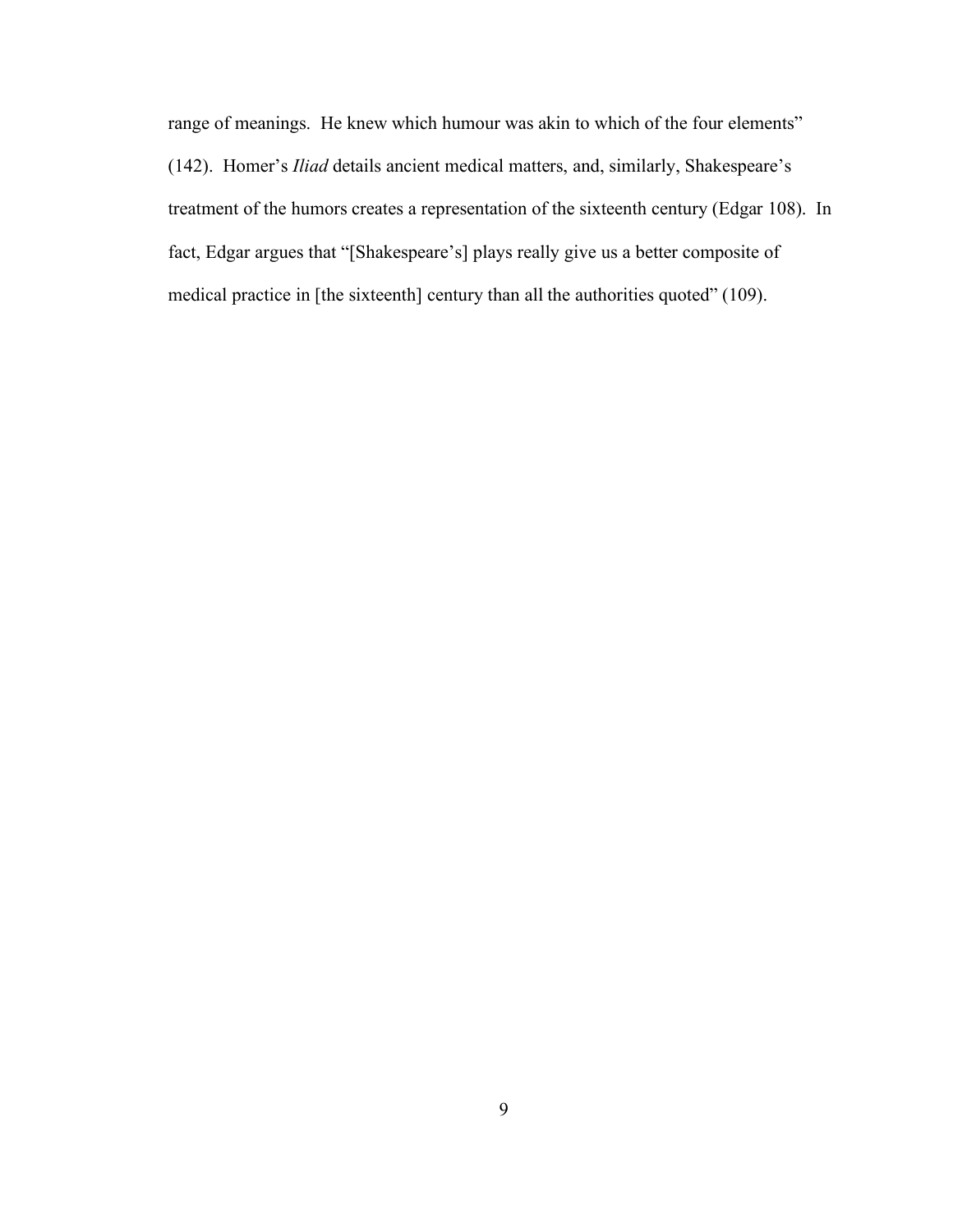range of meanings. He knew which humour was akin to which of the four elements" (142). Homer's *Iliad* details ancient medical matters, and, similarly, Shakespeare's treatment of the humors creates a representation of the sixteenth century (Edgar 108). In fact, Edgar argues that "[Shakespeare's] plays really give us a better composite of medical practice in [the sixteenth] century than all the authorities quoted" (109).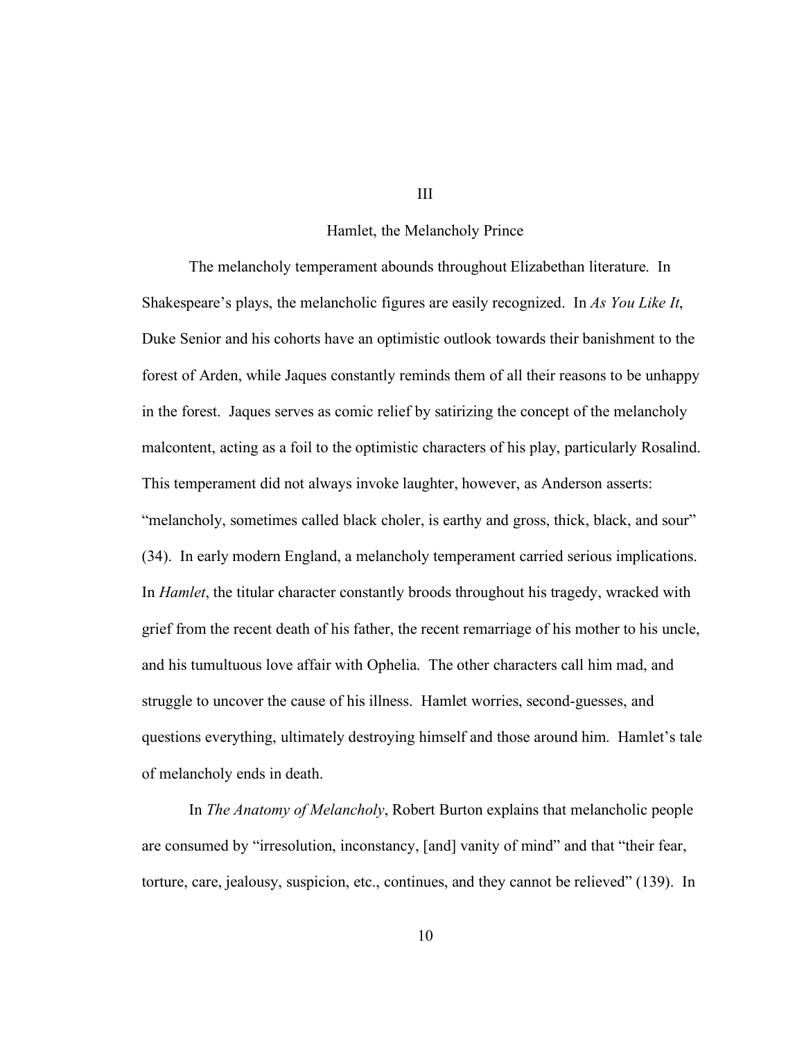# III

## Hamlet, the Melancholy Prince

The melancholy temperament abounds throughout Elizabethan literature. In Shakespeare's plays, the melancholic figures are easily recognized. In *As You Like It*, Duke Senior and his cohorts have an optimistic outlook towards their banishment to the forest of Arden, while Jaques constantly reminds them of all their reasons to be unhappy in the forest. Jaques serves as comic relief by satirizing the concept of the melancholy malcontent, acting as a foil to the optimistic characters of his play, particularly Rosalind. This temperament did not always invoke laughter, however, as Anderson asserts: "melancholy, sometimes called black choler, is earthy and gross, thick, black, and sour" (34). In early modern England, a melancholy temperament carried serious implications. In *Hamlet*, the titular character constantly broods throughout his tragedy, wracked with grief from the recent death of his father, the recent remarriage of his mother to his uncle, and his tumultuous love affair with Ophelia. The other characters call him mad, and struggle to uncover the cause of his illness. Hamlet worries, second-guesses, and questions everything, ultimately destroying himself and those around him. Hamlet's tale of melancholy ends in death.

In *The Anatomy of Melancholy*, Robert Burton explains that melancholic people are consumed by "irresolution, inconstancy, [and] vanity of mind" and that "their fear, torture, care, jealousy, suspicion, etc., continues, and they cannot be relieved" (139). In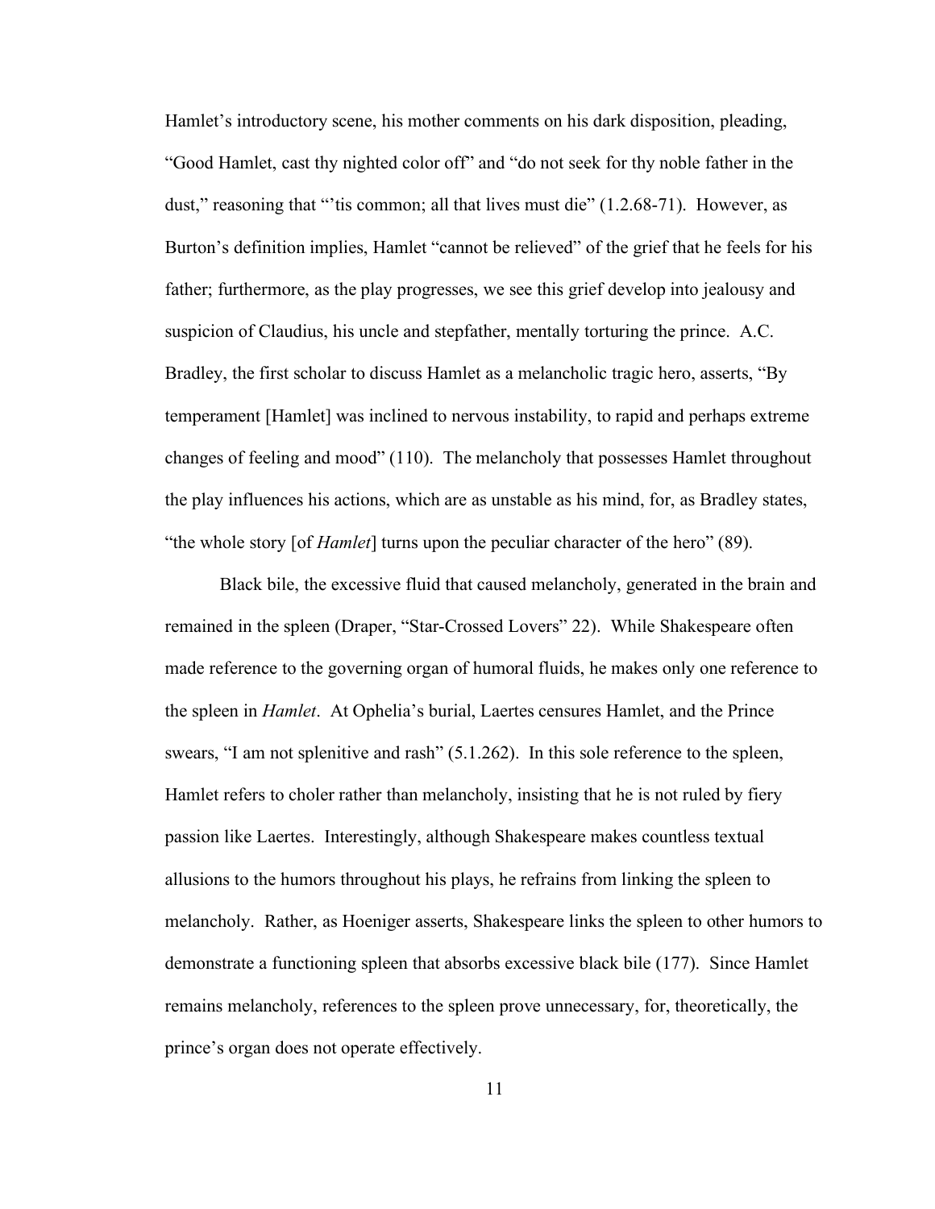Hamlet's introductory scene, his mother comments on his dark disposition, pleading, "Good Hamlet, cast thy nighted color off" and "do not seek for thy noble father in the dust," reasoning that "'tis common; all that lives must die" (1.2.68-71). However, as Burton's definition implies, Hamlet "cannot be relieved" of the grief that he feels for his father; furthermore, as the play progresses, we see this grief develop into jealousy and suspicion of Claudius, his uncle and stepfather, mentally torturing the prince. A.C. Bradley, the first scholar to discuss Hamlet as a melancholic tragic hero, asserts, "By temperament [Hamlet] was inclined to nervous instability, to rapid and perhaps extreme changes of feeling and mood" (110). The melancholy that possesses Hamlet throughout the play influences his actions, which are as unstable as his mind, for, as Bradley states, "the whole story [of *Hamlet*] turns upon the peculiar character of the hero" (89).

Black bile, the excessive fluid that caused melancholy, generated in the brain and remained in the spleen (Draper, "Star-Crossed Lovers" 22). While Shakespeare often made reference to the governing organ of humoral fluids, he makes only one reference to the spleen in *Hamlet*. At Ophelia's burial, Laertes censures Hamlet, and the Prince swears, "I am not splenitive and rash" (5.1.262). In this sole reference to the spleen, Hamlet refers to choler rather than melancholy, insisting that he is not ruled by fiery passion like Laertes. Interestingly, although Shakespeare makes countless textual allusions to the humors throughout his plays, he refrains from linking the spleen to melancholy. Rather, as Hoeniger asserts, Shakespeare links the spleen to other humors to demonstrate a functioning spleen that absorbs excessive black bile (177). Since Hamlet remains melancholy, references to the spleen prove unnecessary, for, theoretically, the prince's organ does not operate effectively.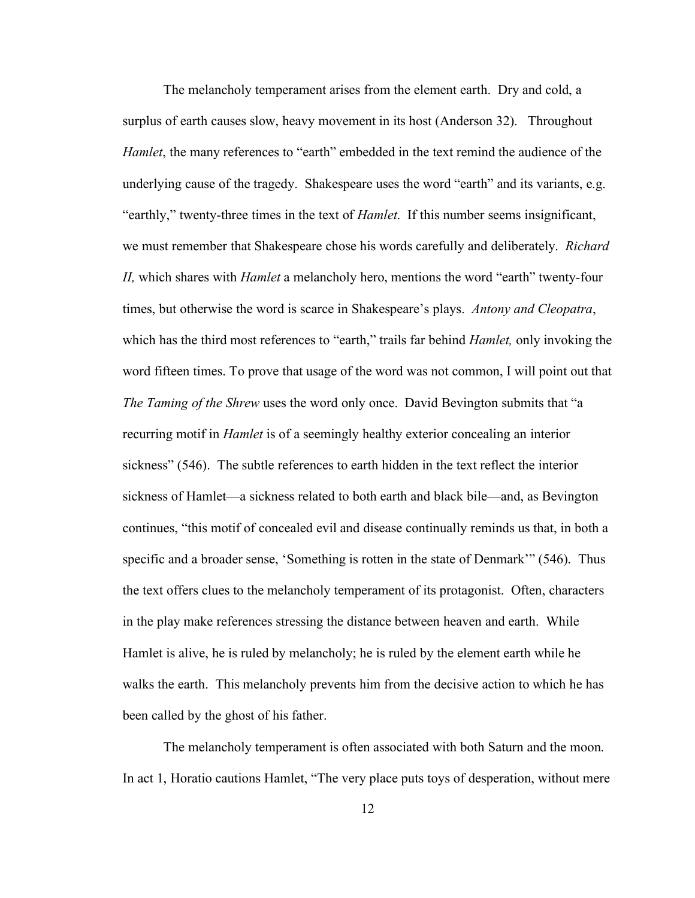The melancholy temperament arises from the element earth. Dry and cold, a surplus of earth causes slow, heavy movement in its host (Anderson 32). Throughout *Hamlet*, the many references to "earth" embedded in the text remind the audience of the underlying cause of the tragedy. Shakespeare uses the word "earth" and its variants, e.g. "earthly," twenty-three times in the text of *Hamlet.* If this number seems insignificant, we must remember that Shakespeare chose his words carefully and deliberately. *Richard II,* which shares with *Hamlet* a melancholy hero, mentions the word "earth" twenty-four times, but otherwise the word is scarce in Shakespeare's plays. *Antony and Cleopatra*, which has the third most references to "earth," trails far behind *Hamlet,* only invoking the word fifteen times. To prove that usage of the word was not common, I will point out that *The Taming of the Shrew* uses the word only once. David Bevington submits that "a recurring motif in *Hamlet* is of a seemingly healthy exterior concealing an interior sickness" (546). The subtle references to earth hidden in the text reflect the interior sickness of Hamlet—a sickness related to both earth and black bile—and, as Bevington continues, "this motif of concealed evil and disease continually reminds us that, in both a specific and a broader sense, 'Something is rotten in the state of Denmark'" (546). Thus the text offers clues to the melancholy temperament of its protagonist. Often, characters in the play make references stressing the distance between heaven and earth. While Hamlet is alive, he is ruled by melancholy; he is ruled by the element earth while he walks the earth. This melancholy prevents him from the decisive action to which he has been called by the ghost of his father.

The melancholy temperament is often associated with both Saturn and the moon. In act 1, Horatio cautions Hamlet, "The very place puts toys of desperation, without mere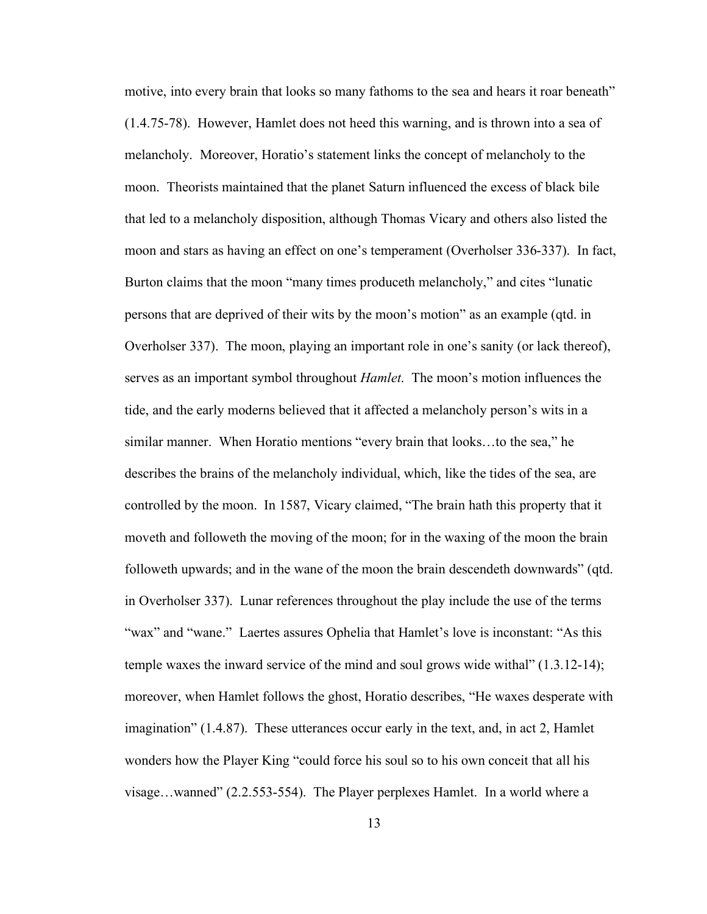motive, into every brain that looks so many fathoms to the sea and hears it roar beneath" (1.4.75-78). However, Hamlet does not heed this warning, and is thrown into a sea of melancholy. Moreover, Horatio's statement links the concept of melancholy to the moon. Theorists maintained that the planet Saturn influenced the excess of black bile that led to a melancholy disposition, although Thomas Vicary and others also listed the moon and stars as having an effect on one's temperament (Overholser 336-337). In fact, Burton claims that the moon "many times produceth melancholy," and cites "lunatic persons that are deprived of their wits by the moon's motion" as an example (qtd. in Overholser 337). The moon, playing an important role in one's sanity (or lack thereof), serves as an important symbol throughout *Hamlet.* The moon's motion influences the tide, and the early moderns believed that it affected a melancholy person's wits in a similar manner. When Horatio mentions "every brain that looks…to the sea," he describes the brains of the melancholy individual, which, like the tides of the sea, are controlled by the moon. In 1587, Vicary claimed, "The brain hath this property that it moveth and followeth the moving of the moon; for in the waxing of the moon the brain followeth upwards; and in the wane of the moon the brain descendeth downwards" (qtd. in Overholser 337). Lunar references throughout the play include the use of the terms "wax" and "wane." Laertes assures Ophelia that Hamlet's love is inconstant: "As this temple waxes the inward service of the mind and soul grows wide withal" (1.3.12-14); moreover, when Hamlet follows the ghost, Horatio describes, "He waxes desperate with imagination" (1.4.87). These utterances occur early in the text, and, in act 2, Hamlet wonders how the Player King "could force his soul so to his own conceit that all his visage…wanned" (2.2.553-554). The Player perplexes Hamlet. In a world where a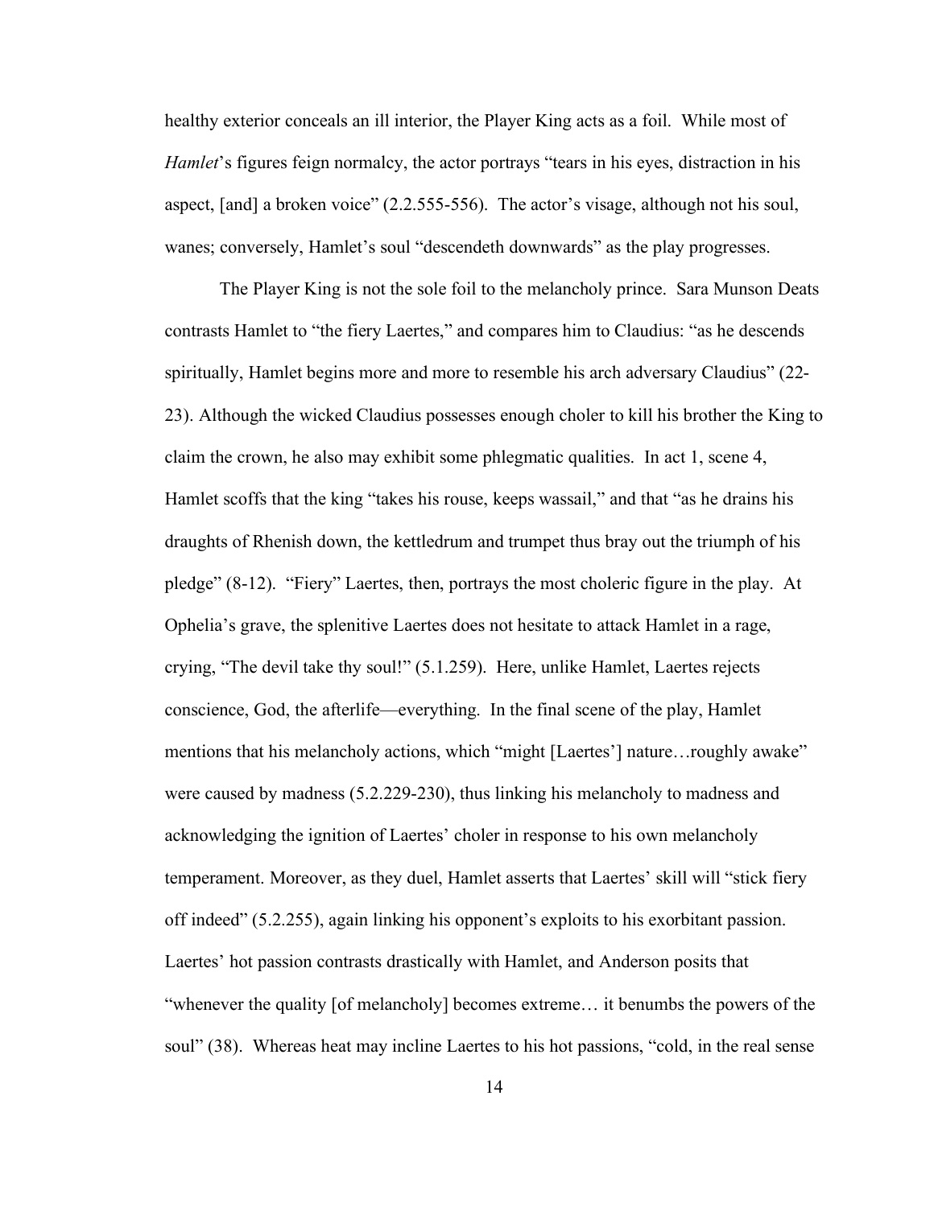healthy exterior conceals an ill interior, the Player King acts as a foil. While most of *Hamlet*'s figures feign normalcy, the actor portrays "tears in his eyes, distraction in his aspect, [and] a broken voice" (2.2.555-556). The actor's visage, although not his soul, wanes; conversely, Hamlet's soul "descendeth downwards" as the play progresses.

The Player King is not the sole foil to the melancholy prince. Sara Munson Deats contrasts Hamlet to "the fiery Laertes," and compares him to Claudius: "as he descends spiritually, Hamlet begins more and more to resemble his arch adversary Claudius" (22-23). Although the wicked Claudius possesses enough choler to kill his brother the King to claim the crown, he also may exhibit some phlegmatic qualities. In act 1, scene 4, Hamlet scoffs that the king "takes his rouse, keeps wassail," and that "as he drains his draughts of Rhenish down, the kettledrum and trumpet thus bray out the triumph of his pledge" (8-12). "Fiery" Laertes, then, portrays the most choleric figure in the play. At Ophelia's grave, the splenitive Laertes does not hesitate to attack Hamlet in a rage, crying, "The devil take thy soul!" (5.1.259). Here, unlike Hamlet, Laertes rejects conscience, God, the afterlife—everything. In the final scene of the play, Hamlet mentions that his melancholy actions, which "might [Laertes'] nature…roughly awake" were caused by madness (5.2.229-230), thus linking his melancholy to madness and acknowledging the ignition of Laertes' choler in response to his own melancholy temperament. Moreover, as they duel, Hamlet asserts that Laertes' skill will "stick fiery off indeed" (5.2.255), again linking his opponent's exploits to his exorbitant passion. Laertes' hot passion contrasts drastically with Hamlet, and Anderson posits that "whenever the quality [of melancholy] becomes extreme… it benumbs the powers of the soul" (38). Whereas heat may incline Laertes to his hot passions, "cold, in the real sense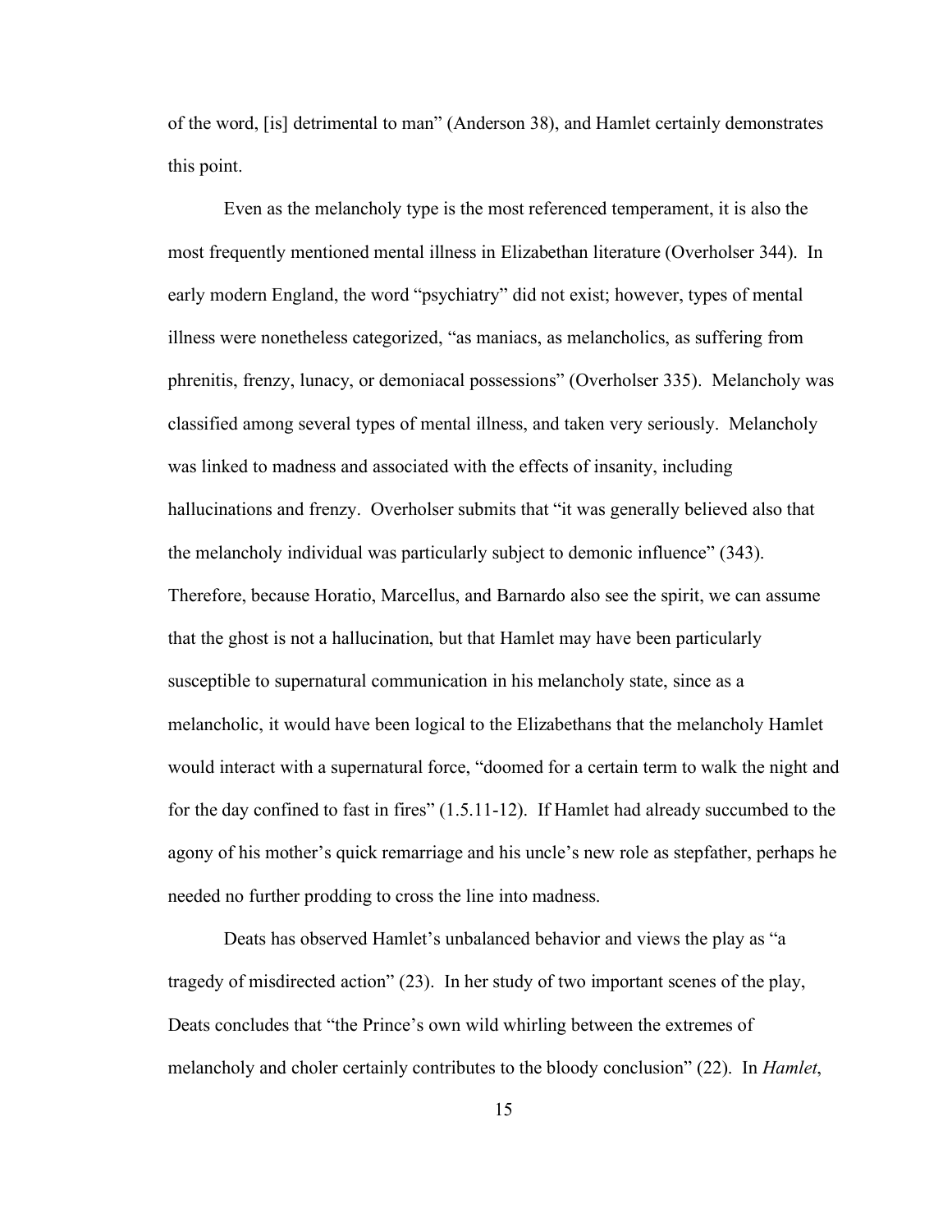of the word, [is] detrimental to man" (Anderson 38), and Hamlet certainly demonstrates this point.

Even as the melancholy type is the most referenced temperament, it is also the most frequently mentioned mental illness in Elizabethan literature (Overholser 344). In early modern England, the word "psychiatry" did not exist; however, types of mental illness were nonetheless categorized, "as maniacs, as melancholics, as suffering from phrenitis, frenzy, lunacy, or demoniacal possessions" (Overholser 335). Melancholy was classified among several types of mental illness, and taken very seriously. Melancholy was linked to madness and associated with the effects of insanity, including hallucinations and frenzy. Overholser submits that "it was generally believed also that the melancholy individual was particularly subject to demonic influence" (343). Therefore, because Horatio, Marcellus, and Barnardo also see the spirit, we can assume that the ghost is not a hallucination, but that Hamlet may have been particularly susceptible to supernatural communication in his melancholy state, since as a melancholic, it would have been logical to the Elizabethans that the melancholy Hamlet would interact with a supernatural force, "doomed for a certain term to walk the night and for the day confined to fast in fires" (1.5.11-12). If Hamlet had already succumbed to the agony of his mother's quick remarriage and his uncle's new role as stepfather, perhaps he needed no further prodding to cross the line into madness.

Deats has observed Hamlet's unbalanced behavior and views the play as "a tragedy of misdirected action" (23). In her study of two important scenes of the play, Deats concludes that "the Prince's own wild whirling between the extremes of melancholy and choler certainly contributes to the bloody conclusion" (22). In *Hamlet*,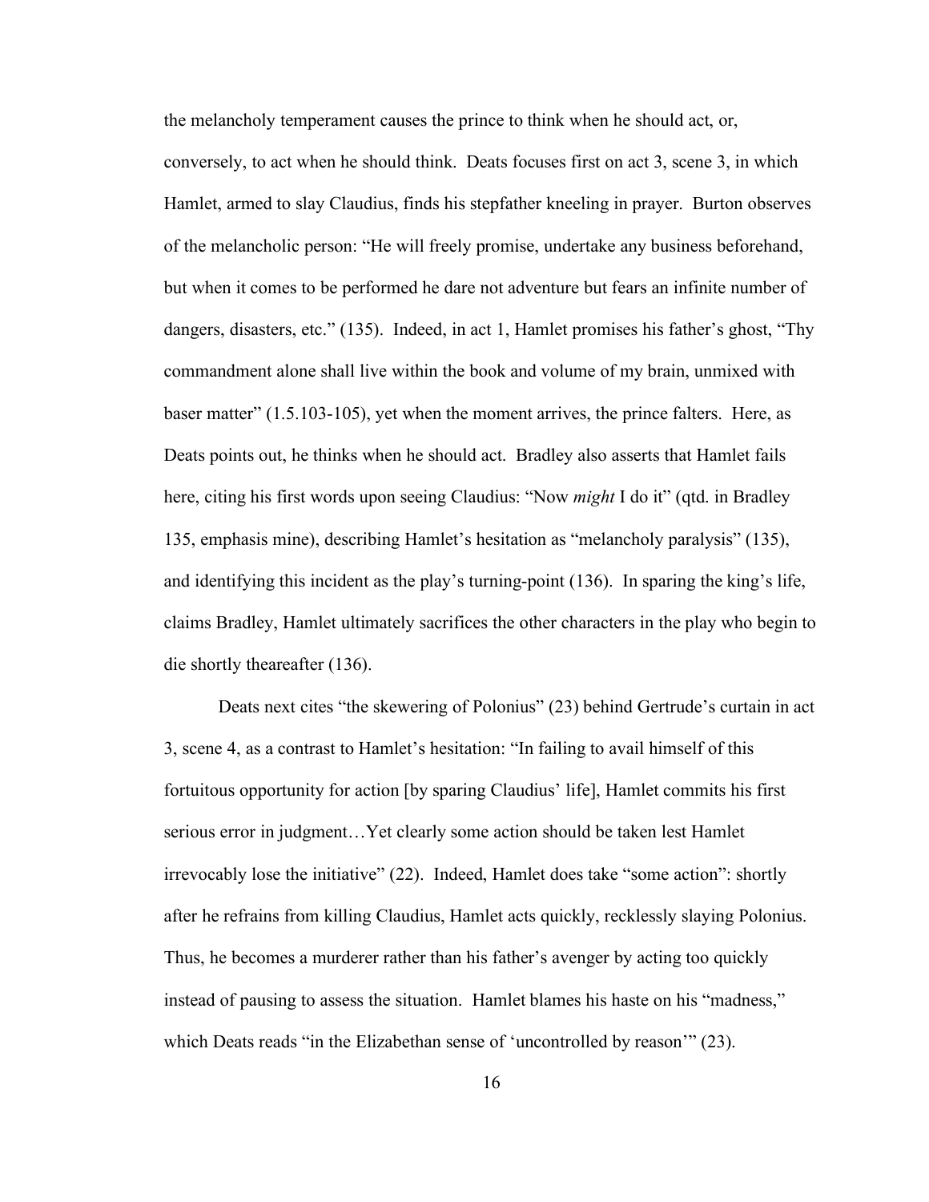the melancholy temperament causes the prince to think when he should act, or, conversely, to act when he should think. Deats focuses first on act 3, scene 3, in which Hamlet, armed to slay Claudius, finds his stepfather kneeling in prayer. Burton observes of the melancholic person: "He will freely promise, undertake any business beforehand, but when it comes to be performed he dare not adventure but fears an infinite number of dangers, disasters, etc." (135). Indeed, in act 1, Hamlet promises his father's ghost, "Thy commandment alone shall live within the book and volume of my brain, unmixed with baser matter" (1.5.103-105), yet when the moment arrives, the prince falters. Here, as Deats points out, he thinks when he should act. Bradley also asserts that Hamlet fails here, citing his first words upon seeing Claudius: "Now *might* I do it" (qtd. in Bradley 135, emphasis mine), describing Hamlet's hesitation as "melancholy paralysis" (135), and identifying this incident as the play's turning-point (136). In sparing the king's life, claims Bradley, Hamlet ultimately sacrifices the other characters in the play who begin to die shortly theareafter (136).

Deats next cites "the skewering of Polonius" (23) behind Gertrude's curtain in act 3, scene 4, as a contrast to Hamlet's hesitation: "In failing to avail himself of this fortuitous opportunity for action [by sparing Claudius' life], Hamlet commits his first serious error in judgment…Yet clearly some action should be taken lest Hamlet irrevocably lose the initiative" (22). Indeed, Hamlet does take "some action": shortly after he refrains from killing Claudius, Hamlet acts quickly, recklessly slaying Polonius. Thus, he becomes a murderer rather than his father's avenger by acting too quickly instead of pausing to assess the situation. Hamlet blames his haste on his "madness," which Deats reads "in the Elizabethan sense of 'uncontrolled by reason'" (23).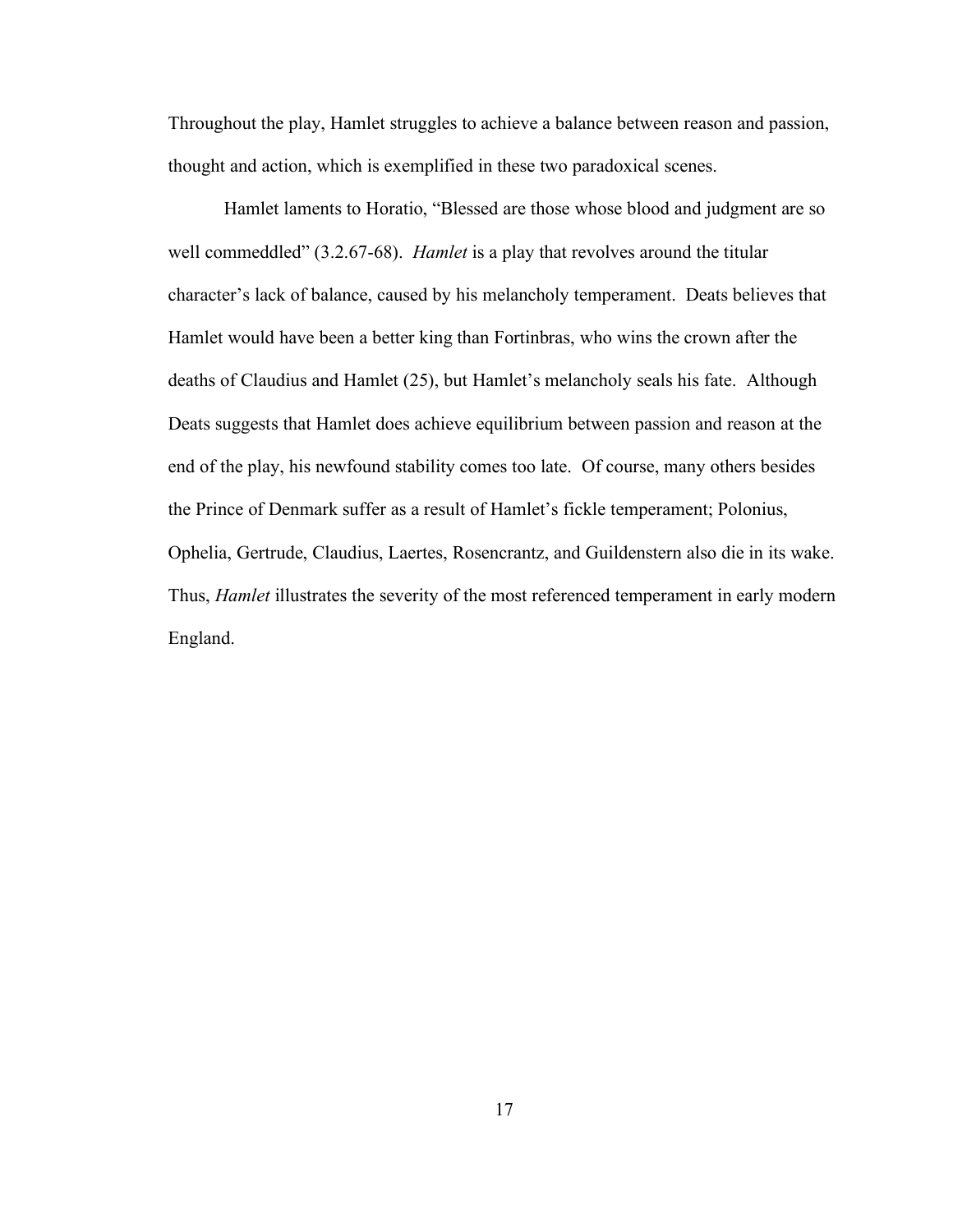Throughout the play, Hamlet struggles to achieve a balance between reason and passion, thought and action, which is exemplified in these two paradoxical scenes.

Hamlet laments to Horatio, "Blessed are those whose blood and judgment are so well commeddled" (3.2.67-68). *Hamlet* is a play that revolves around the titular character's lack of balance, caused by his melancholy temperament. Deats believes that Hamlet would have been a better king than Fortinbras, who wins the crown after the deaths of Claudius and Hamlet (25), but Hamlet's melancholy seals his fate. Although Deats suggests that Hamlet does achieve equilibrium between passion and reason at the end of the play, his newfound stability comes too late. Of course, many others besides the Prince of Denmark suffer as a result of Hamlet's fickle temperament; Polonius, Ophelia, Gertrude, Claudius, Laertes, Rosencrantz, and Guildenstern also die in its wake. Thus, *Hamlet* illustrates the severity of the most referenced temperament in early modern England.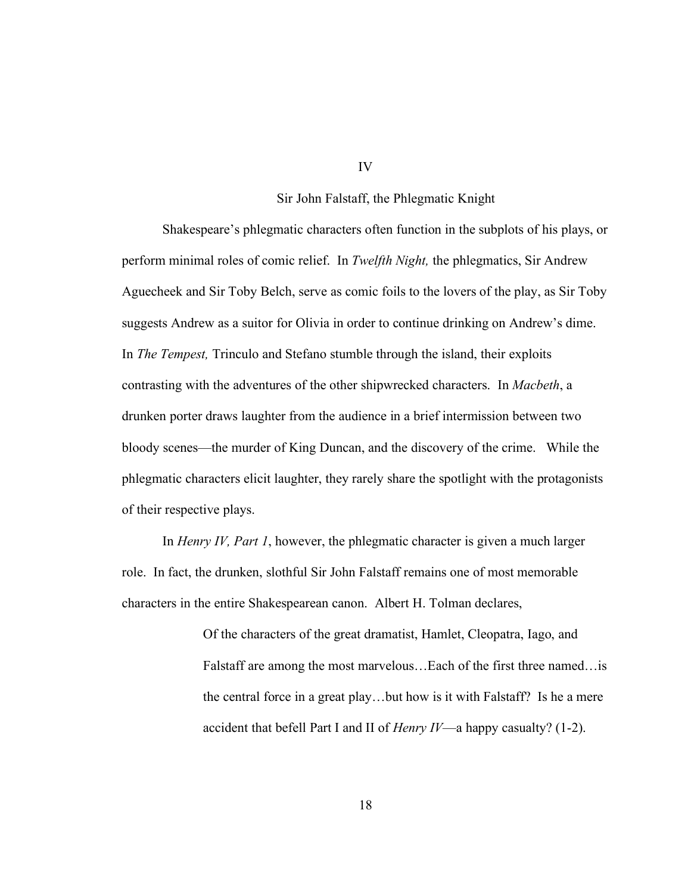# IV

## Sir John Falstaff, the Phlegmatic Knight

Shakespeare's phlegmatic characters often function in the subplots of his plays, or perform minimal roles of comic relief. In *Twelfth Night,* the phlegmatics, Sir Andrew Aguecheek and Sir Toby Belch, serve as comic foils to the lovers of the play, as Sir Toby suggests Andrew as a suitor for Olivia in order to continue drinking on Andrew's dime. In *The Tempest,* Trinculo and Stefano stumble through the island, their exploits contrasting with the adventures of the other shipwrecked characters. In *Macbeth*, a drunken porter draws laughter from the audience in a brief intermission between two bloody scenes—the murder of King Duncan, and the discovery of the crime. While the phlegmatic characters elicit laughter, they rarely share the spotlight with the protagonists of their respective plays.

In *Henry IV, Part 1*, however, the phlegmatic character is given a much larger role. In fact, the drunken, slothful Sir John Falstaff remains one of most memorable characters in the entire Shakespearean canon. Albert H. Tolman declares,

> Of the characters of the great dramatist, Hamlet, Cleopatra, Iago, and Falstaff are among the most marvelous…Each of the first three named…is the central force in a great play…but how is it with Falstaff? Is he a mere accident that befell Part I and II of *Henry IV*—a happy casualty? (1-2).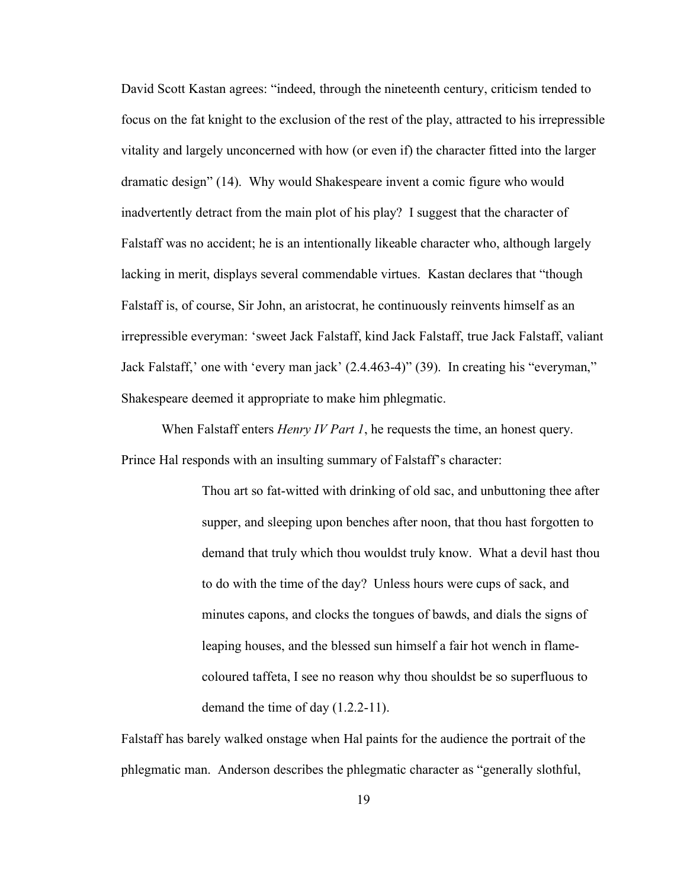David Scott Kastan agrees: "indeed, through the nineteenth century, criticism tended to focus on the fat knight to the exclusion of the rest of the play, attracted to his irrepressible vitality and largely unconcerned with how (or even if) the character fitted into the larger dramatic design" (14). Why would Shakespeare invent a comic figure who would inadvertently detract from the main plot of his play? I suggest that the character of Falstaff was no accident; he is an intentionally likeable character who, although largely lacking in merit, displays several commendable virtues. Kastan declares that "though Falstaff is, of course, Sir John, an aristocrat, he continuously reinvents himself as an irrepressible everyman: 'sweet Jack Falstaff, kind Jack Falstaff, true Jack Falstaff, valiant Jack Falstaff,' one with 'every man jack' (2.4.463-4)" (39). In creating his "everyman," Shakespeare deemed it appropriate to make him phlegmatic.

When Falstaff enters *Henry IV Part 1*, he requests the time, an honest query. Prince Hal responds with an insulting summary of Falstaff's character:

> Thou art so fat-witted with drinking of old sac, and unbuttoning thee after supper, and sleeping upon benches after noon, that thou hast forgotten to demand that truly which thou wouldst truly know. What a devil hast thou to do with the time of the day? Unless hours were cups of sack, and minutes capons, and clocks the tongues of bawds, and dials the signs of leaping houses, and the blessed sun himself a fair hot wench in flame-coloured taffeta, I see no reason why thou shouldst be so superfluous to demand the time of day (1.2.2-11).

Falstaff has barely walked onstage when Hal paints for the audience the portrait of the phlegmatic man. Anderson describes the phlegmatic character as "generally slothful,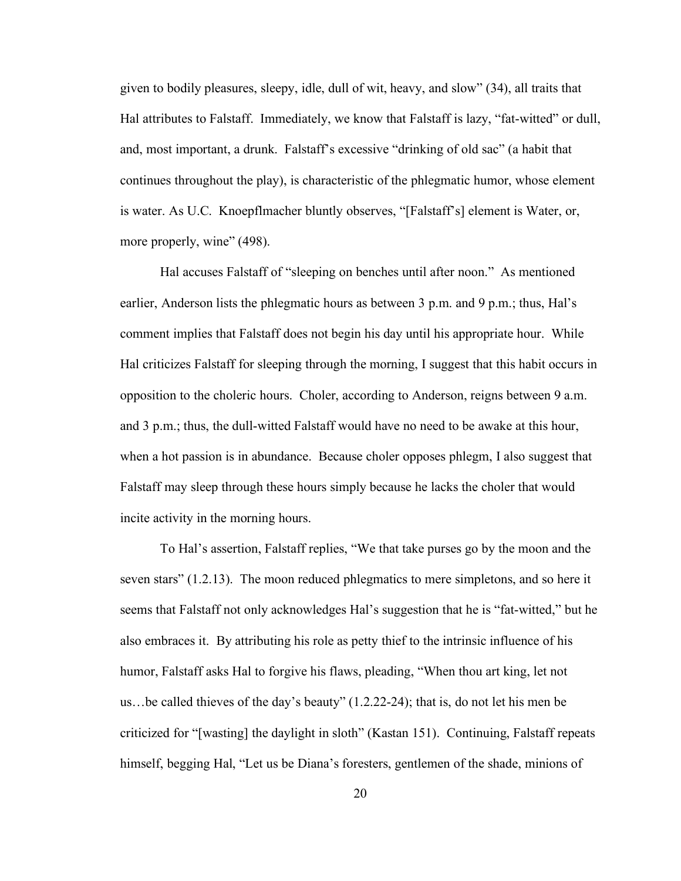given to bodily pleasures, sleepy, idle, dull of wit, heavy, and slow" (34), all traits that Hal attributes to Falstaff. Immediately, we know that Falstaff is lazy, "fat-witted" or dull, and, most important, a drunk. Falstaff's excessive "drinking of old sac" (a habit that continues throughout the play), is characteristic of the phlegmatic humor, whose element is water. As U.C. Knoepflmacher bluntly observes, "[Falstaff's] element is Water, or, more properly, wine" (498).

Hal accuses Falstaff of "sleeping on benches until after noon." As mentioned earlier, Anderson lists the phlegmatic hours as between 3 p.m. and 9 p.m.; thus, Hal's comment implies that Falstaff does not begin his day until his appropriate hour. While Hal criticizes Falstaff for sleeping through the morning, I suggest that this habit occurs in opposition to the choleric hours. Choler, according to Anderson, reigns between 9 a.m. and 3 p.m.; thus, the dull-witted Falstaff would have no need to be awake at this hour, when a hot passion is in abundance. Because choler opposes phlegm, I also suggest that Falstaff may sleep through these hours simply because he lacks the choler that would incite activity in the morning hours.

To Hal's assertion, Falstaff replies, "We that take purses go by the moon and the seven stars" (1.2.13). The moon reduced phlegmatics to mere simpletons, and so here it seems that Falstaff not only acknowledges Hal's suggestion that he is "fat-witted," but he also embraces it. By attributing his role as petty thief to the intrinsic influence of his humor, Falstaff asks Hal to forgive his flaws, pleading, "When thou art king, let not us…be called thieves of the day's beauty" (1.2.22-24); that is, do not let his men be criticized for "[wasting] the daylight in sloth" (Kastan 151). Continuing, Falstaff repeats himself, begging Hal, "Let us be Diana's foresters, gentlemen of the shade, minions of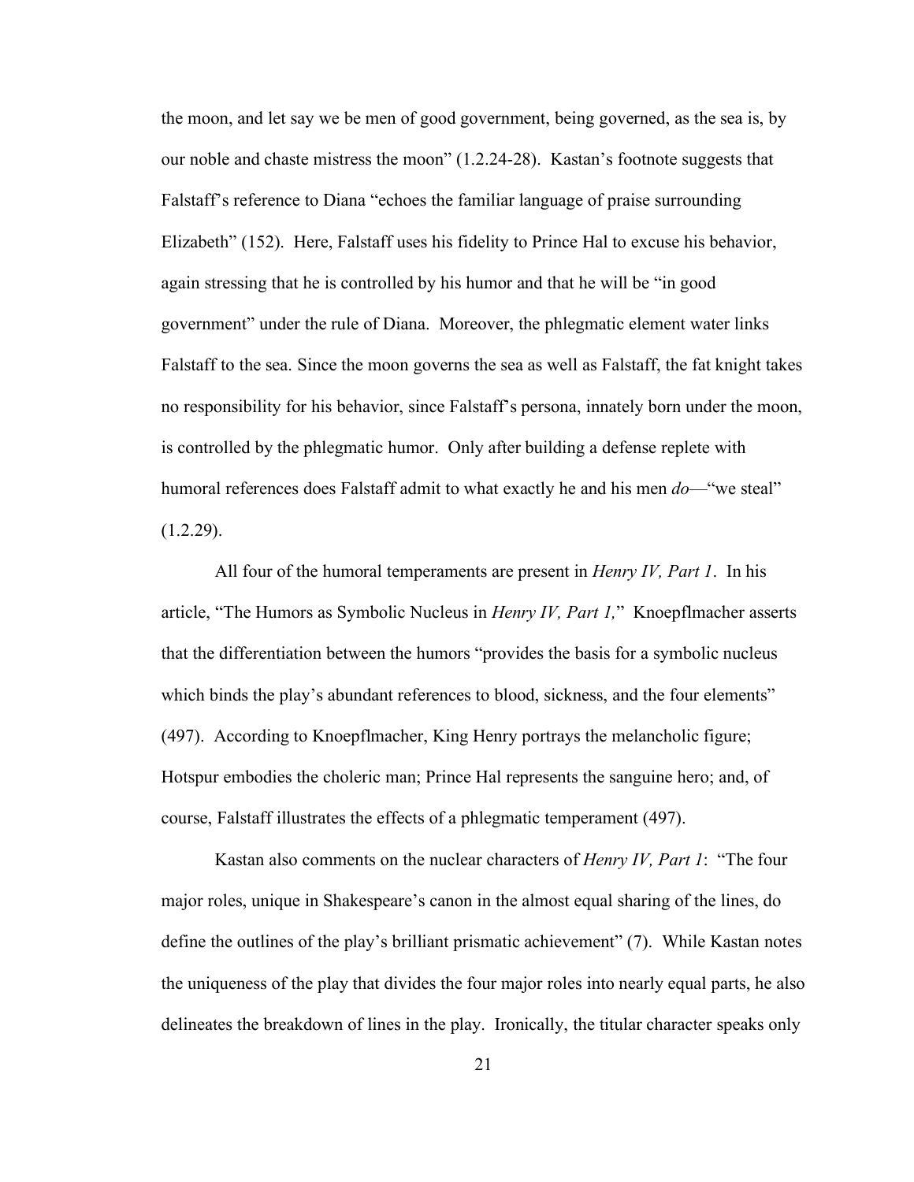the moon, and let say we be men of good government, being governed, as the sea is, by our noble and chaste mistress the moon" (1.2.24-28). Kastan's footnote suggests that Falstaff's reference to Diana "echoes the familiar language of praise surrounding Elizabeth" (152). Here, Falstaff uses his fidelity to Prince Hal to excuse his behavior, again stressing that he is controlled by his humor and that he will be "in good government" under the rule of Diana. Moreover, the phlegmatic element water links Falstaff to the sea. Since the moon governs the sea as well as Falstaff, the fat knight takes no responsibility for his behavior, since Falstaff's persona, innately born under the moon, is controlled by the phlegmatic humor. Only after building a defense replete with humoral references does Falstaff admit to what exactly he and his men *do*—"we steal" (1.2.29).

All four of the humoral temperaments are present in *Henry IV, Part 1*. In his article, "The Humors as Symbolic Nucleus in *Henry IV, Part 1,*" Knoepflmacher asserts that the differentiation between the humors "provides the basis for a symbolic nucleus which binds the play's abundant references to blood, sickness, and the four elements" (497). According to Knoepflmacher, King Henry portrays the melancholic figure; Hotspur embodies the choleric man; Prince Hal represents the sanguine hero; and, of course, Falstaff illustrates the effects of a phlegmatic temperament (497).

Kastan also comments on the nuclear characters of *Henry IV, Part 1*: "The four major roles, unique in Shakespeare's canon in the almost equal sharing of the lines, do define the outlines of the play's brilliant prismatic achievement" (7). While Kastan notes the uniqueness of the play that divides the four major roles into nearly equal parts, he also delineates the breakdown of lines in the play. Ironically, the titular character speaks only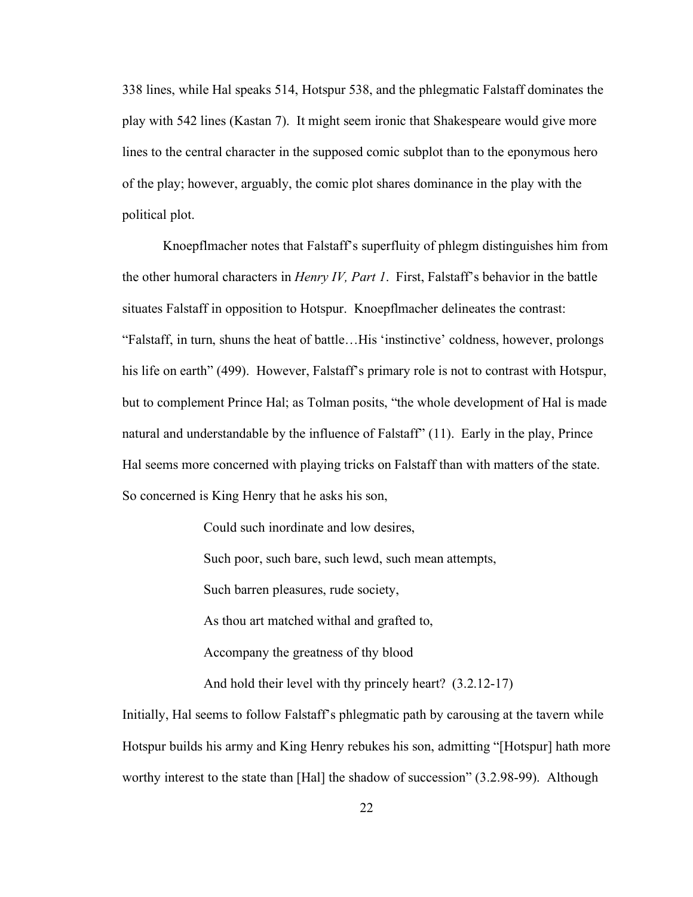338 lines, while Hal speaks 514, Hotspur 538, and the phlegmatic Falstaff dominates the play with 542 lines (Kastan 7). It might seem ironic that Shakespeare would give more lines to the central character in the supposed comic subplot than to the eponymous hero of the play; however, arguably, the comic plot shares dominance in the play with the political plot.

Knoepflmacher notes that Falstaff's superfluity of phlegm distinguishes him from the other humoral characters in *Henry IV, Part 1*. First, Falstaff's behavior in the battle situates Falstaff in opposition to Hotspur. Knoepflmacher delineates the contrast: "Falstaff, in turn, shuns the heat of battle…His 'instinctive' coldness, however, prolongs his life on earth" (499). However, Falstaff's primary role is not to contrast with Hotspur, but to complement Prince Hal; as Tolman posits, "the whole development of Hal is made natural and understandable by the influence of Falstaff" (11). Early in the play, Prince Hal seems more concerned with playing tricks on Falstaff than with matters of the state. So concerned is King Henry that he asks his son,

> Could such inordinate and low desires,
>
> Such poor, such bare, such lewd, such mean attempts,
>
> Such barren pleasures, rude society,
>
> As thou art matched withal and grafted to,
>
> Accompany the greatness of thy blood
>
> And hold their level with thy princely heart? (3.2.12-17)

Initially, Hal seems to follow Falstaff's phlegmatic path by carousing at the tavern while Hotspur builds his army and King Henry rebukes his son, admitting "[Hotspur] hath more worthy interest to the state than [Hal] the shadow of succession" (3.2.98-99). Although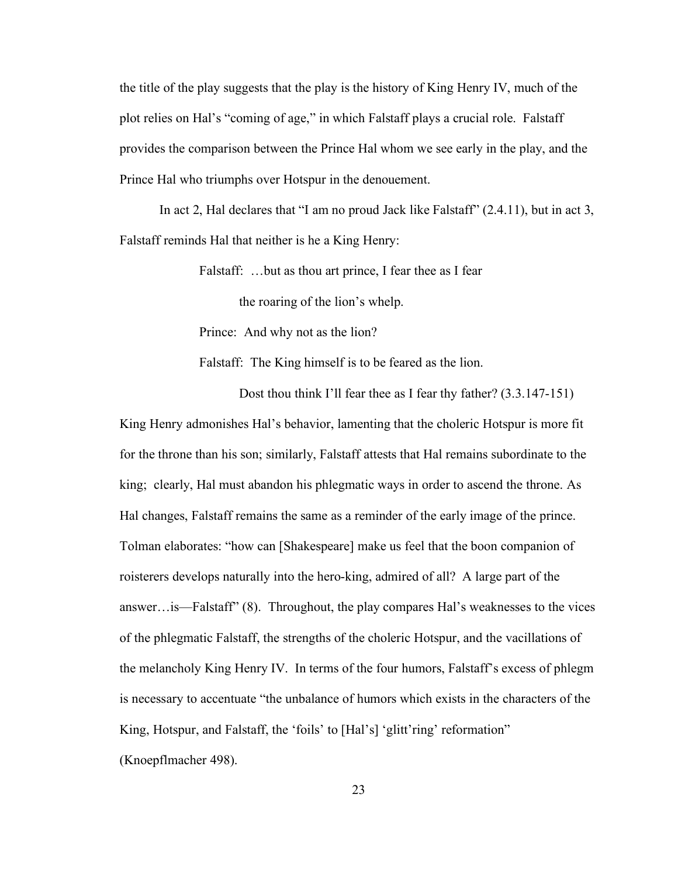the title of the play suggests that the play is the history of King Henry IV, much of the plot relies on Hal's "coming of age," in which Falstaff plays a crucial role. Falstaff provides the comparison between the Prince Hal whom we see early in the play, and the Prince Hal who triumphs over Hotspur in the denouement.

In act 2, Hal declares that "I am no proud Jack like Falstaff" (2.4.11), but in act 3, Falstaff reminds Hal that neither is he a King Henry:

> Falstaff: …but as thou art prince, I fear thee as I fear
> the roaring of the lion's whelp.
>
> Prince: And why not as the lion?
>
> Falstaff: The King himself is to be feared as the lion.
> Dost thou think I'll fear thee as I fear thy father? (3.3.147-151)

King Henry admonishes Hal's behavior, lamenting that the choleric Hotspur is more fit for the throne than his son; similarly, Falstaff attests that Hal remains subordinate to the king; clearly, Hal must abandon his phlegmatic ways in order to ascend the throne. As Hal changes, Falstaff remains the same as a reminder of the early image of the prince. Tolman elaborates: "how can [Shakespeare] make us feel that the boon companion of roisterers develops naturally into the hero-king, admired of all? A large part of the answer…is—Falstaff" (8). Throughout, the play compares Hal's weaknesses to the vices of the phlegmatic Falstaff, the strengths of the choleric Hotspur, and the vacillations of the melancholy King Henry IV. In terms of the four humors, Falstaff's excess of phlegm is necessary to accentuate "the unbalance of humors which exists in the characters of the King, Hotspur, and Falstaff, the 'foils' to [Hal's] 'glitt'ring' reformation" (Knoepflmacher 498).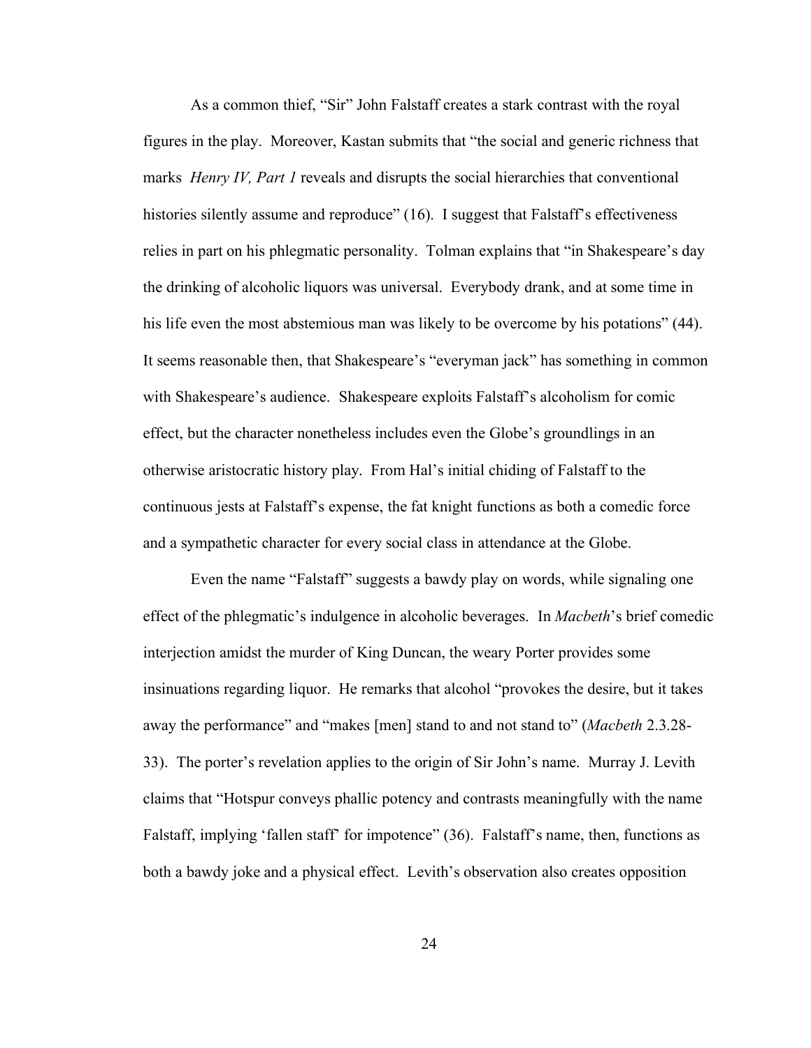As a common thief, "Sir" John Falstaff creates a stark contrast with the royal figures in the play. Moreover, Kastan submits that "the social and generic richness that marks *Henry IV, Part 1* reveals and disrupts the social hierarchies that conventional histories silently assume and reproduce" (16). I suggest that Falstaff's effectiveness relies in part on his phlegmatic personality. Tolman explains that "in Shakespeare's day the drinking of alcoholic liquors was universal. Everybody drank, and at some time in his life even the most abstemious man was likely to be overcome by his potations" (44). It seems reasonable then, that Shakespeare's "everyman jack" has something in common with Shakespeare's audience. Shakespeare exploits Falstaff's alcoholism for comic effect, but the character nonetheless includes even the Globe's groundlings in an otherwise aristocratic history play. From Hal's initial chiding of Falstaff to the continuous jests at Falstaff's expense, the fat knight functions as both a comedic force and a sympathetic character for every social class in attendance at the Globe.

Even the name "Falstaff" suggests a bawdy play on words, while signaling one effect of the phlegmatic's indulgence in alcoholic beverages. In *Macbeth*'s brief comedic interjection amidst the murder of King Duncan, the weary Porter provides some insinuations regarding liquor. He remarks that alcohol "provokes the desire, but it takes away the performance" and "makes [men] stand to and not stand to" (*Macbeth* 2.3.28-33). The porter's revelation applies to the origin of Sir John's name. Murray J. Levith claims that "Hotspur conveys phallic potency and contrasts meaningfully with the name Falstaff, implying 'fallen staff' for impotence" (36). Falstaff's name, then, functions as both a bawdy joke and a physical effect. Levith's observation also creates opposition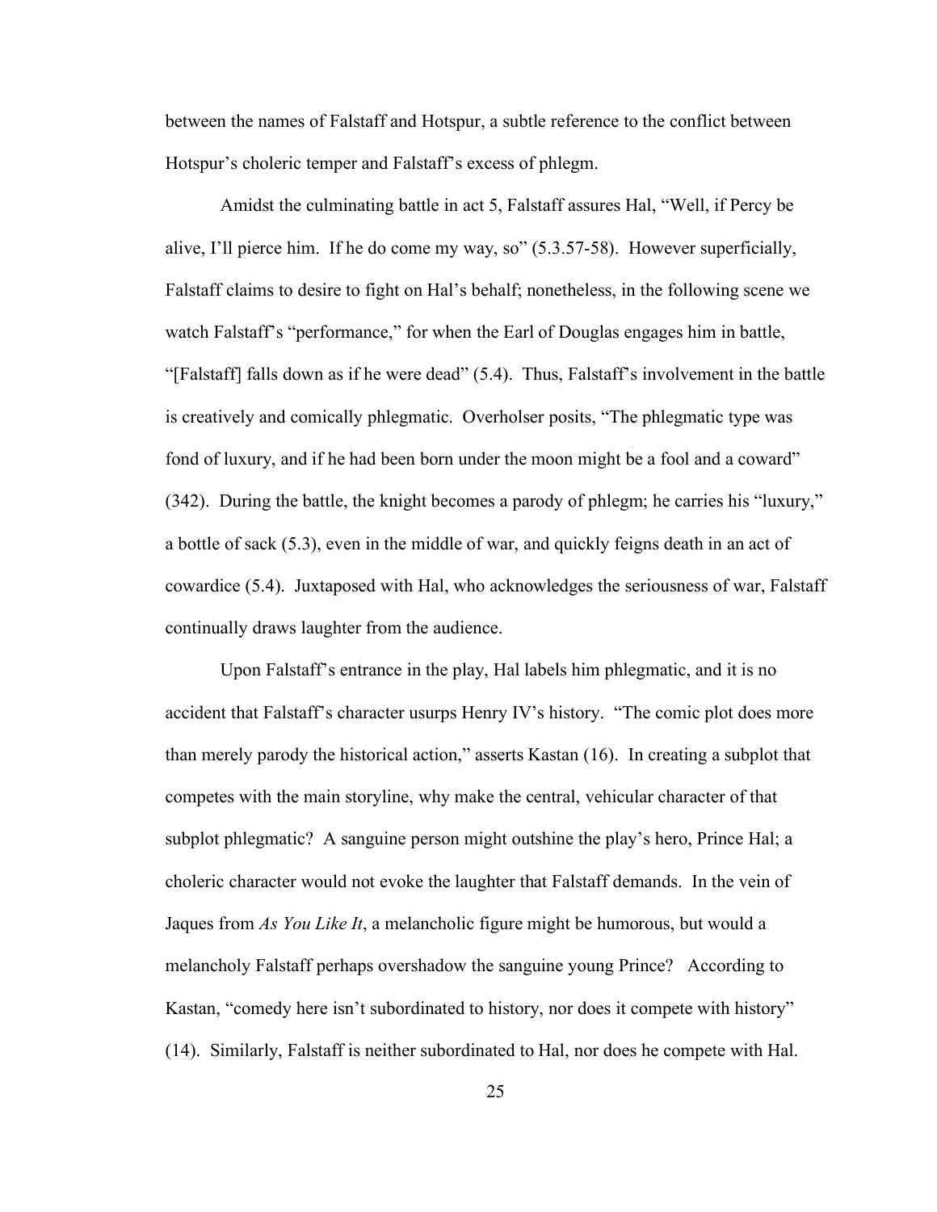between the names of Falstaff and Hotspur, a subtle reference to the conflict between Hotspur's choleric temper and Falstaff's excess of phlegm.

Amidst the culminating battle in act 5, Falstaff assures Hal, "Well, if Percy be alive, I'll pierce him. If he do come my way, so" (5.3.57-58). However superficially, Falstaff claims to desire to fight on Hal's behalf; nonetheless, in the following scene we watch Falstaff's "performance," for when the Earl of Douglas engages him in battle, "[Falstaff] falls down as if he were dead" (5.4). Thus, Falstaff's involvement in the battle is creatively and comically phlegmatic. Overholser posits, "The phlegmatic type was fond of luxury, and if he had been born under the moon might be a fool and a coward" (342). During the battle, the knight becomes a parody of phlegm; he carries his "luxury," a bottle of sack (5.3), even in the middle of war, and quickly feigns death in an act of cowardice (5.4). Juxtaposed with Hal, who acknowledges the seriousness of war, Falstaff continually draws laughter from the audience.

Upon Falstaff's entrance in the play, Hal labels him phlegmatic, and it is no accident that Falstaff's character usurps Henry IV's history. "The comic plot does more than merely parody the historical action," asserts Kastan (16). In creating a subplot that competes with the main storyline, why make the central, vehicular character of that subplot phlegmatic? A sanguine person might outshine the play's hero, Prince Hal; a choleric character would not evoke the laughter that Falstaff demands. In the vein of Jaques from *As You Like It*, a melancholic figure might be humorous, but would a melancholy Falstaff perhaps overshadow the sanguine young Prince? According to Kastan, "comedy here isn't subordinated to history, nor does it compete with history" (14). Similarly, Falstaff is neither subordinated to Hal, nor does he compete with Hal.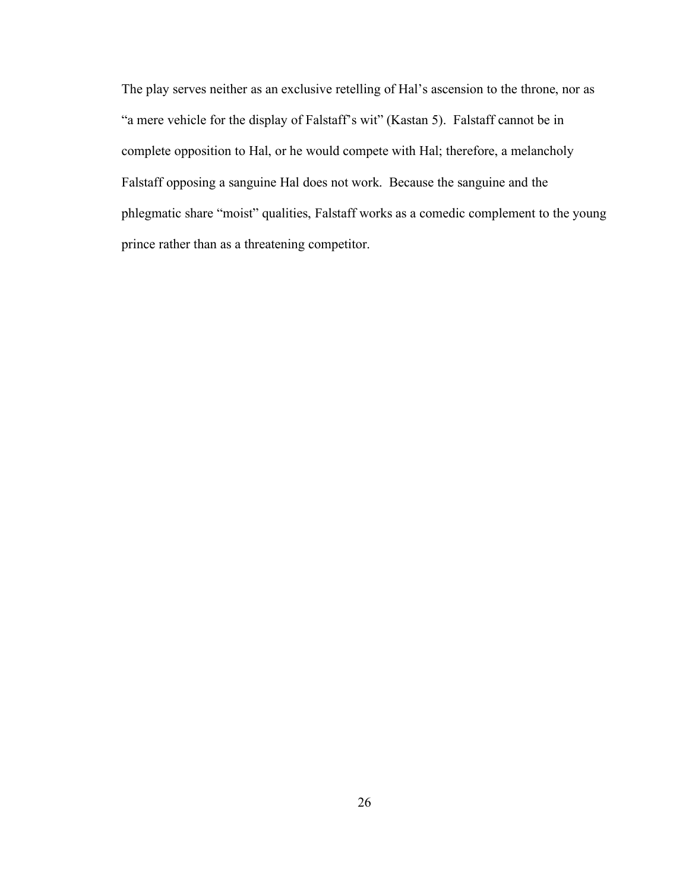The play serves neither as an exclusive retelling of Hal's ascension to the throne, nor as "a mere vehicle for the display of Falstaff's wit" (Kastan 5). Falstaff cannot be in complete opposition to Hal, or he would compete with Hal; therefore, a melancholy Falstaff opposing a sanguine Hal does not work. Because the sanguine and the phlegmatic share "moist" qualities, Falstaff works as a comedic complement to the young prince rather than as a threatening competitor.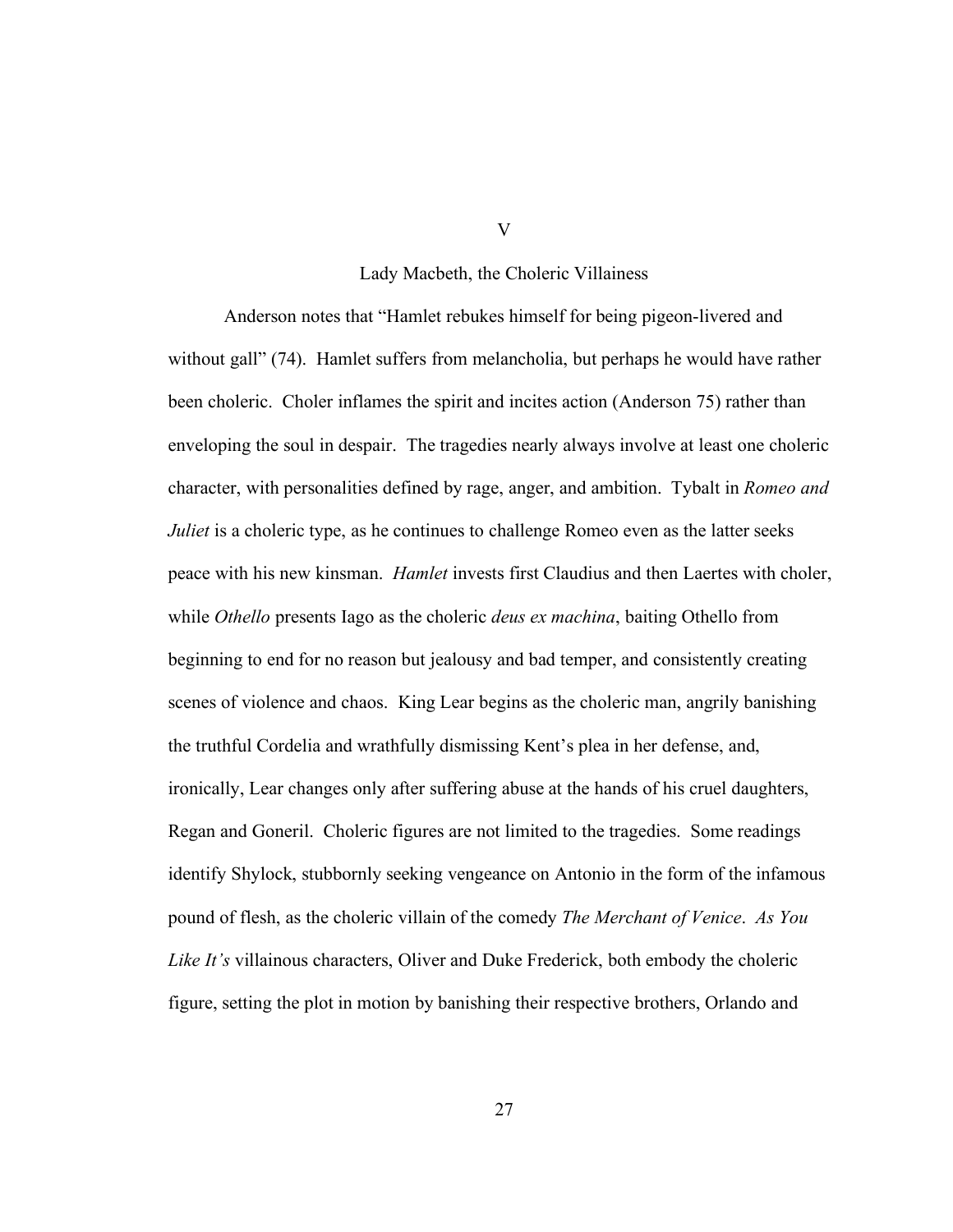# V

## Lady Macbeth, the Choleric Villainess

Anderson notes that "Hamlet rebukes himself for being pigeon-livered and without gall" (74). Hamlet suffers from melancholia, but perhaps he would have rather been choleric. Choler inflames the spirit and incites action (Anderson 75) rather than enveloping the soul in despair. The tragedies nearly always involve at least one choleric character, with personalities defined by rage, anger, and ambition. Tybalt in *Romeo and Juliet* is a choleric type, as he continues to challenge Romeo even as the latter seeks peace with his new kinsman. *Hamlet* invests first Claudius and then Laertes with choler, while *Othello* presents Iago as the choleric *deus ex machina*, baiting Othello from beginning to end for no reason but jealousy and bad temper, and consistently creating scenes of violence and chaos. King Lear begins as the choleric man, angrily banishing the truthful Cordelia and wrathfully dismissing Kent's plea in her defense, and, ironically, Lear changes only after suffering abuse at the hands of his cruel daughters, Regan and Goneril. Choleric figures are not limited to the tragedies. Some readings identify Shylock, stubbornly seeking vengeance on Antonio in the form of the infamous pound of flesh, as the choleric villain of the comedy *The Merchant of Venice*. *As You Like It's* villainous characters, Oliver and Duke Frederick, both embody the choleric figure, setting the plot in motion by banishing their respective brothers, Orlando and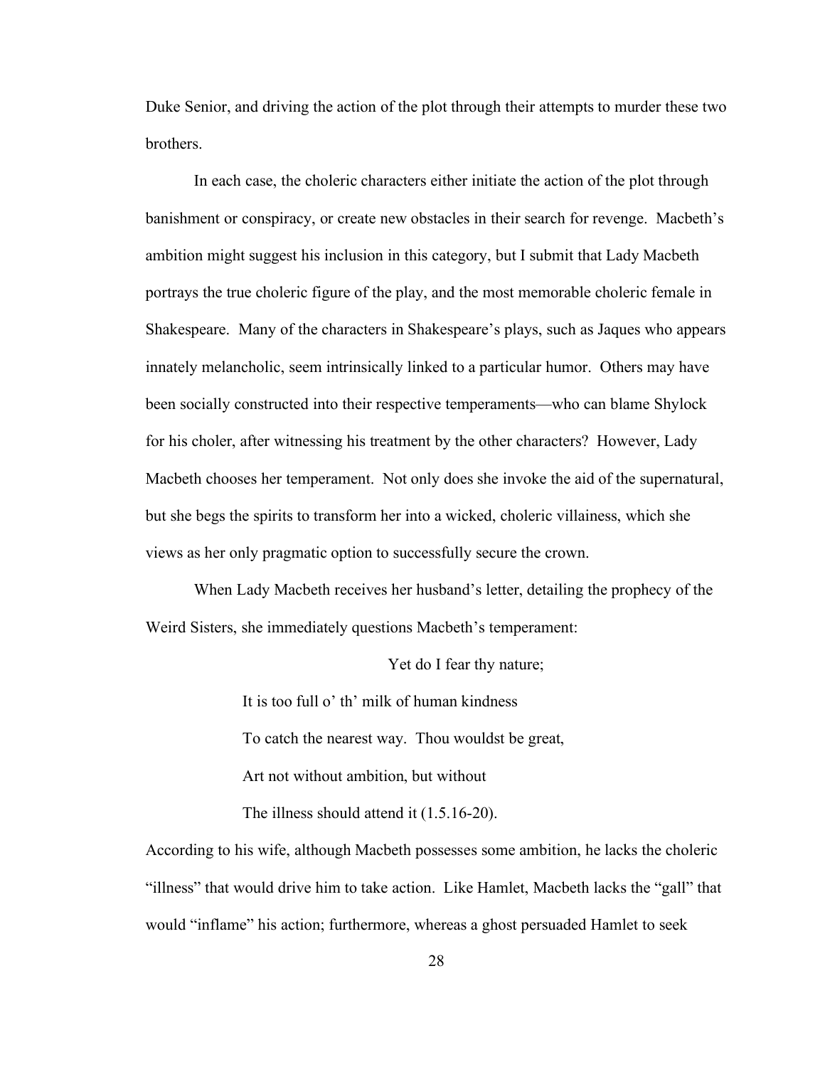Duke Senior, and driving the action of the plot through their attempts to murder these two brothers.

In each case, the choleric characters either initiate the action of the plot through banishment or conspiracy, or create new obstacles in their search for revenge. Macbeth's ambition might suggest his inclusion in this category, but I submit that Lady Macbeth portrays the true choleric figure of the play, and the most memorable choleric female in Shakespeare. Many of the characters in Shakespeare's plays, such as Jaques who appears innately melancholic, seem intrinsically linked to a particular humor. Others may have been socially constructed into their respective temperaments—who can blame Shylock for his choler, after witnessing his treatment by the other characters? However, Lady Macbeth chooses her temperament. Not only does she invoke the aid of the supernatural, but she begs the spirits to transform her into a wicked, choleric villainess, which she views as her only pragmatic option to successfully secure the crown.

When Lady Macbeth receives her husband's letter, detailing the prophecy of the Weird Sisters, she immediately questions Macbeth's temperament:

> Yet do I fear thy nature;
>
> It is too full o' th' milk of human kindness
>
> To catch the nearest way. Thou wouldst be great,
>
> Art not without ambition, but without
>
> The illness should attend it (1.5.16-20).

According to his wife, although Macbeth possesses some ambition, he lacks the choleric "illness" that would drive him to take action. Like Hamlet, Macbeth lacks the "gall" that would "inflame" his action; furthermore, whereas a ghost persuaded Hamlet to seek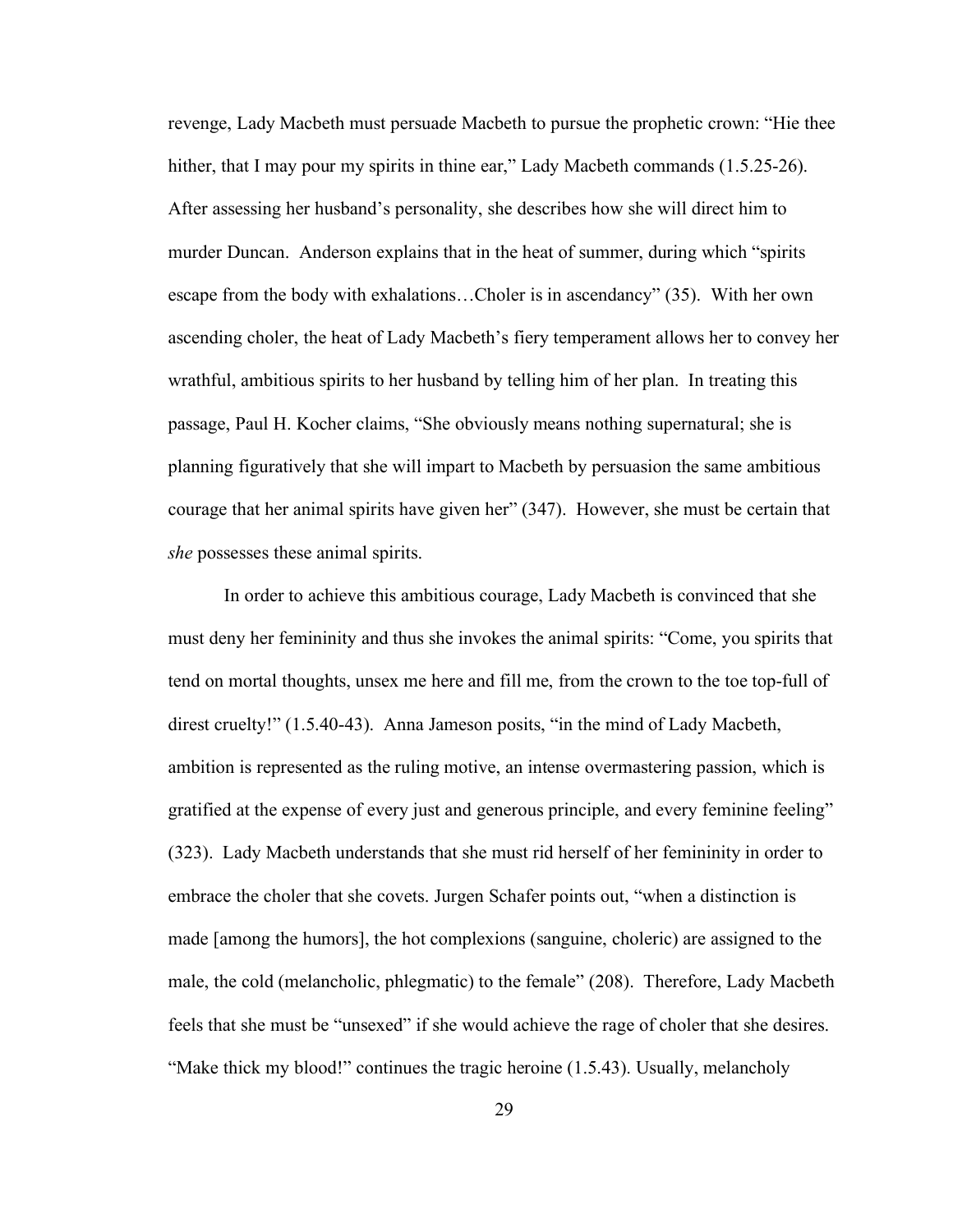revenge, Lady Macbeth must persuade Macbeth to pursue the prophetic crown: "Hie thee hither, that I may pour my spirits in thine ear," Lady Macbeth commands (1.5.25-26). After assessing her husband's personality, she describes how she will direct him to murder Duncan. Anderson explains that in the heat of summer, during which "spirits escape from the body with exhalations…Choler is in ascendancy" (35). With her own ascending choler, the heat of Lady Macbeth's fiery temperament allows her to convey her wrathful, ambitious spirits to her husband by telling him of her plan. In treating this passage, Paul H. Kocher claims, "She obviously means nothing supernatural; she is planning figuratively that she will impart to Macbeth by persuasion the same ambitious courage that her animal spirits have given her" (347). However, she must be certain that *she* possesses these animal spirits.

In order to achieve this ambitious courage, Lady Macbeth is convinced that she must deny her femininity and thus she invokes the animal spirits: "Come, you spirits that tend on mortal thoughts, unsex me here and fill me, from the crown to the toe top-full of direst cruelty!" (1.5.40-43). Anna Jameson posits, "in the mind of Lady Macbeth, ambition is represented as the ruling motive, an intense overmastering passion, which is gratified at the expense of every just and generous principle, and every feminine feeling" (323). Lady Macbeth understands that she must rid herself of her femininity in order to embrace the choler that she covets. Jurgen Schafer points out, "when a distinction is made [among the humors], the hot complexions (sanguine, choleric) are assigned to the male, the cold (melancholic, phlegmatic) to the female" (208). Therefore, Lady Macbeth feels that she must be "unsexed" if she would achieve the rage of choler that she desires. "Make thick my blood!" continues the tragic heroine (1.5.43). Usually, melancholy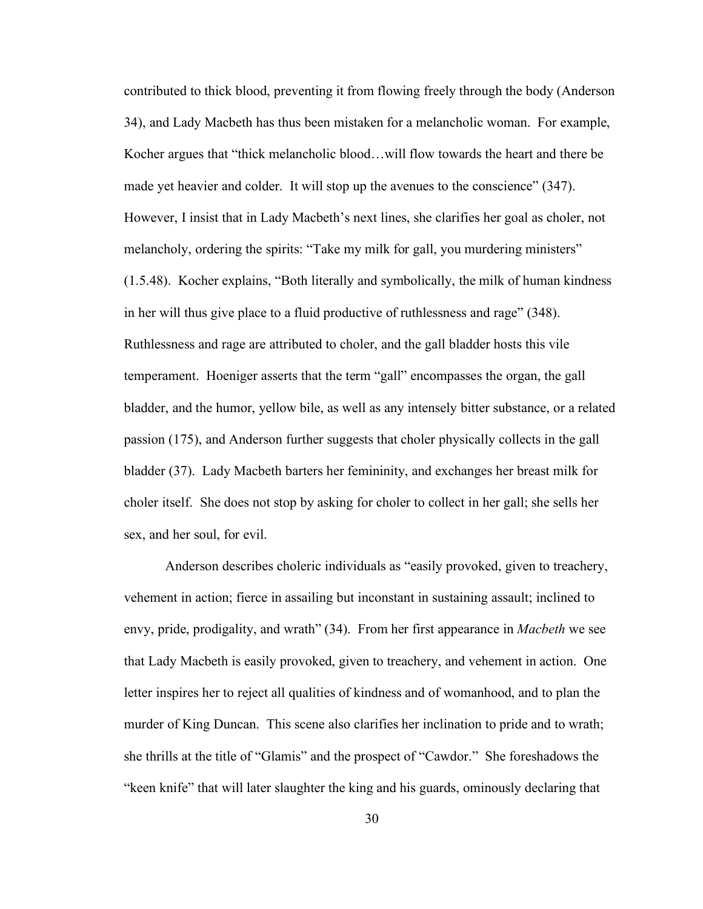contributed to thick blood, preventing it from flowing freely through the body (Anderson 34), and Lady Macbeth has thus been mistaken for a melancholic woman. For example, Kocher argues that "thick melancholic blood…will flow towards the heart and there be made yet heavier and colder. It will stop up the avenues to the conscience" (347). However, I insist that in Lady Macbeth's next lines, she clarifies her goal as choler, not melancholy, ordering the spirits: "Take my milk for gall, you murdering ministers" (1.5.48). Kocher explains, "Both literally and symbolically, the milk of human kindness in her will thus give place to a fluid productive of ruthlessness and rage" (348). Ruthlessness and rage are attributed to choler, and the gall bladder hosts this vile temperament. Hoeniger asserts that the term "gall" encompasses the organ, the gall bladder, and the humor, yellow bile, as well as any intensely bitter substance, or a related passion (175), and Anderson further suggests that choler physically collects in the gall bladder (37). Lady Macbeth barters her femininity, and exchanges her breast milk for choler itself. She does not stop by asking for choler to collect in her gall; she sells her sex, and her soul, for evil.

Anderson describes choleric individuals as "easily provoked, given to treachery, vehement in action; fierce in assailing but inconstant in sustaining assault; inclined to envy, pride, prodigality, and wrath" (34). From her first appearance in *Macbeth* we see that Lady Macbeth is easily provoked, given to treachery, and vehement in action. One letter inspires her to reject all qualities of kindness and of womanhood, and to plan the murder of King Duncan. This scene also clarifies her inclination to pride and to wrath; she thrills at the title of "Glamis" and the prospect of "Cawdor." She foreshadows the "keen knife" that will later slaughter the king and his guards, ominously declaring that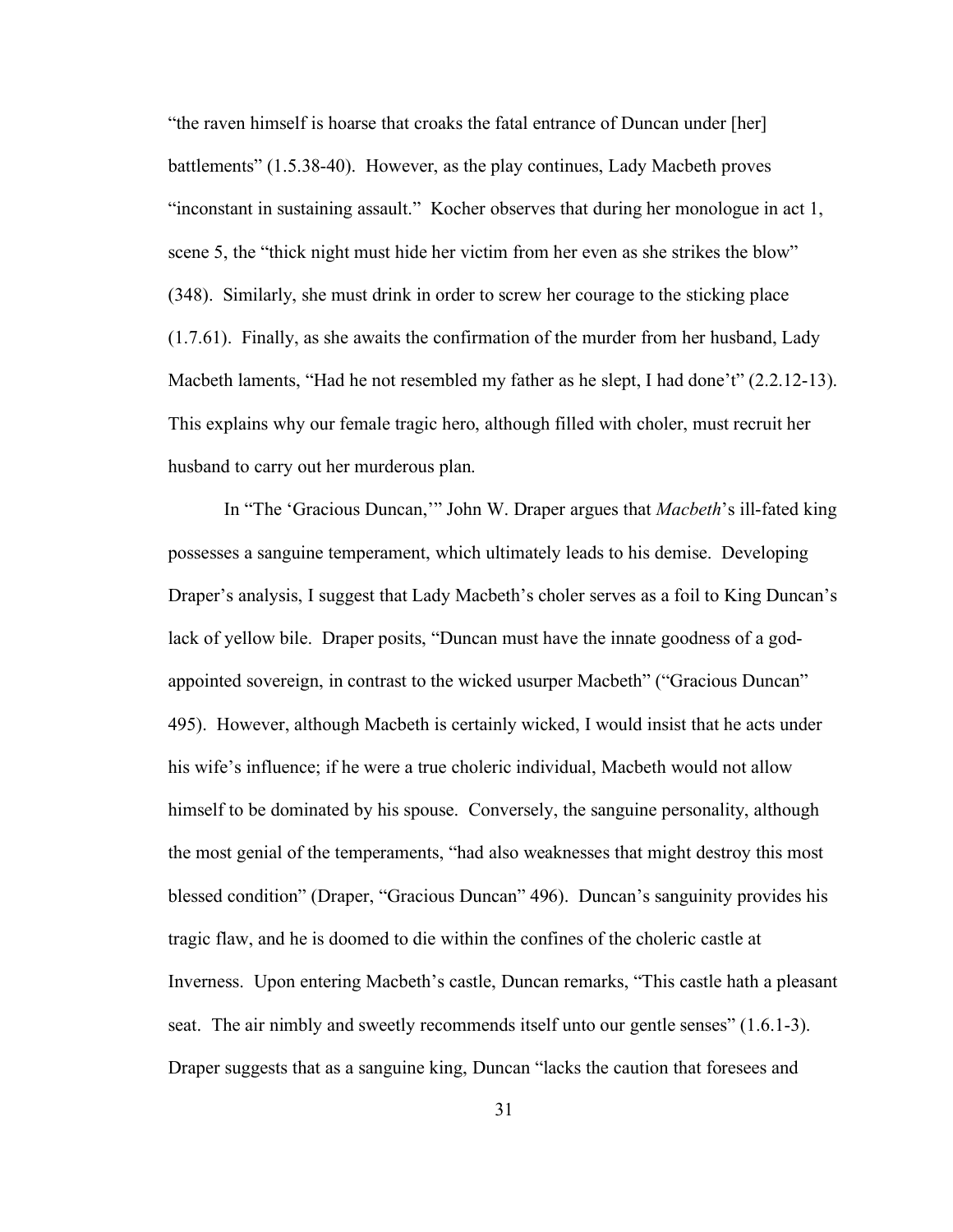"the raven himself is hoarse that croaks the fatal entrance of Duncan under [her] battlements" (1.5.38-40). However, as the play continues, Lady Macbeth proves "inconstant in sustaining assault." Kocher observes that during her monologue in act 1, scene 5, the "thick night must hide her victim from her even as she strikes the blow" (348). Similarly, she must drink in order to screw her courage to the sticking place (1.7.61). Finally, as she awaits the confirmation of the murder from her husband, Lady Macbeth laments, "Had he not resembled my father as he slept, I had done't" (2.2.12-13). This explains why our female tragic hero, although filled with choler, must recruit her husband to carry out her murderous plan.

In "The 'Gracious Duncan,'" John W. Draper argues that *Macbeth*'s ill-fated king possesses a sanguine temperament, which ultimately leads to his demise. Developing Draper's analysis, I suggest that Lady Macbeth's choler serves as a foil to King Duncan's lack of yellow bile. Draper posits, "Duncan must have the innate goodness of a god-appointed sovereign, in contrast to the wicked usurper Macbeth" ("Gracious Duncan" 495). However, although Macbeth is certainly wicked, I would insist that he acts under his wife's influence; if he were a true choleric individual, Macbeth would not allow himself to be dominated by his spouse. Conversely, the sanguine personality, although the most genial of the temperaments, "had also weaknesses that might destroy this most blessed condition" (Draper, "Gracious Duncan" 496). Duncan's sanguinity provides his tragic flaw, and he is doomed to die within the confines of the choleric castle at Inverness. Upon entering Macbeth's castle, Duncan remarks, "This castle hath a pleasant seat. The air nimbly and sweetly recommends itself unto our gentle senses" (1.6.1-3). Draper suggests that as a sanguine king, Duncan "lacks the caution that foresees and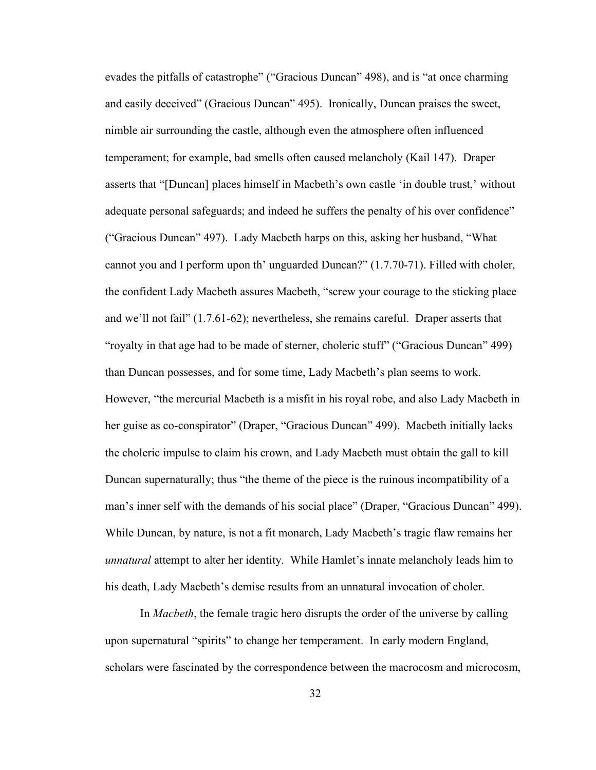evades the pitfalls of catastrophe" ("Gracious Duncan" 498), and is "at once charming and easily deceived" (Gracious Duncan" 495). Ironically, Duncan praises the sweet, nimble air surrounding the castle, although even the atmosphere often influenced temperament; for example, bad smells often caused melancholy (Kail 147). Draper asserts that "[Duncan] places himself in Macbeth's own castle 'in double trust,' without adequate personal safeguards; and indeed he suffers the penalty of his over confidence" ("Gracious Duncan" 497). Lady Macbeth harps on this, asking her husband, "What cannot you and I perform upon th' unguarded Duncan?" (1.7.70-71). Filled with choler, the confident Lady Macbeth assures Macbeth, "screw your courage to the sticking place and we'll not fail" (1.7.61-62); nevertheless, she remains careful. Draper asserts that "royalty in that age had to be made of sterner, choleric stuff" ("Gracious Duncan" 499) than Duncan possesses, and for some time, Lady Macbeth's plan seems to work. However, "the mercurial Macbeth is a misfit in his royal robe, and also Lady Macbeth in her guise as co-conspirator" (Draper, "Gracious Duncan" 499). Macbeth initially lacks the choleric impulse to claim his crown, and Lady Macbeth must obtain the gall to kill Duncan supernaturally; thus "the theme of the piece is the ruinous incompatibility of a man's inner self with the demands of his social place" (Draper, "Gracious Duncan" 499). While Duncan, by nature, is not a fit monarch, Lady Macbeth's tragic flaw remains her *unnatural* attempt to alter her identity. While Hamlet's innate melancholy leads him to his death, Lady Macbeth's demise results from an unnatural invocation of choler.

In *Macbeth*, the female tragic hero disrupts the order of the universe by calling upon supernatural "spirits" to change her temperament. In early modern England, scholars were fascinated by the correspondence between the macrocosm and microcosm,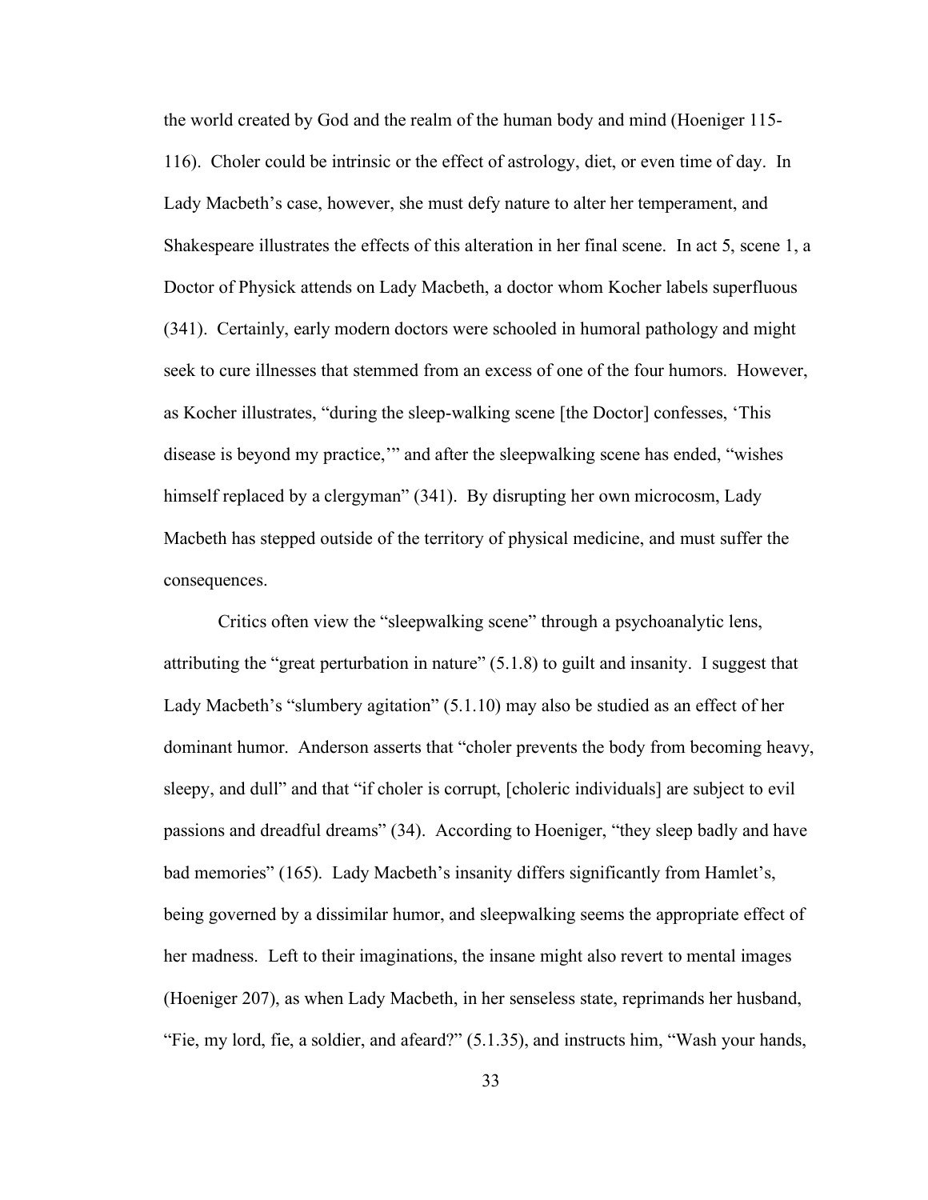the world created by God and the realm of the human body and mind (Hoeniger 115-116). Choler could be intrinsic or the effect of astrology, diet, or even time of day. In Lady Macbeth's case, however, she must defy nature to alter her temperament, and Shakespeare illustrates the effects of this alteration in her final scene. In act 5, scene 1, a Doctor of Physick attends on Lady Macbeth, a doctor whom Kocher labels superfluous (341). Certainly, early modern doctors were schooled in humoral pathology and might seek to cure illnesses that stemmed from an excess of one of the four humors. However, as Kocher illustrates, "during the sleep-walking scene [the Doctor] confesses, 'This disease is beyond my practice,'" and after the sleepwalking scene has ended, "wishes himself replaced by a clergyman" (341). By disrupting her own microcosm, Lady Macbeth has stepped outside of the territory of physical medicine, and must suffer the consequences.

Critics often view the "sleepwalking scene" through a psychoanalytic lens, attributing the "great perturbation in nature" (5.1.8) to guilt and insanity. I suggest that Lady Macbeth's "slumbery agitation" (5.1.10) may also be studied as an effect of her dominant humor. Anderson asserts that "choler prevents the body from becoming heavy, sleepy, and dull" and that "if choler is corrupt, [choleric individuals] are subject to evil passions and dreadful dreams" (34). According to Hoeniger, "they sleep badly and have bad memories" (165). Lady Macbeth's insanity differs significantly from Hamlet's, being governed by a dissimilar humor, and sleepwalking seems the appropriate effect of her madness. Left to their imaginations, the insane might also revert to mental images (Hoeniger 207), as when Lady Macbeth, in her senseless state, reprimands her husband, "Fie, my lord, fie, a soldier, and afeard?" (5.1.35), and instructs him, "Wash your hands,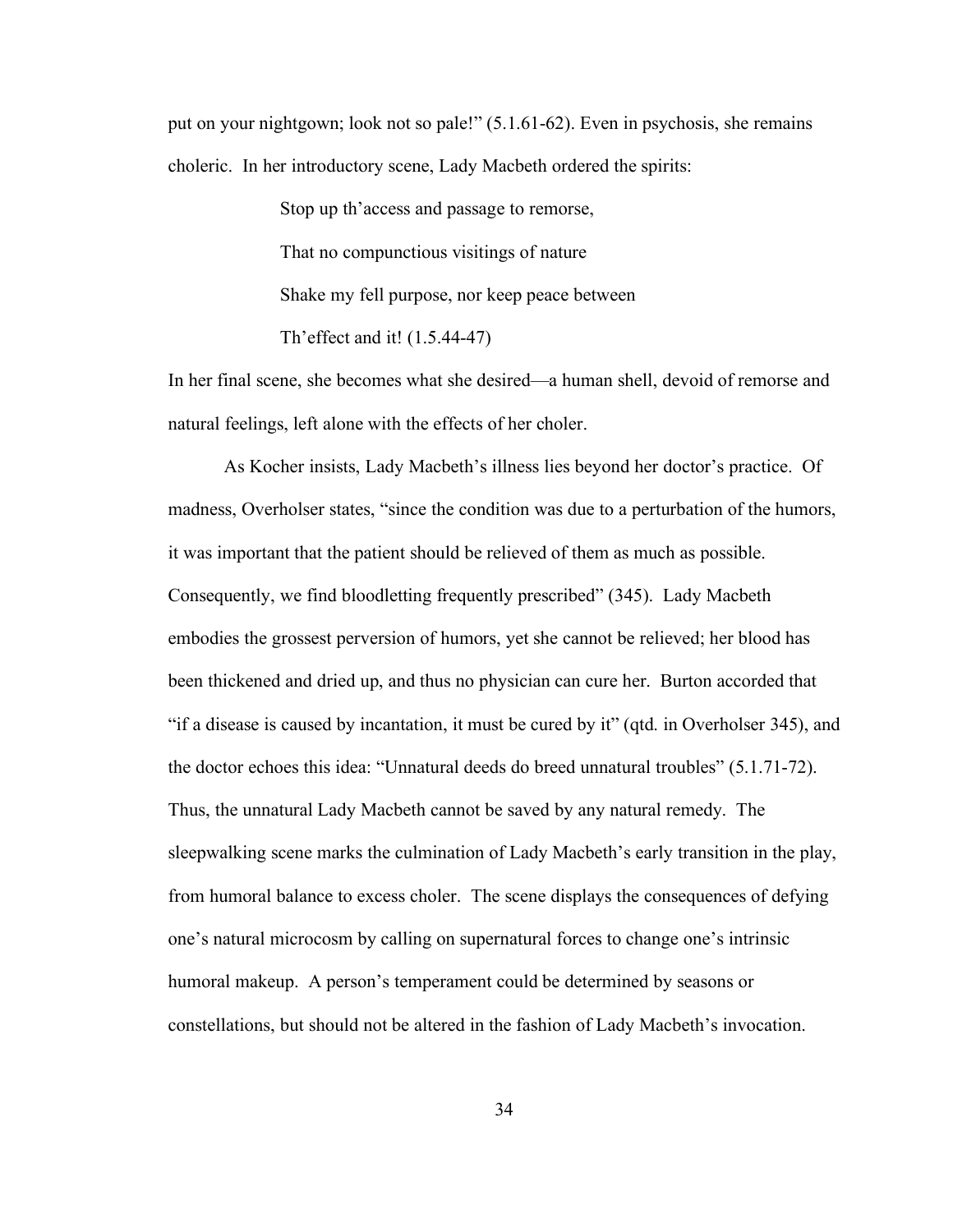put on your nightgown; look not so pale!" (5.1.61-62). Even in psychosis, she remains choleric. In her introductory scene, Lady Macbeth ordered the spirits:

> Stop up th'access and passage to remorse,
>
> That no compunctious visitings of nature
>
> Shake my fell purpose, nor keep peace between
>
> Th'effect and it! (1.5.44-47)

In her final scene, she becomes what she desired—a human shell, devoid of remorse and natural feelings, left alone with the effects of her choler.

As Kocher insists, Lady Macbeth's illness lies beyond her doctor's practice. Of madness, Overholser states, "since the condition was due to a perturbation of the humors, it was important that the patient should be relieved of them as much as possible. Consequently, we find bloodletting frequently prescribed" (345). Lady Macbeth embodies the grossest perversion of humors, yet she cannot be relieved; her blood has been thickened and dried up, and thus no physician can cure her. Burton accorded that "if a disease is caused by incantation, it must be cured by it" (qtd. in Overholser 345), and the doctor echoes this idea: "Unnatural deeds do breed unnatural troubles" (5.1.71-72). Thus, the unnatural Lady Macbeth cannot be saved by any natural remedy. The sleepwalking scene marks the culmination of Lady Macbeth's early transition in the play, from humoral balance to excess choler. The scene displays the consequences of defying one's natural microcosm by calling on supernatural forces to change one's intrinsic humoral makeup. A person's temperament could be determined by seasons or constellations, but should not be altered in the fashion of Lady Macbeth's invocation.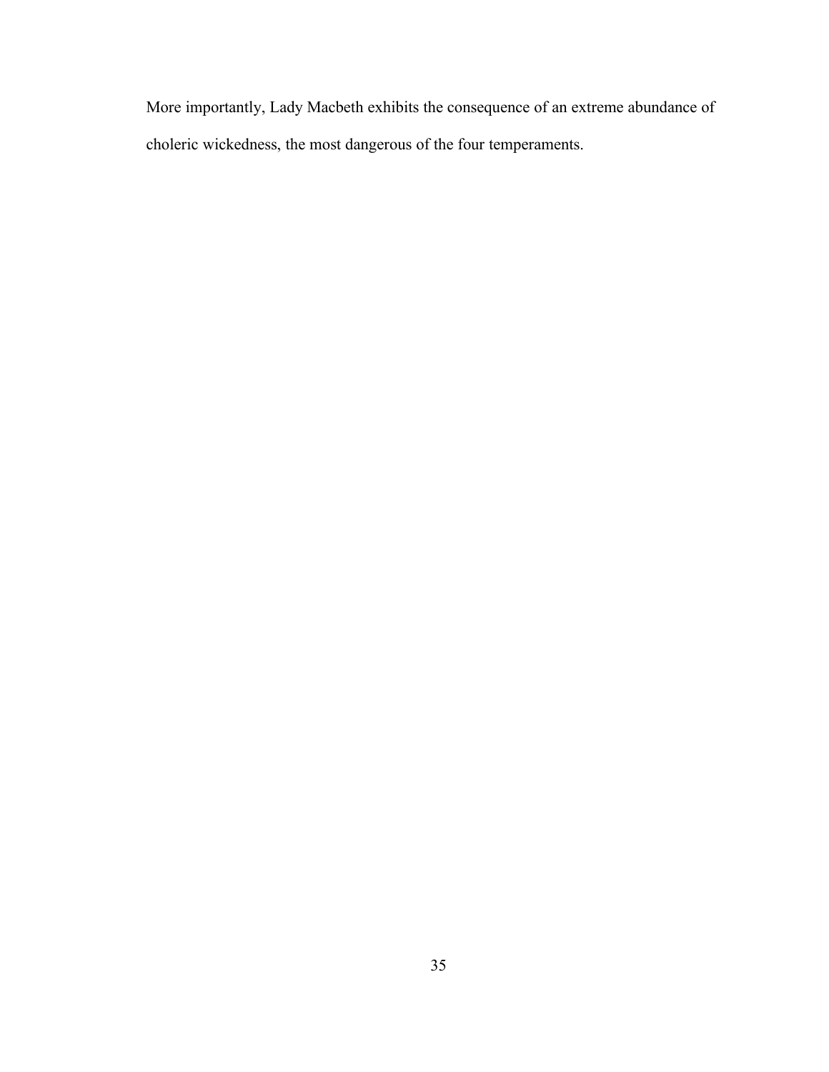More importantly, Lady Macbeth exhibits the consequence of an extreme abundance of choleric wickedness, the most dangerous of the four temperaments.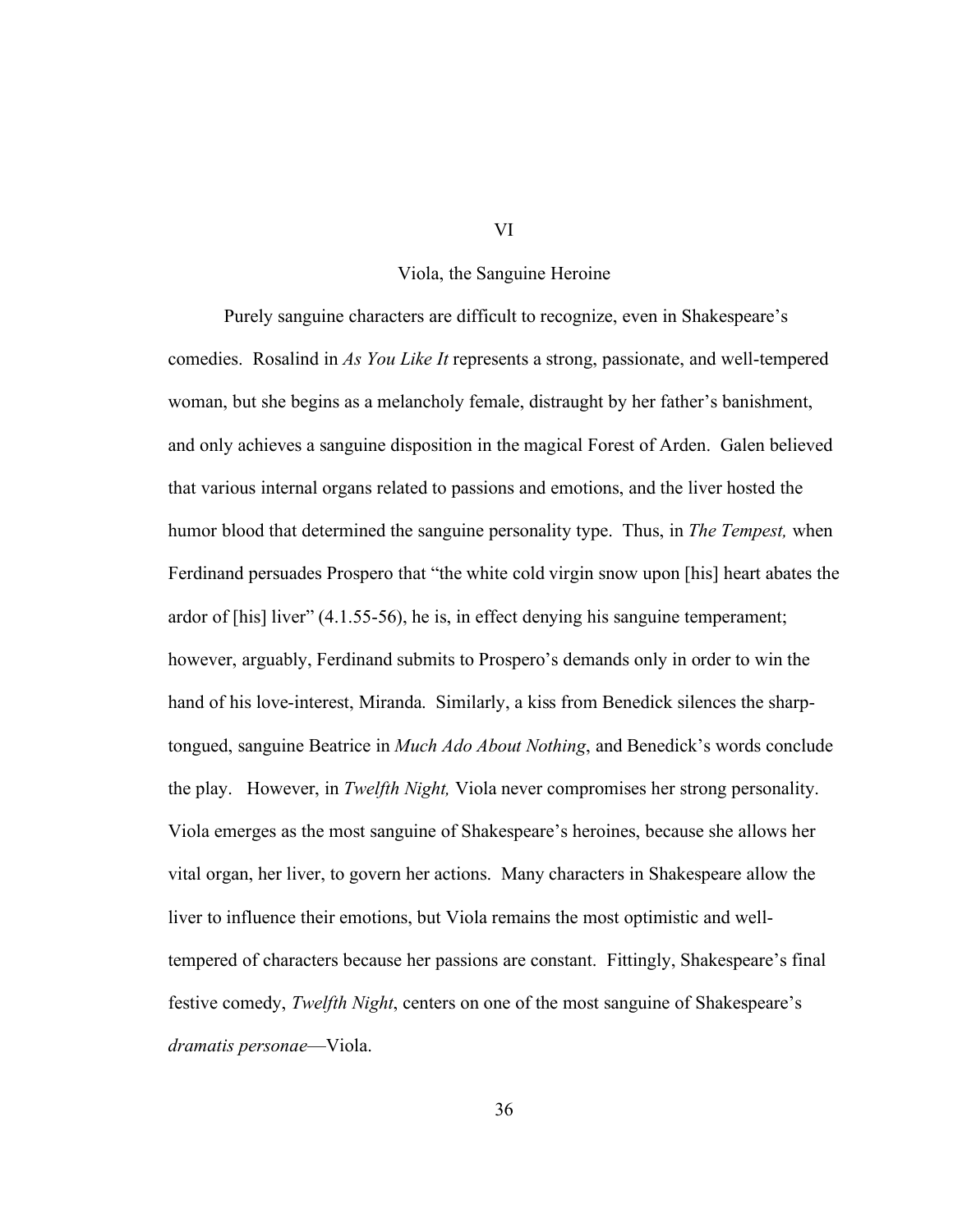# VI

## Viola, the Sanguine Heroine

Purely sanguine characters are difficult to recognize, even in Shakespeare's comedies. Rosalind in *As You Like It* represents a strong, passionate, and well-tempered woman, but she begins as a melancholy female, distraught by her father's banishment, and only achieves a sanguine disposition in the magical Forest of Arden. Galen believed that various internal organs related to passions and emotions, and the liver hosted the humor blood that determined the sanguine personality type. Thus, in *The Tempest,* when Ferdinand persuades Prospero that "the white cold virgin snow upon [his] heart abates the ardor of [his] liver" (4.1.55-56), he is, in effect denying his sanguine temperament; however, arguably, Ferdinand submits to Prospero's demands only in order to win the hand of his love-interest, Miranda. Similarly, a kiss from Benedick silences the sharp-tongued, sanguine Beatrice in *Much Ado About Nothing*, and Benedick's words conclude the play. However, in *Twelfth Night,* Viola never compromises her strong personality. Viola emerges as the most sanguine of Shakespeare's heroines, because she allows her vital organ, her liver, to govern her actions. Many characters in Shakespeare allow the liver to influence their emotions, but Viola remains the most optimistic and well-tempered of characters because her passions are constant. Fittingly, Shakespeare's final festive comedy, *Twelfth Night*, centers on one of the most sanguine of Shakespeare's *dramatis personae*—Viola.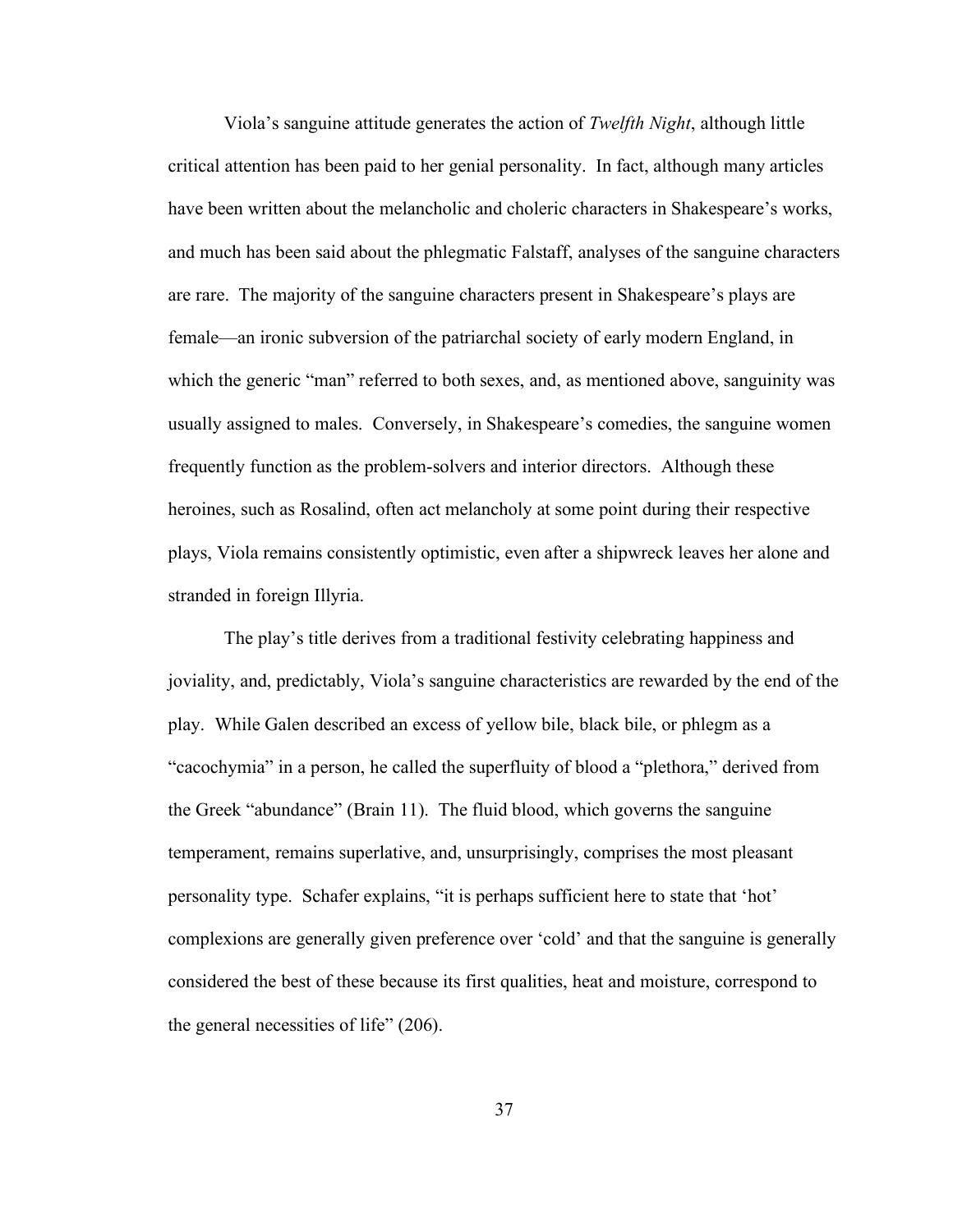Viola's sanguine attitude generates the action of *Twelfth Night*, although little critical attention has been paid to her genial personality. In fact, although many articles have been written about the melancholic and choleric characters in Shakespeare's works, and much has been said about the phlegmatic Falstaff, analyses of the sanguine characters are rare. The majority of the sanguine characters present in Shakespeare's plays are female—an ironic subversion of the patriarchal society of early modern England, in which the generic "man" referred to both sexes, and, as mentioned above, sanguinity was usually assigned to males. Conversely, in Shakespeare's comedies, the sanguine women frequently function as the problem-solvers and interior directors. Although these heroines, such as Rosalind, often act melancholy at some point during their respective plays, Viola remains consistently optimistic, even after a shipwreck leaves her alone and stranded in foreign Illyria.

The play's title derives from a traditional festivity celebrating happiness and joviality, and, predictably, Viola's sanguine characteristics are rewarded by the end of the play. While Galen described an excess of yellow bile, black bile, or phlegm as a "cacochymia" in a person, he called the superfluity of blood a "plethora," derived from the Greek "abundance" (Brain 11). The fluid blood, which governs the sanguine temperament, remains superlative, and, unsurprisingly, comprises the most pleasant personality type. Schafer explains, "it is perhaps sufficient here to state that 'hot' complexions are generally given preference over 'cold' and that the sanguine is generally considered the best of these because its first qualities, heat and moisture, correspond to the general necessities of life" (206).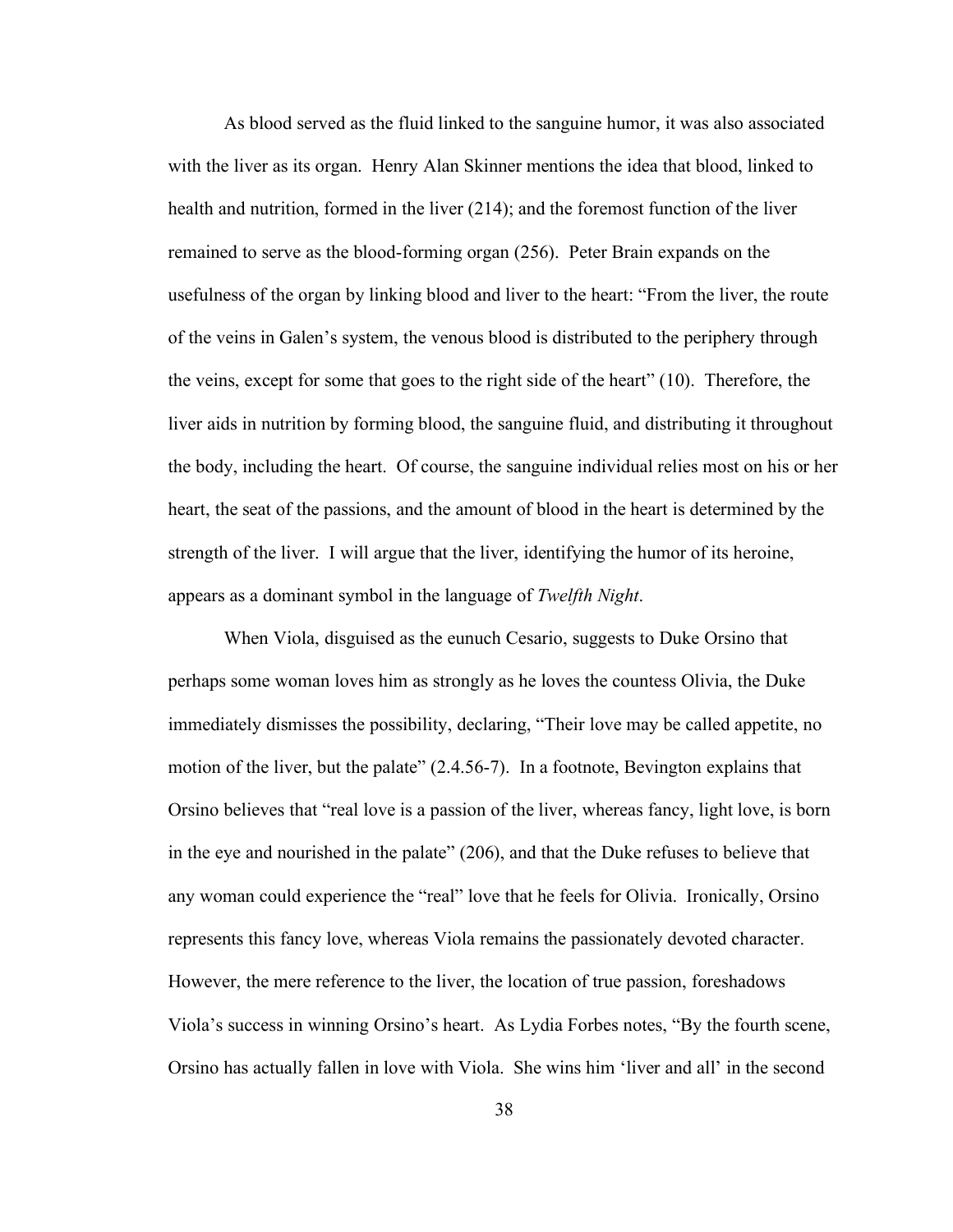As blood served as the fluid linked to the sanguine humor, it was also associated with the liver as its organ. Henry Alan Skinner mentions the idea that blood, linked to health and nutrition, formed in the liver (214); and the foremost function of the liver remained to serve as the blood-forming organ (256). Peter Brain expands on the usefulness of the organ by linking blood and liver to the heart: "From the liver, the route of the veins in Galen's system, the venous blood is distributed to the periphery through the veins, except for some that goes to the right side of the heart" (10). Therefore, the liver aids in nutrition by forming blood, the sanguine fluid, and distributing it throughout the body, including the heart. Of course, the sanguine individual relies most on his or her heart, the seat of the passions, and the amount of blood in the heart is determined by the strength of the liver. I will argue that the liver, identifying the humor of its heroine, appears as a dominant symbol in the language of *Twelfth Night*.

When Viola, disguised as the eunuch Cesario, suggests to Duke Orsino that perhaps some woman loves him as strongly as he loves the countess Olivia, the Duke immediately dismisses the possibility, declaring, "Their love may be called appetite, no motion of the liver, but the palate" (2.4.56-7). In a footnote, Bevington explains that Orsino believes that "real love is a passion of the liver, whereas fancy, light love, is born in the eye and nourished in the palate" (206), and that the Duke refuses to believe that any woman could experience the "real" love that he feels for Olivia. Ironically, Orsino represents this fancy love, whereas Viola remains the passionately devoted character. However, the mere reference to the liver, the location of true passion, foreshadows Viola's success in winning Orsino's heart. As Lydia Forbes notes, "By the fourth scene, Orsino has actually fallen in love with Viola. She wins him 'liver and all' in the second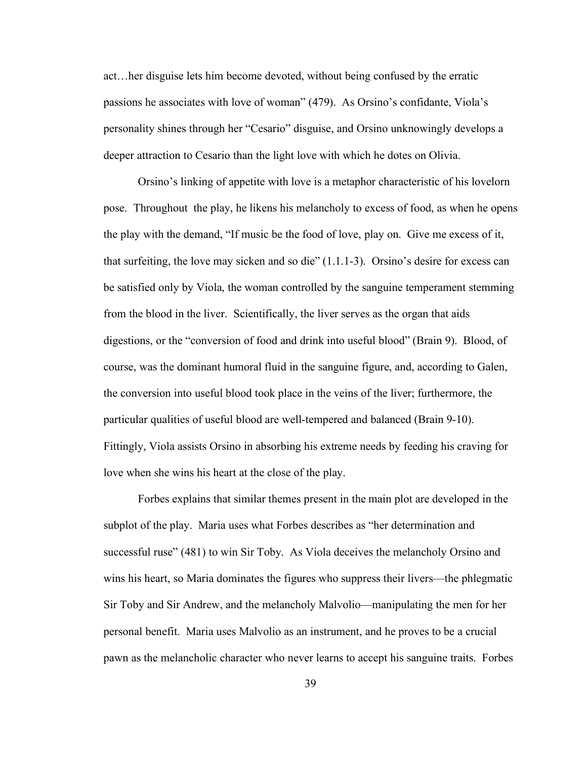act…her disguise lets him become devoted, without being confused by the erratic passions he associates with love of woman" (479). As Orsino's confidante, Viola's personality shines through her "Cesario" disguise, and Orsino unknowingly develops a deeper attraction to Cesario than the light love with which he dotes on Olivia.

Orsino's linking of appetite with love is a metaphor characteristic of his lovelorn pose. Throughout the play, he likens his melancholy to excess of food, as when he opens the play with the demand, "If music be the food of love, play on. Give me excess of it, that surfeiting, the love may sicken and so die" (1.1.1-3). Orsino's desire for excess can be satisfied only by Viola, the woman controlled by the sanguine temperament stemming from the blood in the liver. Scientifically, the liver serves as the organ that aids digestions, or the "conversion of food and drink into useful blood" (Brain 9). Blood, of course, was the dominant humoral fluid in the sanguine figure, and, according to Galen, the conversion into useful blood took place in the veins of the liver; furthermore, the particular qualities of useful blood are well-tempered and balanced (Brain 9-10). Fittingly, Viola assists Orsino in absorbing his extreme needs by feeding his craving for love when she wins his heart at the close of the play.

Forbes explains that similar themes present in the main plot are developed in the subplot of the play. Maria uses what Forbes describes as "her determination and successful ruse" (481) to win Sir Toby. As Viola deceives the melancholy Orsino and wins his heart, so Maria dominates the figures who suppress their livers—the phlegmatic Sir Toby and Sir Andrew, and the melancholy Malvolio—manipulating the men for her personal benefit. Maria uses Malvolio as an instrument, and he proves to be a crucial pawn as the melancholic character who never learns to accept his sanguine traits. Forbes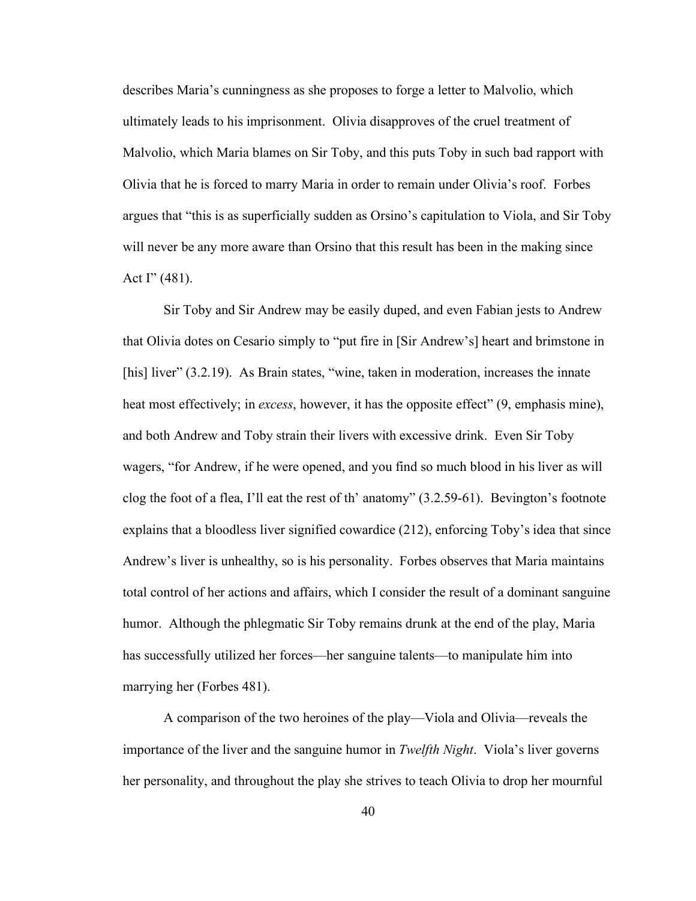describes Maria's cunningness as she proposes to forge a letter to Malvolio, which ultimately leads to his imprisonment. Olivia disapproves of the cruel treatment of Malvolio, which Maria blames on Sir Toby, and this puts Toby in such bad rapport with Olivia that he is forced to marry Maria in order to remain under Olivia's roof. Forbes argues that "this is as superficially sudden as Orsino's capitulation to Viola, and Sir Toby will never be any more aware than Orsino that this result has been in the making since Act I" (481).

Sir Toby and Sir Andrew may be easily duped, and even Fabian jests to Andrew that Olivia dotes on Cesario simply to "put fire in [Sir Andrew's] heart and brimstone in [his] liver" (3.2.19). As Brain states, "wine, taken in moderation, increases the innate heat most effectively; in *excess*, however, it has the opposite effect" (9, emphasis mine), and both Andrew and Toby strain their livers with excessive drink. Even Sir Toby wagers, "for Andrew, if he were opened, and you find so much blood in his liver as will clog the foot of a flea, I'll eat the rest of th' anatomy" (3.2.59-61). Bevington's footnote explains that a bloodless liver signified cowardice (212), enforcing Toby's idea that since Andrew's liver is unhealthy, so is his personality. Forbes observes that Maria maintains total control of her actions and affairs, which I consider the result of a dominant sanguine humor. Although the phlegmatic Sir Toby remains drunk at the end of the play, Maria has successfully utilized her forces—her sanguine talents—to manipulate him into marrying her (Forbes 481).

A comparison of the two heroines of the play—Viola and Olivia—reveals the importance of the liver and the sanguine humor in *Twelfth Night*. Viola's liver governs her personality, and throughout the play she strives to teach Olivia to drop her mournful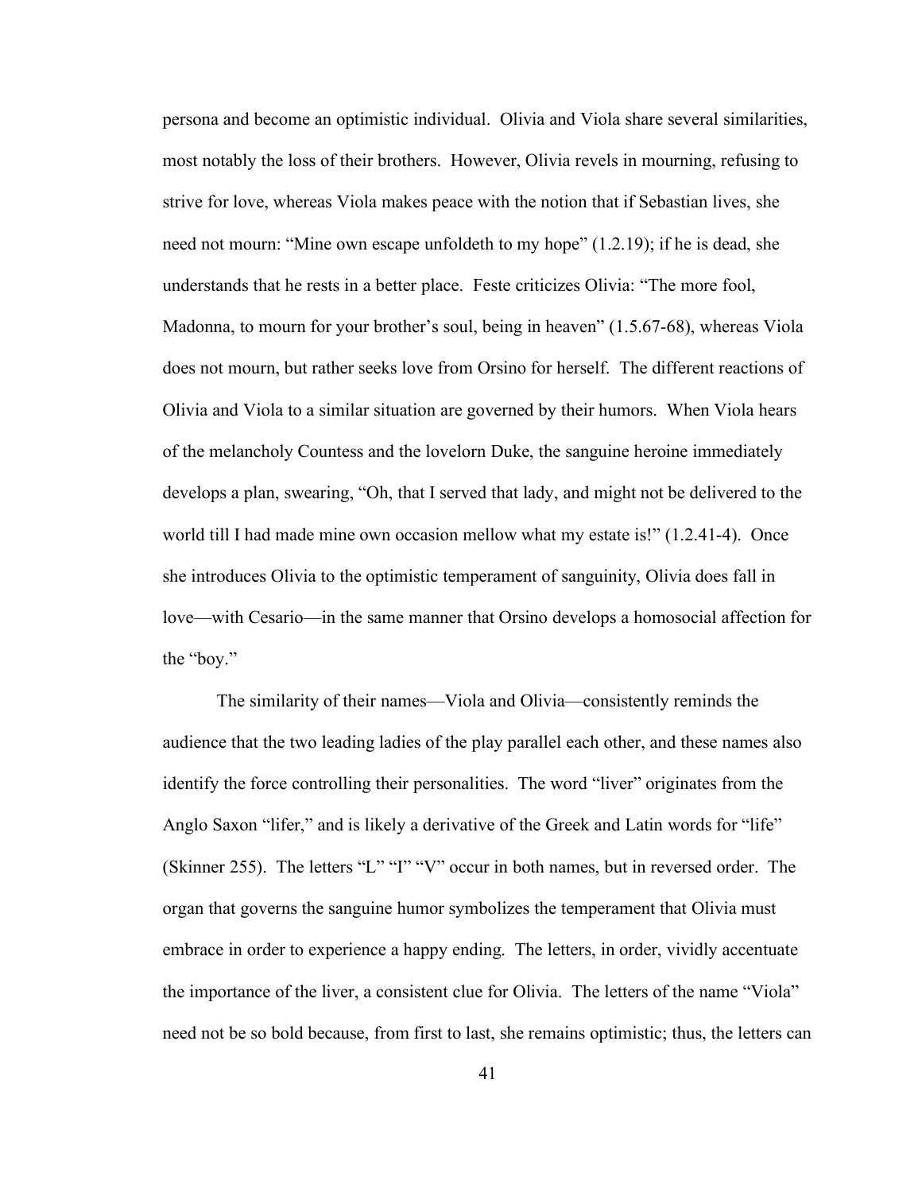persona and become an optimistic individual. Olivia and Viola share several similarities, most notably the loss of their brothers. However, Olivia revels in mourning, refusing to strive for love, whereas Viola makes peace with the notion that if Sebastian lives, she need not mourn: "Mine own escape unfoldeth to my hope" (1.2.19); if he is dead, she understands that he rests in a better place. Feste criticizes Olivia: "The more fool, Madonna, to mourn for your brother's soul, being in heaven" (1.5.67-68), whereas Viola does not mourn, but rather seeks love from Orsino for herself. The different reactions of Olivia and Viola to a similar situation are governed by their humors. When Viola hears of the melancholy Countess and the lovelorn Duke, the sanguine heroine immediately develops a plan, swearing, "Oh, that I served that lady, and might not be delivered to the world till I had made mine own occasion mellow what my estate is!" (1.2.41-4). Once she introduces Olivia to the optimistic temperament of sanguinity, Olivia does fall in love—with Cesario—in the same manner that Orsino develops a homosocial affection for the "boy."

The similarity of their names—Viola and Olivia—consistently reminds the audience that the two leading ladies of the play parallel each other, and these names also identify the force controlling their personalities. The word "liver" originates from the Anglo Saxon "lifer," and is likely a derivative of the Greek and Latin words for "life" (Skinner 255). The letters "L" "I" "V" occur in both names, but in reversed order. The organ that governs the sanguine humor symbolizes the temperament that Olivia must embrace in order to experience a happy ending. The letters, in order, vividly accentuate the importance of the liver, a consistent clue for Olivia. The letters of the name "Viola" need not be so bold because, from first to last, she remains optimistic; thus, the letters can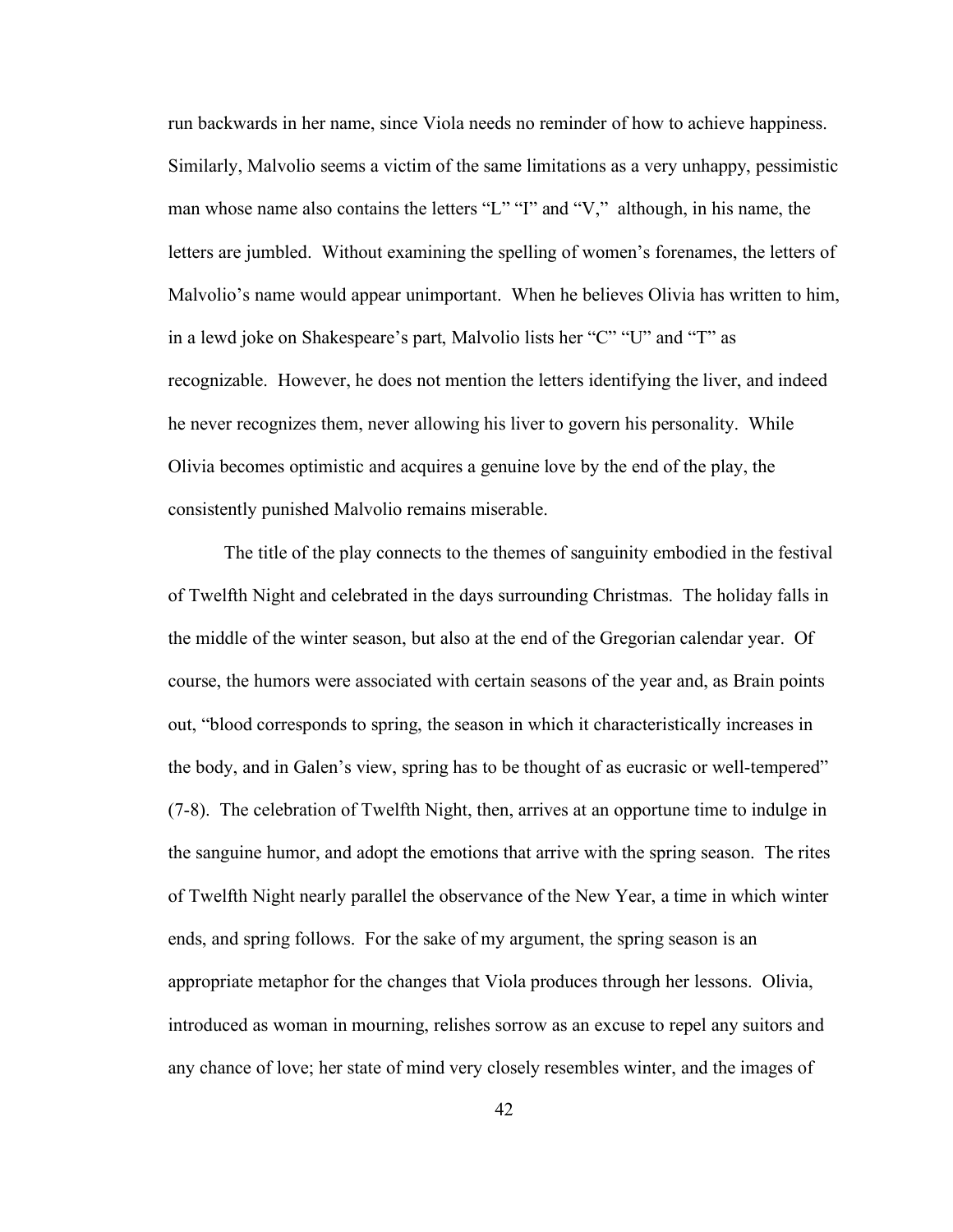run backwards in her name, since Viola needs no reminder of how to achieve happiness. Similarly, Malvolio seems a victim of the same limitations as a very unhappy, pessimistic man whose name also contains the letters "L" "I" and "V," although, in his name, the letters are jumbled. Without examining the spelling of women's forenames, the letters of Malvolio's name would appear unimportant. When he believes Olivia has written to him, in a lewd joke on Shakespeare's part, Malvolio lists her "C" "U" and "T" as recognizable. However, he does not mention the letters identifying the liver, and indeed he never recognizes them, never allowing his liver to govern his personality. While Olivia becomes optimistic and acquires a genuine love by the end of the play, the consistently punished Malvolio remains miserable.

The title of the play connects to the themes of sanguinity embodied in the festival of Twelfth Night and celebrated in the days surrounding Christmas. The holiday falls in the middle of the winter season, but also at the end of the Gregorian calendar year. Of course, the humors were associated with certain seasons of the year and, as Brain points out, "blood corresponds to spring, the season in which it characteristically increases in the body, and in Galen's view, spring has to be thought of as eucrasic or well-tempered" (7-8). The celebration of Twelfth Night, then, arrives at an opportune time to indulge in the sanguine humor, and adopt the emotions that arrive with the spring season. The rites of Twelfth Night nearly parallel the observance of the New Year, a time in which winter ends, and spring follows. For the sake of my argument, the spring season is an appropriate metaphor for the changes that Viola produces through her lessons. Olivia, introduced as woman in mourning, relishes sorrow as an excuse to repel any suitors and any chance of love; her state of mind very closely resembles winter, and the images of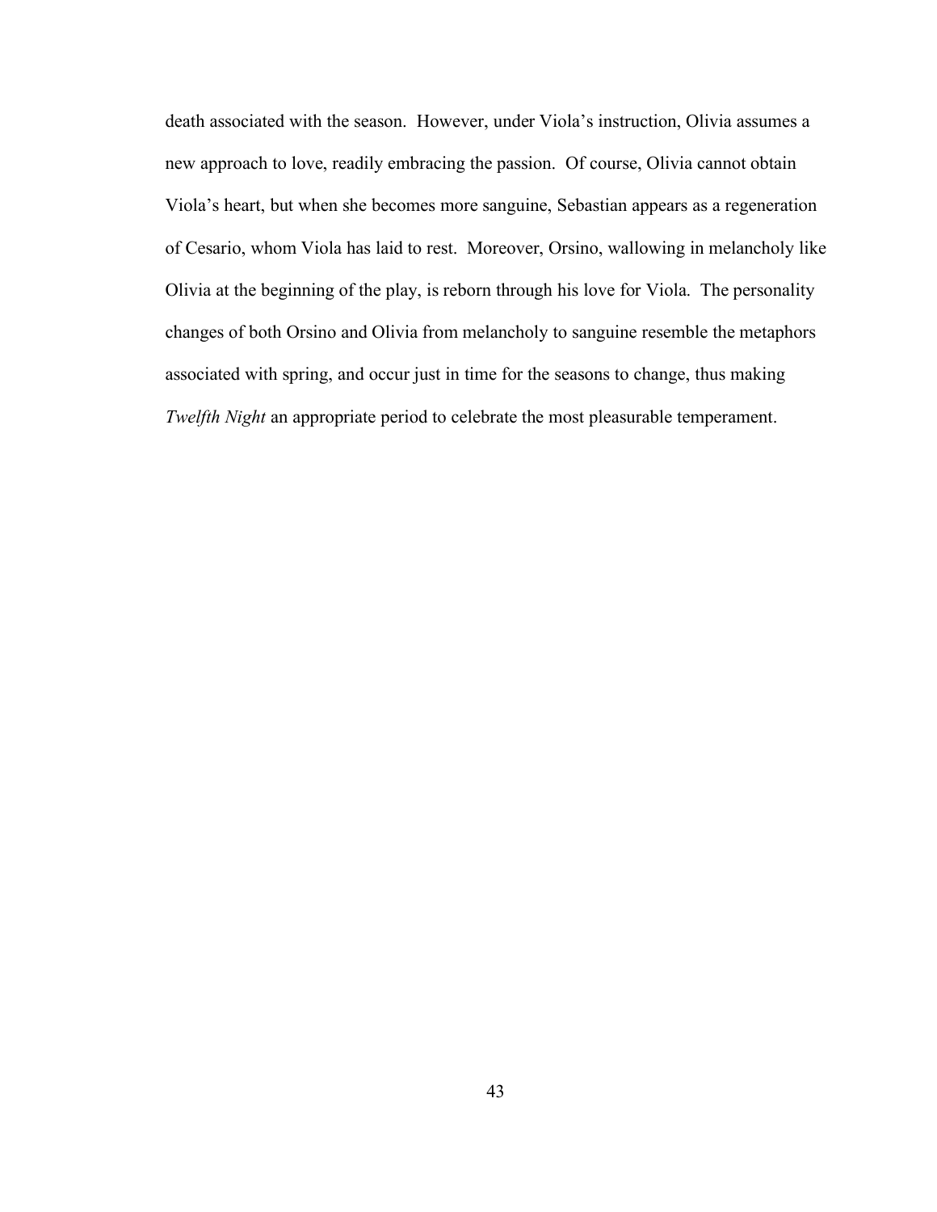death associated with the season. However, under Viola's instruction, Olivia assumes a new approach to love, readily embracing the passion. Of course, Olivia cannot obtain Viola's heart, but when she becomes more sanguine, Sebastian appears as a regeneration of Cesario, whom Viola has laid to rest. Moreover, Orsino, wallowing in melancholy like Olivia at the beginning of the play, is reborn through his love for Viola. The personality changes of both Orsino and Olivia from melancholy to sanguine resemble the metaphors associated with spring, and occur just in time for the seasons to change, thus making *Twelfth Night* an appropriate period to celebrate the most pleasurable temperament.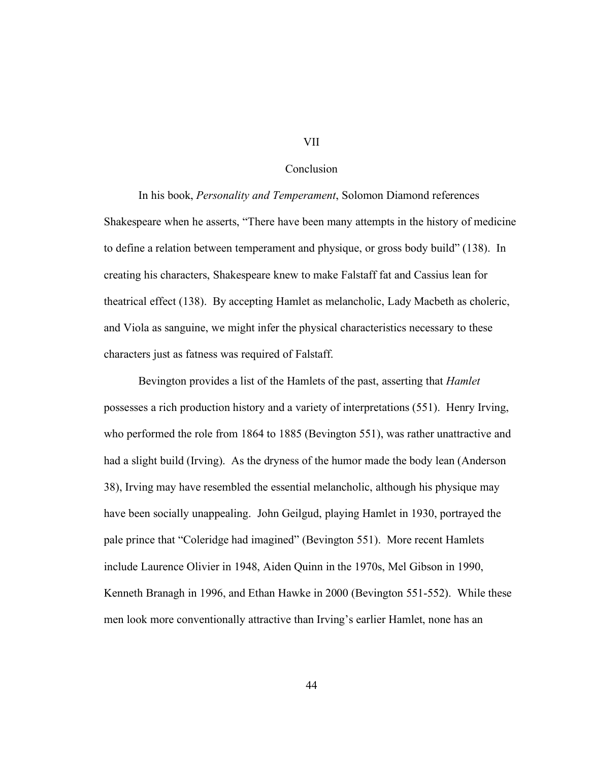# VII

# Conclusion

In his book, *Personality and Temperament*, Solomon Diamond references Shakespeare when he asserts, "There have been many attempts in the history of medicine to define a relation between temperament and physique, or gross body build" (138). In creating his characters, Shakespeare knew to make Falstaff fat and Cassius lean for theatrical effect (138). By accepting Hamlet as melancholic, Lady Macbeth as choleric, and Viola as sanguine, we might infer the physical characteristics necessary to these characters just as fatness was required of Falstaff.

Bevington provides a list of the Hamlets of the past, asserting that *Hamlet* possesses a rich production history and a variety of interpretations (551). Henry Irving, who performed the role from 1864 to 1885 (Bevington 551), was rather unattractive and had a slight build (Irving). As the dryness of the humor made the body lean (Anderson 38), Irving may have resembled the essential melancholic, although his physique may have been socially unappealing. John Geilgud, playing Hamlet in 1930, portrayed the pale prince that "Coleridge had imagined" (Bevington 551). More recent Hamlets include Laurence Olivier in 1948, Aiden Quinn in the 1970s, Mel Gibson in 1990, Kenneth Branagh in 1996, and Ethan Hawke in 2000 (Bevington 551-552). While these men look more conventionally attractive than Irving's earlier Hamlet, none has an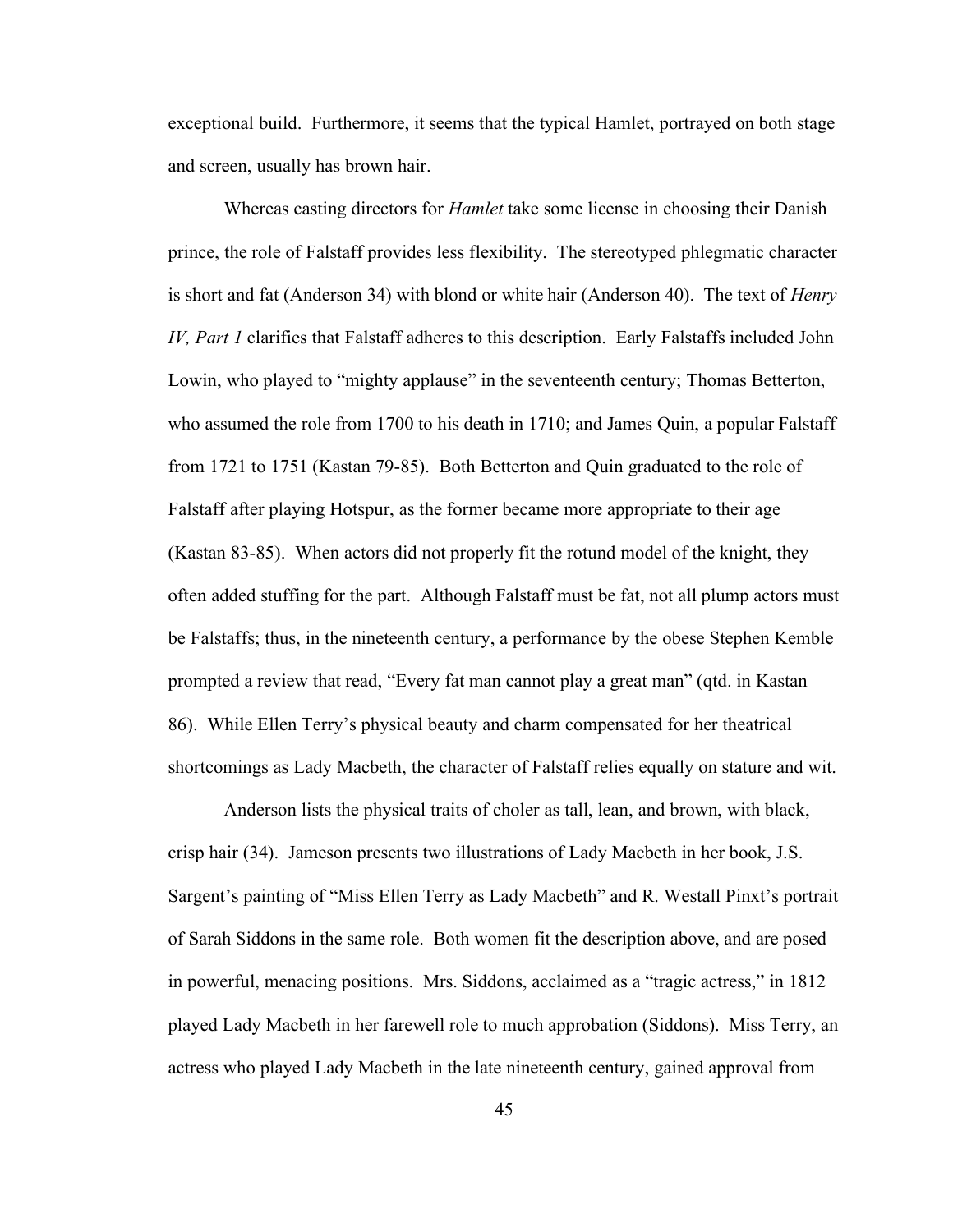exceptional build. Furthermore, it seems that the typical Hamlet, portrayed on both stage and screen, usually has brown hair.

Whereas casting directors for *Hamlet* take some license in choosing their Danish prince, the role of Falstaff provides less flexibility. The stereotyped phlegmatic character is short and fat (Anderson 34) with blond or white hair (Anderson 40). The text of *Henry IV, Part 1* clarifies that Falstaff adheres to this description. Early Falstaffs included John Lowin, who played to "mighty applause" in the seventeenth century; Thomas Betterton, who assumed the role from 1700 to his death in 1710; and James Quin, a popular Falstaff from 1721 to 1751 (Kastan 79-85). Both Betterton and Quin graduated to the role of Falstaff after playing Hotspur, as the former became more appropriate to their age (Kastan 83-85). When actors did not properly fit the rotund model of the knight, they often added stuffing for the part. Although Falstaff must be fat, not all plump actors must be Falstaffs; thus, in the nineteenth century, a performance by the obese Stephen Kemble prompted a review that read, "Every fat man cannot play a great man" (qtd. in Kastan 86). While Ellen Terry's physical beauty and charm compensated for her theatrical shortcomings as Lady Macbeth, the character of Falstaff relies equally on stature and wit.

Anderson lists the physical traits of choler as tall, lean, and brown, with black, crisp hair (34). Jameson presents two illustrations of Lady Macbeth in her book, J.S. Sargent's painting of "Miss Ellen Terry as Lady Macbeth" and R. Westall Pinxt's portrait of Sarah Siddons in the same role. Both women fit the description above, and are posed in powerful, menacing positions. Mrs. Siddons, acclaimed as a "tragic actress," in 1812 played Lady Macbeth in her farewell role to much approbation (Siddons). Miss Terry, an actress who played Lady Macbeth in the late nineteenth century, gained approval from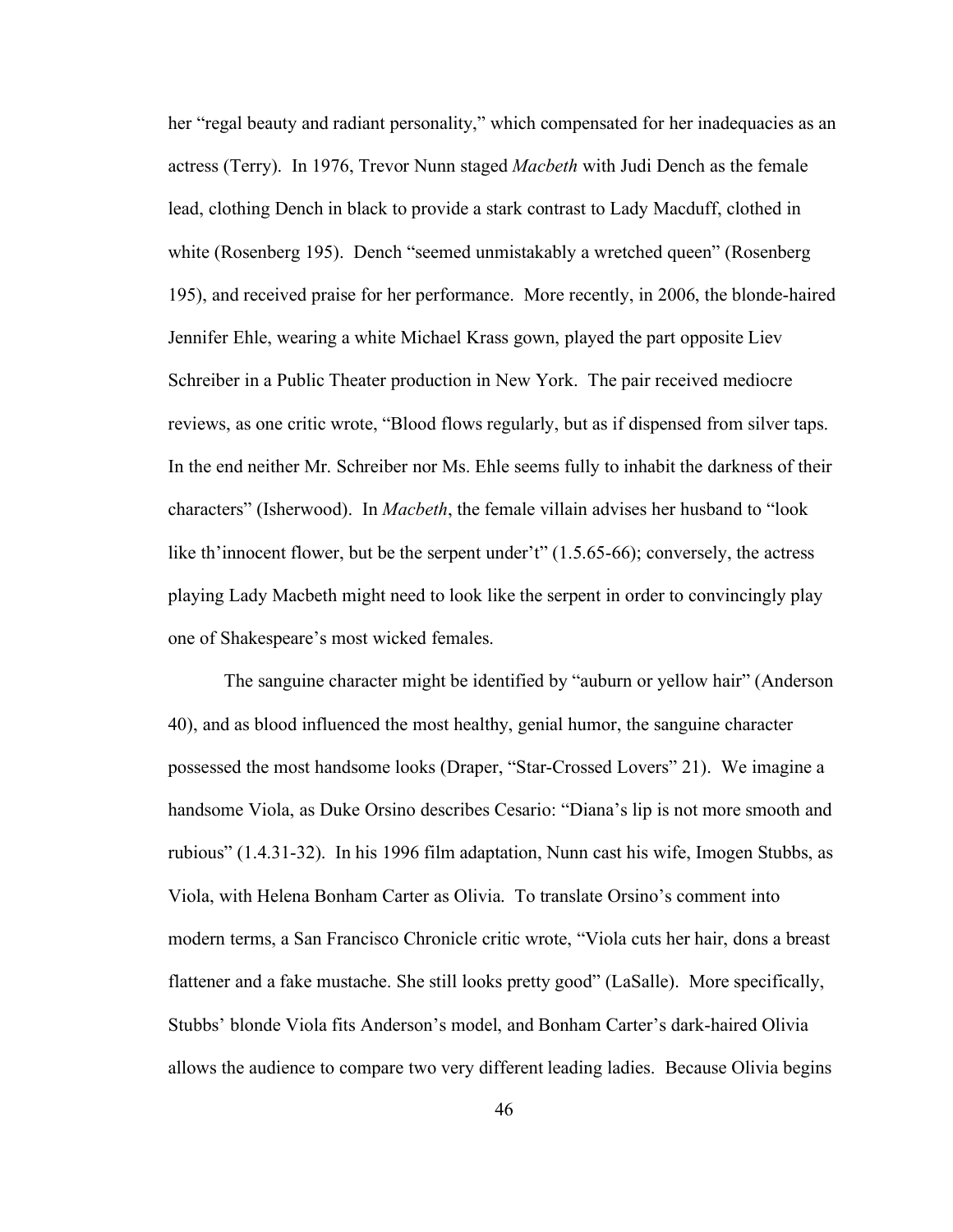her "regal beauty and radiant personality," which compensated for her inadequacies as an actress (Terry). In 1976, Trevor Nunn staged *Macbeth* with Judi Dench as the female lead, clothing Dench in black to provide a stark contrast to Lady Macduff, clothed in white (Rosenberg 195). Dench "seemed unmistakably a wretched queen" (Rosenberg 195), and received praise for her performance. More recently, in 2006, the blonde-haired Jennifer Ehle, wearing a white Michael Krass gown, played the part opposite Liev Schreiber in a Public Theater production in New York. The pair received mediocre reviews, as one critic wrote, "Blood flows regularly, but as if dispensed from silver taps. In the end neither Mr. Schreiber nor Ms. Ehle seems fully to inhabit the darkness of their characters" (Isherwood). In *Macbeth*, the female villain advises her husband to "look like th'innocent flower, but be the serpent under't" (1.5.65-66); conversely, the actress playing Lady Macbeth might need to look like the serpent in order to convincingly play one of Shakespeare's most wicked females.

The sanguine character might be identified by "auburn or yellow hair" (Anderson 40), and as blood influenced the most healthy, genial humor, the sanguine character possessed the most handsome looks (Draper, "Star-Crossed Lovers" 21). We imagine a handsome Viola, as Duke Orsino describes Cesario: "Diana's lip is not more smooth and rubious" (1.4.31-32). In his 1996 film adaptation, Nunn cast his wife, Imogen Stubbs, as Viola, with Helena Bonham Carter as Olivia. To translate Orsino's comment into modern terms, a San Francisco Chronicle critic wrote, "Viola cuts her hair, dons a breast flattener and a fake mustache. She still looks pretty good" (LaSalle). More specifically, Stubbs' blonde Viola fits Anderson's model, and Bonham Carter's dark-haired Olivia allows the audience to compare two very different leading ladies. Because Olivia begins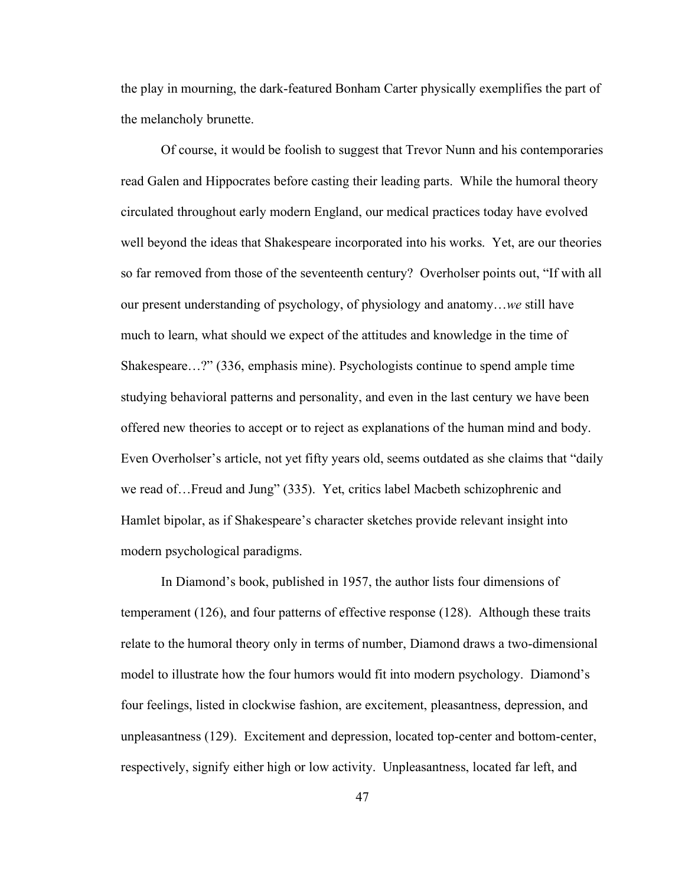the play in mourning, the dark-featured Bonham Carter physically exemplifies the part of the melancholy brunette.

Of course, it would be foolish to suggest that Trevor Nunn and his contemporaries read Galen and Hippocrates before casting their leading parts. While the humoral theory circulated throughout early modern England, our medical practices today have evolved well beyond the ideas that Shakespeare incorporated into his works. Yet, are our theories so far removed from those of the seventeenth century? Overholser points out, "If with all our present understanding of psychology, of physiology and anatomy…*we* still have much to learn, what should we expect of the attitudes and knowledge in the time of Shakespeare…?" (336, emphasis mine). Psychologists continue to spend ample time studying behavioral patterns and personality, and even in the last century we have been offered new theories to accept or to reject as explanations of the human mind and body. Even Overholser's article, not yet fifty years old, seems outdated as she claims that "daily we read of…Freud and Jung" (335). Yet, critics label Macbeth schizophrenic and Hamlet bipolar, as if Shakespeare's character sketches provide relevant insight into modern psychological paradigms.

In Diamond's book, published in 1957, the author lists four dimensions of temperament (126), and four patterns of effective response (128). Although these traits relate to the humoral theory only in terms of number, Diamond draws a two-dimensional model to illustrate how the four humors would fit into modern psychology. Diamond's four feelings, listed in clockwise fashion, are excitement, pleasantness, depression, and unpleasantness (129). Excitement and depression, located top-center and bottom-center, respectively, signify either high or low activity. Unpleasantness, located far left, and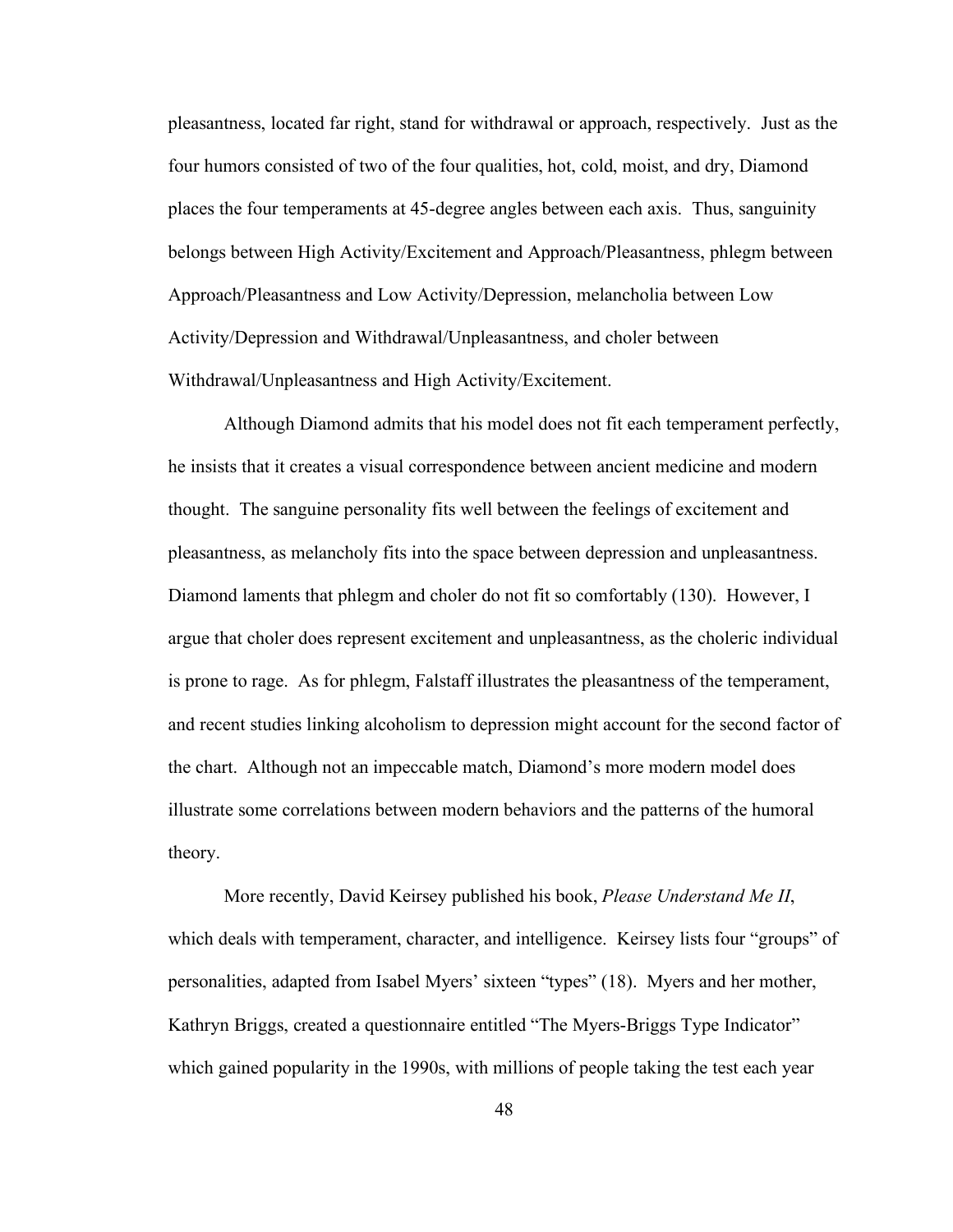pleasantness, located far right, stand for withdrawal or approach, respectively. Just as the four humors consisted of two of the four qualities, hot, cold, moist, and dry, Diamond places the four temperaments at 45-degree angles between each axis. Thus, sanguinity belongs between High Activity/Excitement and Approach/Pleasantness, phlegm between Approach/Pleasantness and Low Activity/Depression, melancholia between Low Activity/Depression and Withdrawal/Unpleasantness, and choler between Withdrawal/Unpleasantness and High Activity/Excitement.

Although Diamond admits that his model does not fit each temperament perfectly, he insists that it creates a visual correspondence between ancient medicine and modern thought. The sanguine personality fits well between the feelings of excitement and pleasantness, as melancholy fits into the space between depression and unpleasantness. Diamond laments that phlegm and choler do not fit so comfortably (130). However, I argue that choler does represent excitement and unpleasantness, as the choleric individual is prone to rage. As for phlegm, Falstaff illustrates the pleasantness of the temperament, and recent studies linking alcoholism to depression might account for the second factor of the chart. Although not an impeccable match, Diamond's more modern model does illustrate some correlations between modern behaviors and the patterns of the humoral theory.

More recently, David Keirsey published his book, *Please Understand Me II*, which deals with temperament, character, and intelligence. Keirsey lists four "groups" of personalities, adapted from Isabel Myers' sixteen "types" (18). Myers and her mother, Kathryn Briggs, created a questionnaire entitled "The Myers-Briggs Type Indicator" which gained popularity in the 1990s, with millions of people taking the test each year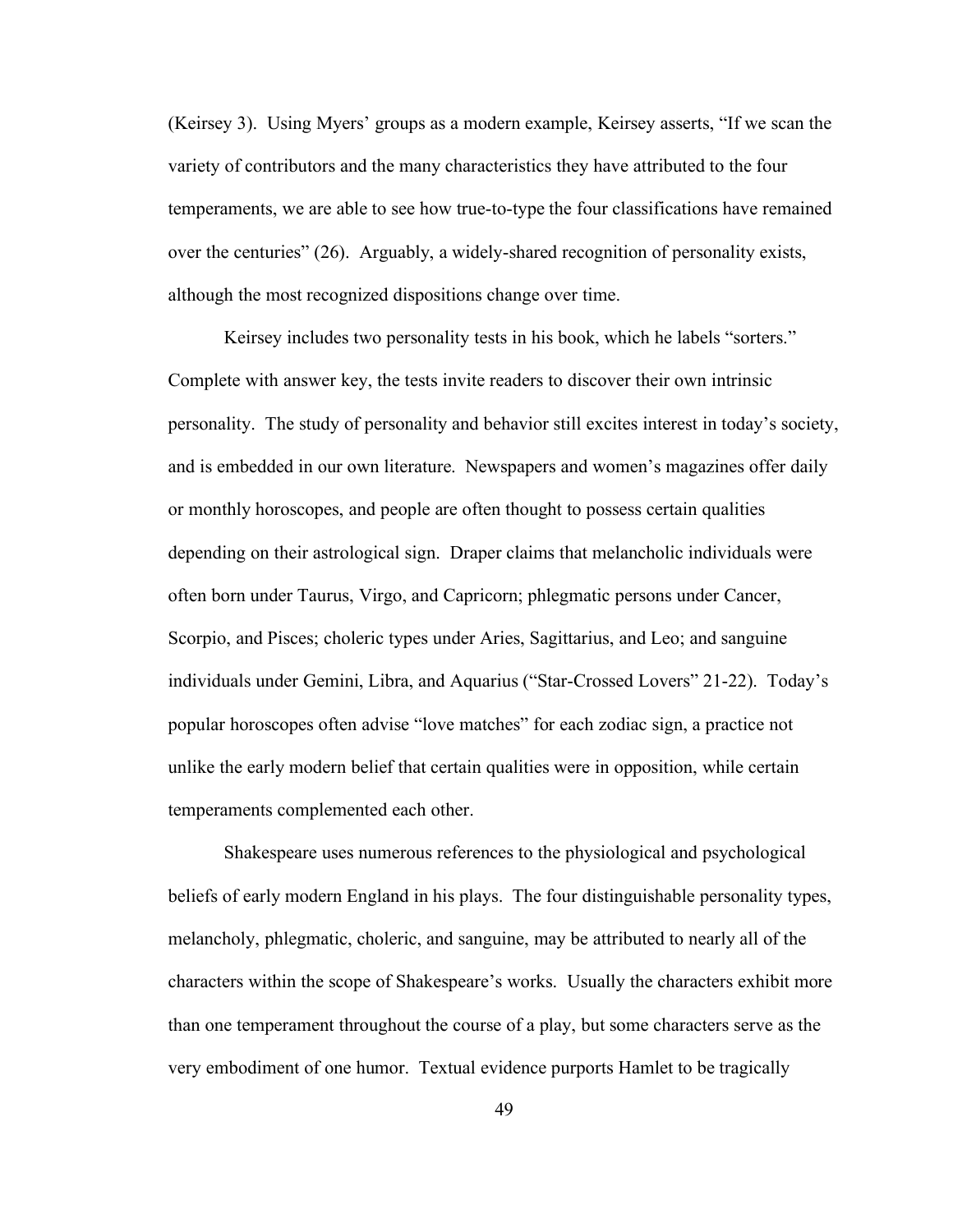(Keirsey 3). Using Myers' groups as a modern example, Keirsey asserts, "If we scan the variety of contributors and the many characteristics they have attributed to the four temperaments, we are able to see how true-to-type the four classifications have remained over the centuries" (26). Arguably, a widely-shared recognition of personality exists, although the most recognized dispositions change over time.

Keirsey includes two personality tests in his book, which he labels "sorters." Complete with answer key, the tests invite readers to discover their own intrinsic personality. The study of personality and behavior still excites interest in today's society, and is embedded in our own literature. Newspapers and women's magazines offer daily or monthly horoscopes, and people are often thought to possess certain qualities depending on their astrological sign. Draper claims that melancholic individuals were often born under Taurus, Virgo, and Capricorn; phlegmatic persons under Cancer, Scorpio, and Pisces; choleric types under Aries, Sagittarius, and Leo; and sanguine individuals under Gemini, Libra, and Aquarius ("Star-Crossed Lovers" 21-22). Today's popular horoscopes often advise "love matches" for each zodiac sign, a practice not unlike the early modern belief that certain qualities were in opposition, while certain temperaments complemented each other.

Shakespeare uses numerous references to the physiological and psychological beliefs of early modern England in his plays. The four distinguishable personality types, melancholy, phlegmatic, choleric, and sanguine, may be attributed to nearly all of the characters within the scope of Shakespeare's works. Usually the characters exhibit more than one temperament throughout the course of a play, but some characters serve as the very embodiment of one humor. Textual evidence purports Hamlet to be tragically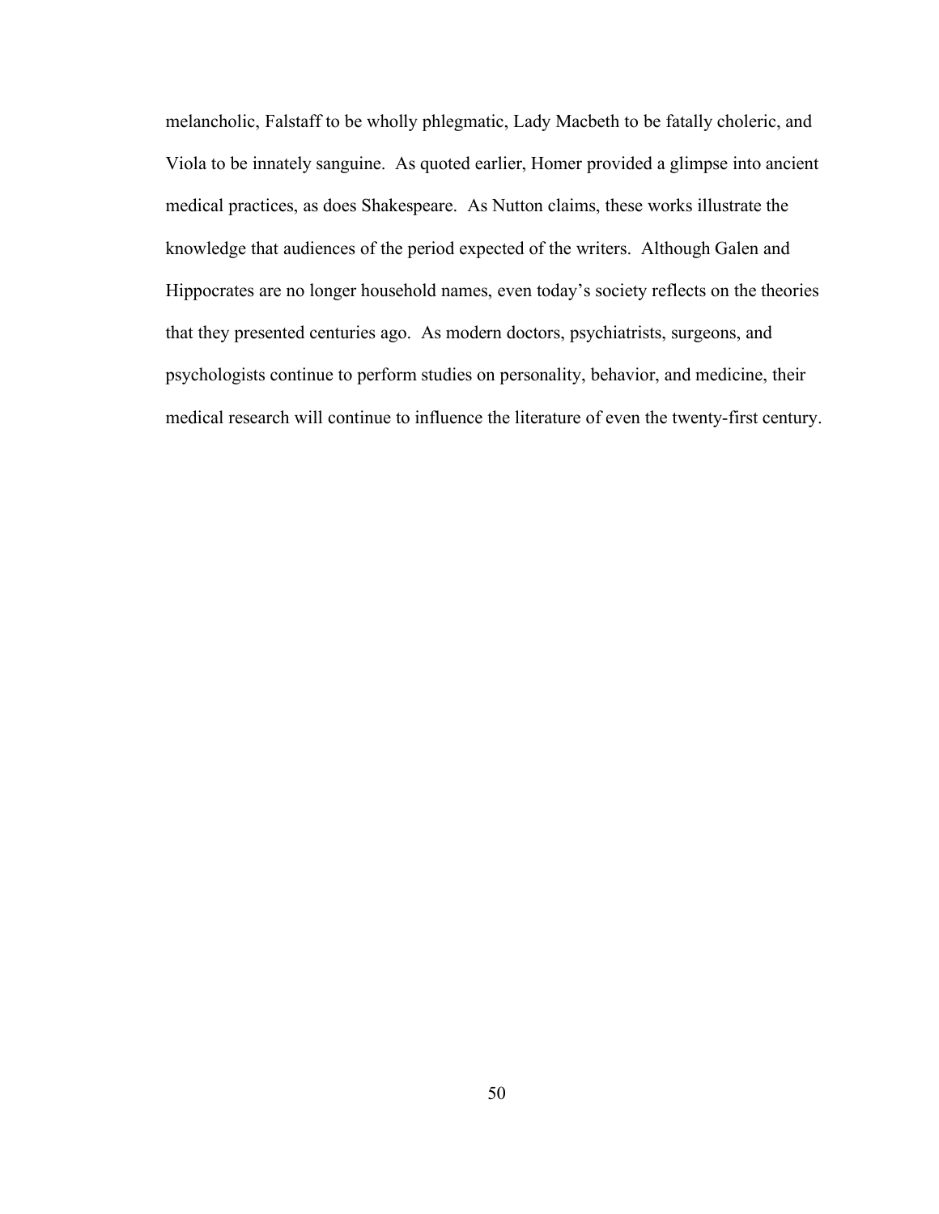melancholic, Falstaff to be wholly phlegmatic, Lady Macbeth to be fatally choleric, and Viola to be innately sanguine. As quoted earlier, Homer provided a glimpse into ancient medical practices, as does Shakespeare. As Nutton claims, these works illustrate the knowledge that audiences of the period expected of the writers. Although Galen and Hippocrates are no longer household names, even today's society reflects on the theories that they presented centuries ago. As modern doctors, psychiatrists, surgeons, and psychologists continue to perform studies on personality, behavior, and medicine, their medical research will continue to influence the literature of even the twenty-first century.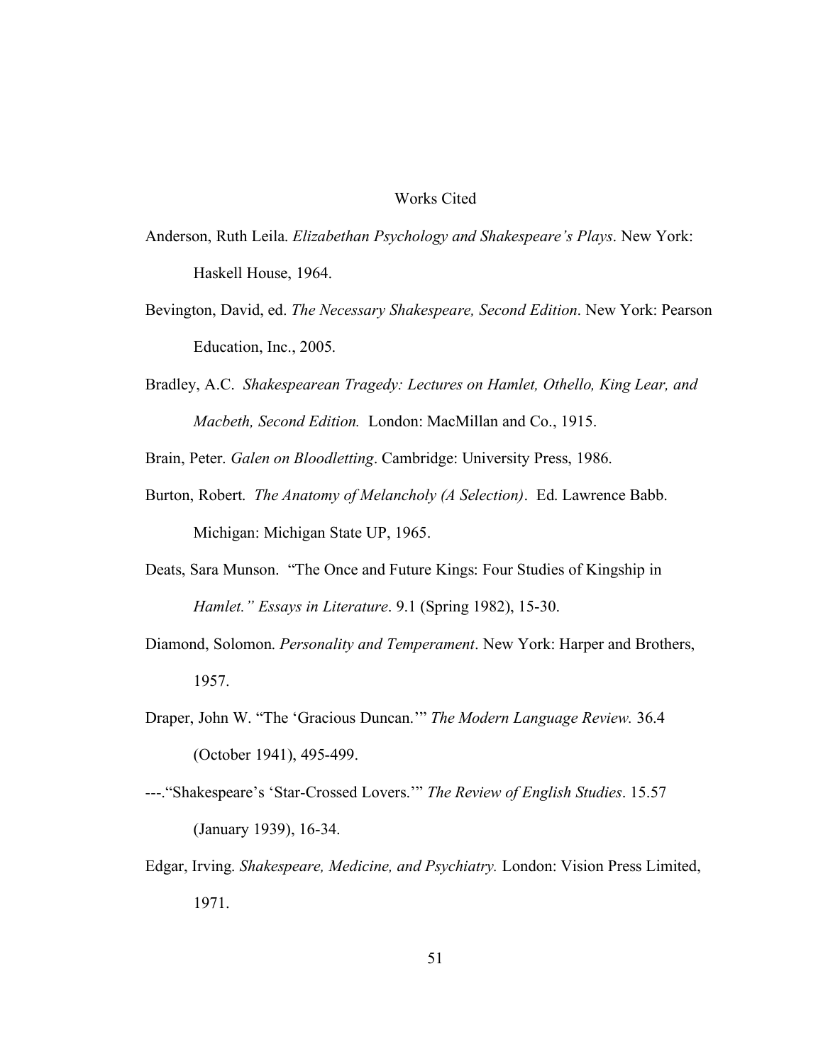# Works Cited

Anderson, Ruth Leila. *Elizabethan Psychology and Shakespeare's Plays*. New York: Haskell House, 1964.

Bevington, David, ed. *The Necessary Shakespeare, Second Edition*. New York: Pearson Education, Inc., 2005.

Bradley, A.C. *Shakespearean Tragedy: Lectures on Hamlet, Othello, King Lear, and Macbeth, Second Edition.* London: MacMillan and Co., 1915.

Brain, Peter. *Galen on Bloodletting*. Cambridge: University Press, 1986.

Burton, Robert. *The Anatomy of Melancholy (A Selection)*. Ed. Lawrence Babb. Michigan: Michigan State UP, 1965.

Deats, Sara Munson. "The Once and Future Kings: Four Studies of Kingship in *Hamlet." Essays in Literature*. 9.1 (Spring 1982), 15-30.

Diamond, Solomon. *Personality and Temperament*. New York: Harper and Brothers, 1957.

Draper, John W. "The 'Gracious Duncan.'" *The Modern Language Review.* 36.4 (October 1941), 495-499.

---."Shakespeare's 'Star-Crossed Lovers.'" *The Review of English Studies*. 15.57 (January 1939), 16-34.

Edgar, Irving. *Shakespeare, Medicine, and Psychiatry.* London: Vision Press Limited, 1971.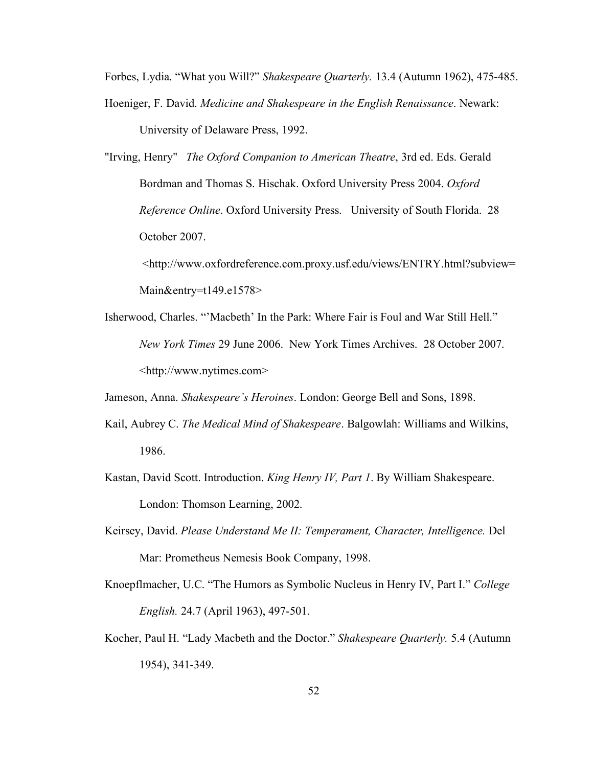Forbes, Lydia. "What you Will?" *Shakespeare Quarterly.* 13.4 (Autumn 1962), 475-485.

Hoeniger, F. David. *Medicine and Shakespeare in the English Renaissance*. Newark: University of Delaware Press, 1992.

"Irving, Henry" *The Oxford Companion to American Theatre*, 3rd ed. Eds. Gerald Bordman and Thomas S. Hischak. Oxford University Press 2004. *Oxford Reference Online*. Oxford University Press. University of South Florida. 28 October 2007. <http://www.oxfordreference.com.proxy.usf.edu/views/ENTRY.html?subview=Main&entry=t149.e1578>

Isherwood, Charles. "'Macbeth' In the Park: Where Fair is Foul and War Still Hell." *New York Times* 29 June 2006. New York Times Archives. 28 October 2007. <http://www.nytimes.com>

Jameson, Anna. *Shakespeare's Heroines*. London: George Bell and Sons, 1898.

Kail, Aubrey C. *The Medical Mind of Shakespeare*. Balgowlah: Williams and Wilkins, 1986.

Kastan, David Scott. Introduction. *King Henry IV, Part 1*. By William Shakespeare. London: Thomson Learning, 2002.

Keirsey, David. *Please Understand Me II: Temperament, Character, Intelligence.* Del Mar: Prometheus Nemesis Book Company, 1998.

Knoepflmacher, U.C. "The Humors as Symbolic Nucleus in Henry IV, Part I." *College English.* 24.7 (April 1963), 497-501.

Kocher, Paul H. "Lady Macbeth and the Doctor." *Shakespeare Quarterly.* 5.4 (Autumn 1954), 341-349.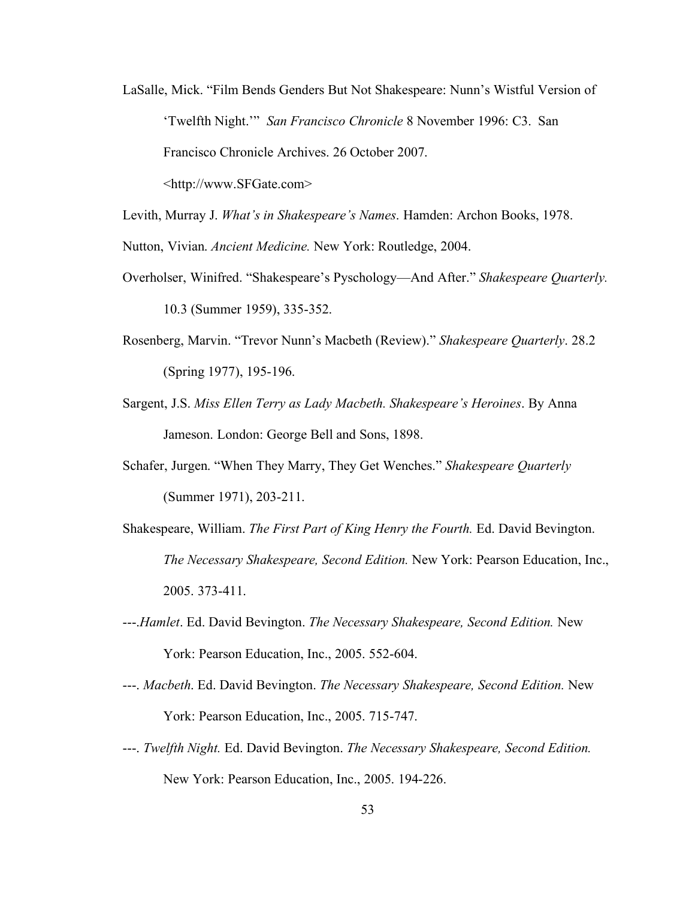LaSalle, Mick. "Film Bends Genders But Not Shakespeare: Nunn's Wistful Version of 'Twelfth Night.'" *San Francisco Chronicle* 8 November 1996: C3. San Francisco Chronicle Archives. 26 October 2007. <http://www.SFGate.com>

Levith, Murray J. *What's in Shakespeare's Names*. Hamden: Archon Books, 1978.

Nutton, Vivian. *Ancient Medicine.* New York: Routledge, 2004.

Overholser, Winifred. "Shakespeare's Pyschology—And After." *Shakespeare Quarterly.* 10.3 (Summer 1959), 335-352.

Rosenberg, Marvin. "Trevor Nunn's Macbeth (Review)." *Shakespeare Quarterly*. 28.2 (Spring 1977), 195-196.

Sargent, J.S. *Miss Ellen Terry as Lady Macbeth. Shakespeare's Heroines*. By Anna Jameson. London: George Bell and Sons, 1898.

Schafer, Jurgen. "When They Marry, They Get Wenches." *Shakespeare Quarterly* (Summer 1971), 203-211.

Shakespeare, William. *The First Part of King Henry the Fourth.* Ed. David Bevington. *The Necessary Shakespeare, Second Edition.* New York: Pearson Education, Inc., 2005. 373-411.

---.*Hamlet*. Ed. David Bevington. *The Necessary Shakespeare, Second Edition.* New York: Pearson Education, Inc., 2005. 552-604.

---. *Macbeth*. Ed. David Bevington. *The Necessary Shakespeare, Second Edition.* New York: Pearson Education, Inc., 2005. 715-747.

---. *Twelfth Night.* Ed. David Bevington. *The Necessary Shakespeare, Second Edition.* New York: Pearson Education, Inc., 2005. 194-226.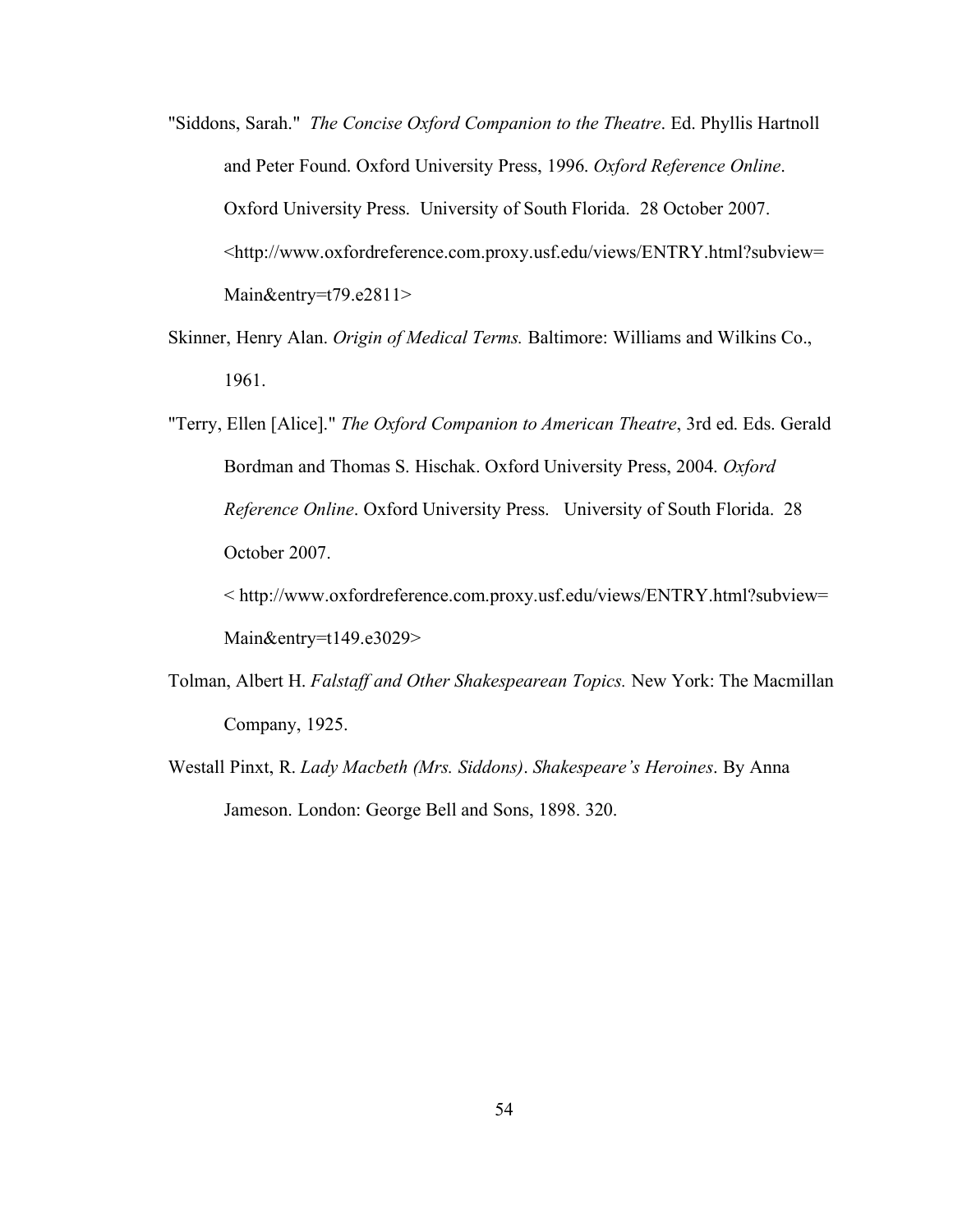"Siddons, Sarah." *The Concise Oxford Companion to the Theatre*. Ed. Phyllis Hartnoll and Peter Found. Oxford University Press, 1996. *Oxford Reference Online*. Oxford University Press. University of South Florida. 28 October 2007. <http://www.oxfordreference.com.proxy.usf.edu/views/ENTRY.html?subview=Main&entry=t79.e2811>

Skinner, Henry Alan. *Origin of Medical Terms.* Baltimore: Williams and Wilkins Co., 1961.

"Terry, Ellen [Alice]." *The Oxford Companion to American Theatre*, 3rd ed. Eds. Gerald Bordman and Thomas S. Hischak. Oxford University Press, 2004. *Oxford Reference Online*. Oxford University Press. University of South Florida. 28 October 2007.

< http://www.oxfordreference.com.proxy.usf.edu/views/ENTRY.html?subview=Main&entry=t149.e3029>

Tolman, Albert H. *Falstaff and Other Shakespearean Topics.* New York: The Macmillan Company, 1925.

Westall Pinxt, R. *Lady Macbeth (Mrs. Siddons)*. *Shakespeare's Heroines*. By Anna Jameson. London: George Bell and Sons, 1898. 320.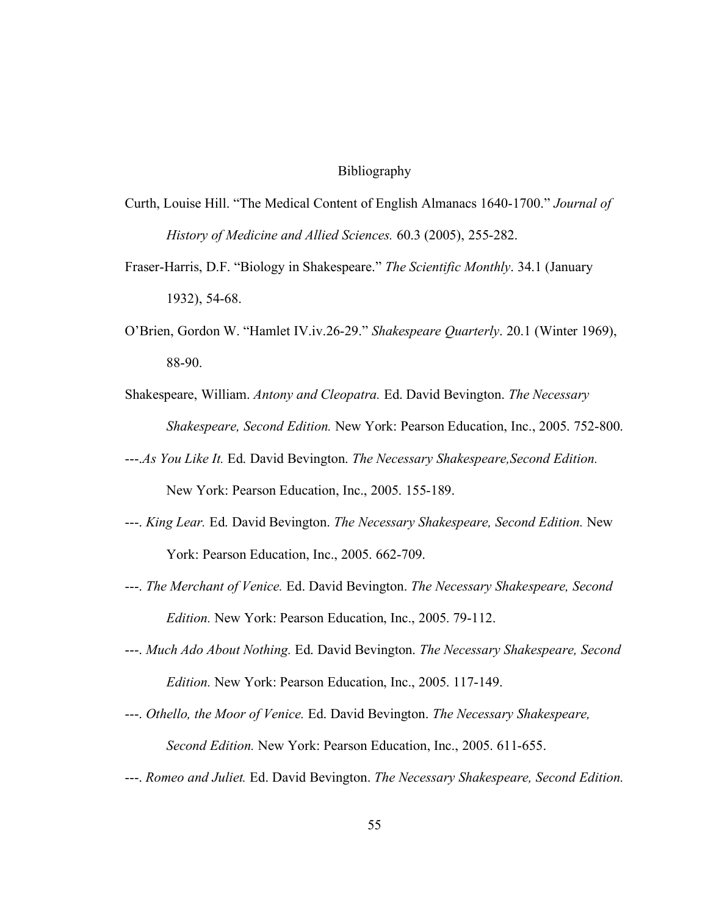# Bibliography

Curth, Louise Hill. "The Medical Content of English Almanacs 1640-1700." *Journal of History of Medicine and Allied Sciences.* 60.3 (2005), 255-282.

Fraser-Harris, D.F. "Biology in Shakespeare." *The Scientific Monthly*. 34.1 (January 1932), 54-68.

O'Brien, Gordon W. "Hamlet IV.iv.26-29." *Shakespeare Quarterly*. 20.1 (Winter 1969), 88-90.

Shakespeare, William. *Antony and Cleopatra.* Ed. David Bevington. *The Necessary Shakespeare, Second Edition.* New York: Pearson Education, Inc., 2005. 752-800.

---.*As You Like It.* Ed. David Bevington. *The Necessary Shakespeare,Second Edition.* New York: Pearson Education, Inc., 2005. 155-189.

---. *King Lear.* Ed. David Bevington. *The Necessary Shakespeare, Second Edition.* New York: Pearson Education, Inc., 2005. 662-709.

---. *The Merchant of Venice.* Ed. David Bevington. *The Necessary Shakespeare, Second Edition.* New York: Pearson Education, Inc., 2005. 79-112.

---. *Much Ado About Nothing.* Ed. David Bevington. *The Necessary Shakespeare, Second Edition.* New York: Pearson Education, Inc., 2005. 117-149.

---. *Othello, the Moor of Venice.* Ed. David Bevington. *The Necessary Shakespeare, Second Edition.* New York: Pearson Education, Inc., 2005. 611-655.

---. *Romeo and Juliet.* Ed. David Bevington. *The Necessary Shakespeare, Second Edition.*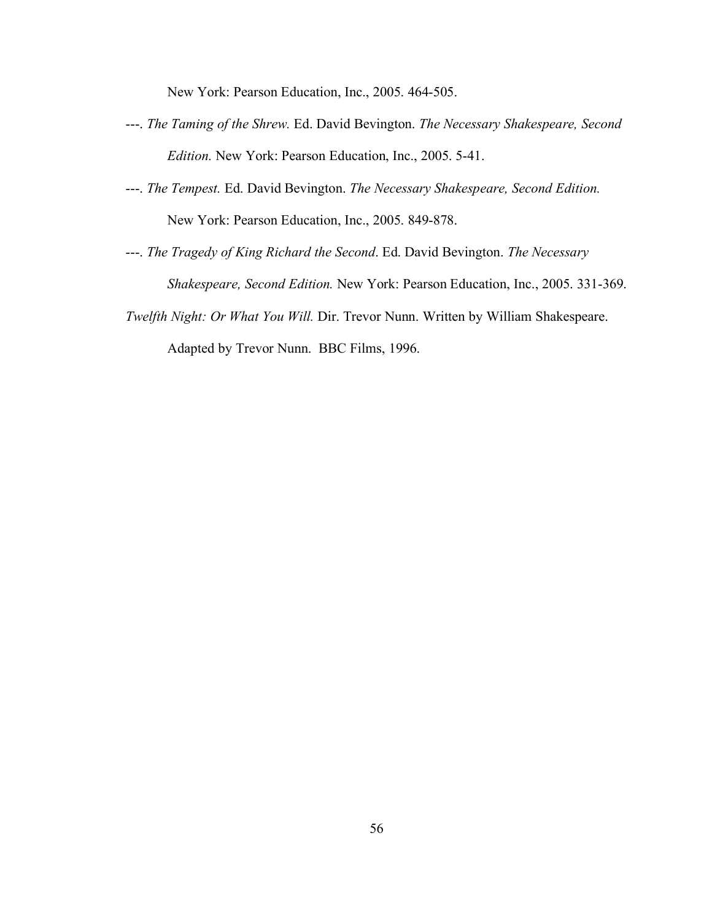New York: Pearson Education, Inc., 2005. 464-505.

---. *The Taming of the Shrew.* Ed. David Bevington. *The Necessary Shakespeare, Second Edition.* New York: Pearson Education, Inc., 2005. 5-41.

---. *The Tempest.* Ed. David Bevington. *The Necessary Shakespeare, Second Edition.* New York: Pearson Education, Inc., 2005. 849-878.

---. *The Tragedy of King Richard the Second*. Ed. David Bevington. *The Necessary Shakespeare, Second Edition.* New York: Pearson Education, Inc., 2005. 331-369.

*Twelfth Night: Or What You Will.* Dir. Trevor Nunn. Written by William Shakespeare. Adapted by Trevor Nunn. BBC Films, 1996.